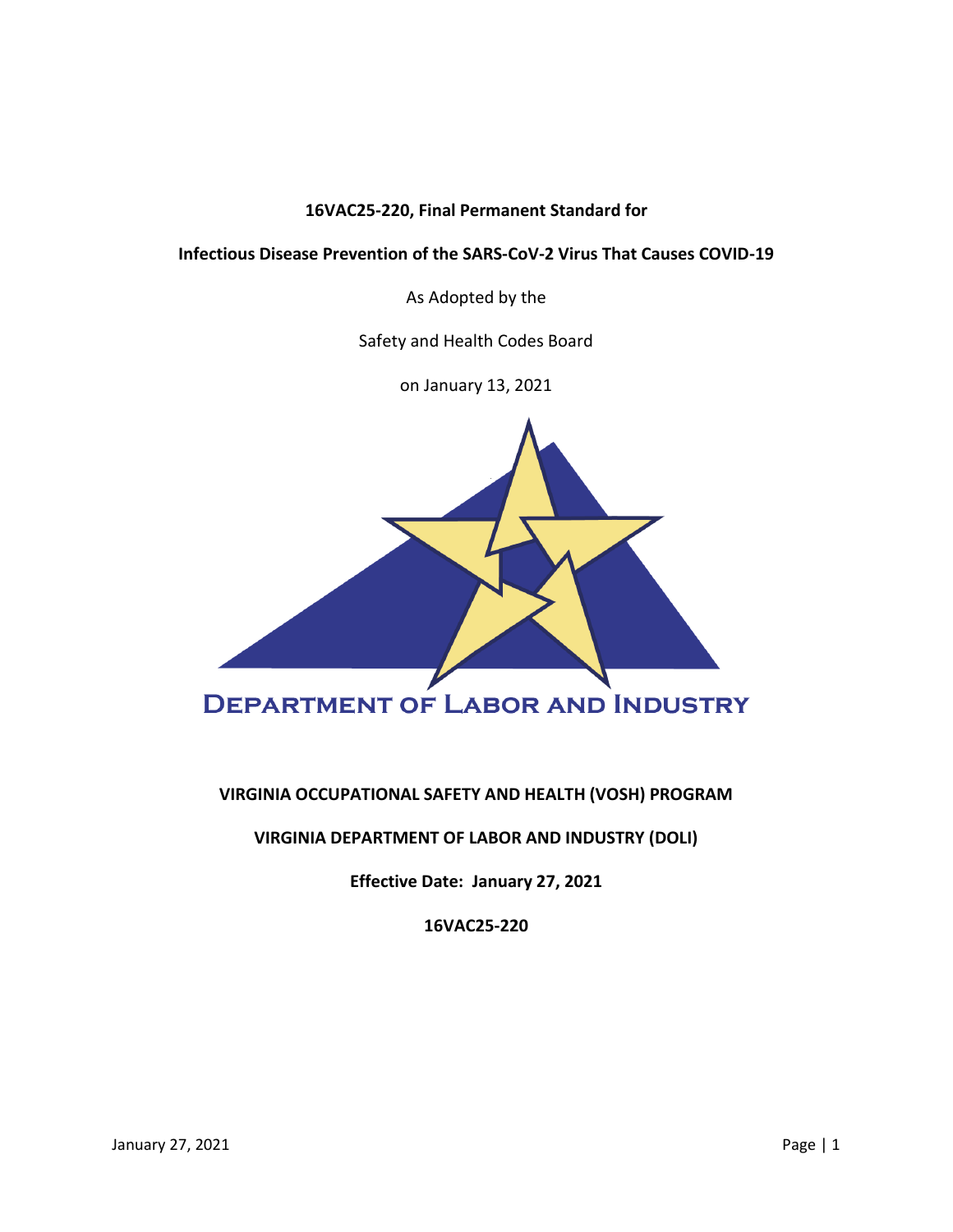**16VAC25-220, Final Permanent Standard for**

**Infectious Disease Prevention of the SARS-CoV-2 Virus That Causes COVID-19**

As Adopted by the

Safety and Health Codes Board

on January 13, 2021

DEPARTMENT OF LABOR AND INDUSTRY

**VIRGINIA OCCUPATIONAL SAFETY AND HEALTH (VOSH) PROGRAM**

**VIRGINIA DEPARTMENT OF LABOR AND INDUSTRY (DOLI)**

**Effective Date: January 27, 2021**

**16VAC25-220**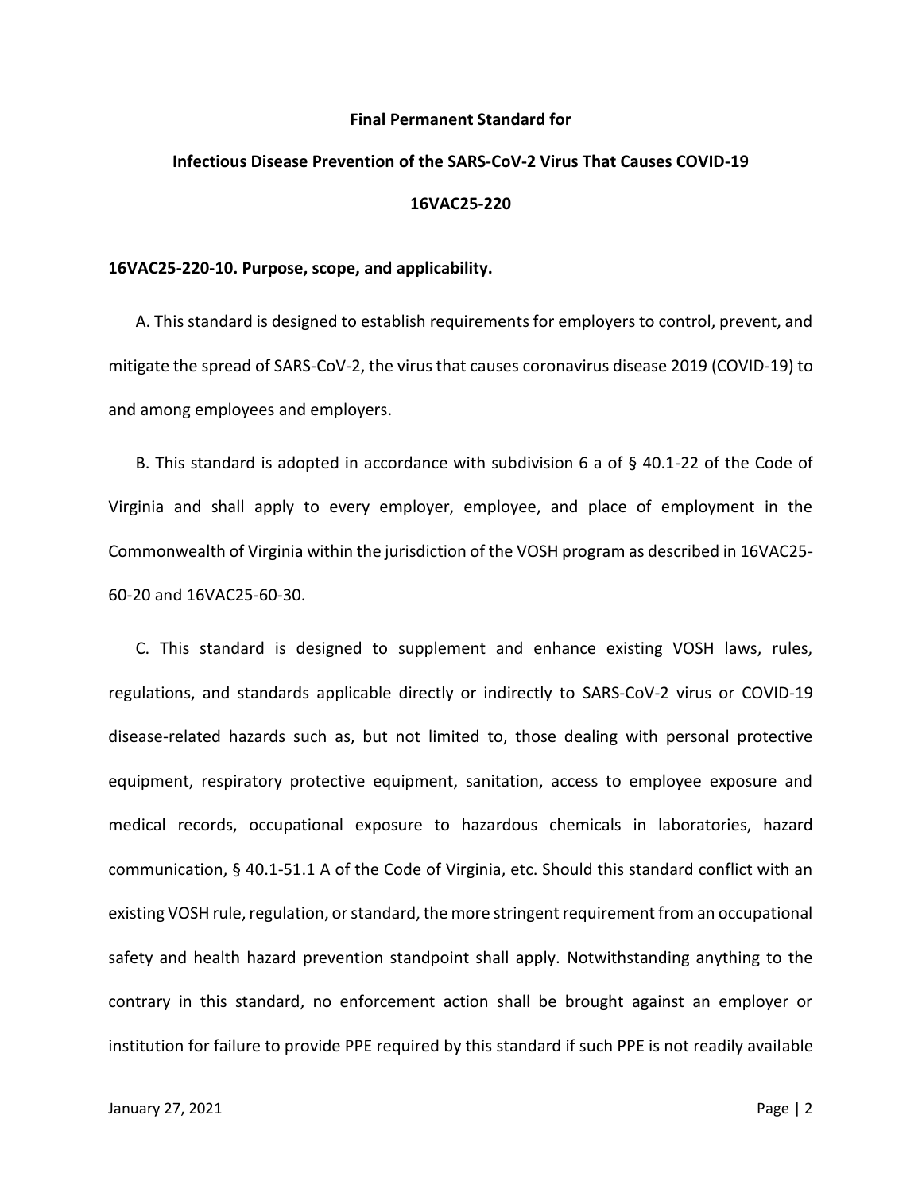**Final Permanent Standard for**

**Infectious Disease Prevention of the SARS-CoV-2 Virus That Causes COVID-19**

**16VAC25-220**

**16VAC25-220-10. Purpose, scope, and applicability.**

A. This standard is designed to establish requirements for employers to control, prevent, and mitigate the spread of SARS-CoV-2, the virus that causes coronavirus disease 2019 (COVID-19) to and among employees and employers.

B. This standard is adopted in accordance with subdivision 6 a of § 40.1-22 of the Code of Virginia and shall apply to every employer, employee, and place of employment in the Commonwealth of Virginia within the jurisdiction of the VOSH program as described in 16VAC25-60-20 and 16VAC25-60-30.

C. This standard is designed to supplement and enhance existing VOSH laws, rules, regulations, and standards applicable directly or indirectly to SARS-CoV-2 virus or COVID-19 disease-related hazards such as, but not limited to, those dealing with personal protective equipment, respiratory protective equipment, sanitation, access to employee exposure and medical records, occupational exposure to hazardous chemicals in laboratories, hazard communication, § 40.1-51.1 A of the Code of Virginia, etc. Should this standard conflict with an existing VOSH rule, regulation, or standard, the more stringent requirement from an occupational safety and health hazard prevention standpoint shall apply. Notwithstanding anything to the contrary in this standard, no enforcement action shall be brought against an employer or institution for failure to provide PPE required by this standard if such PPE is not readily available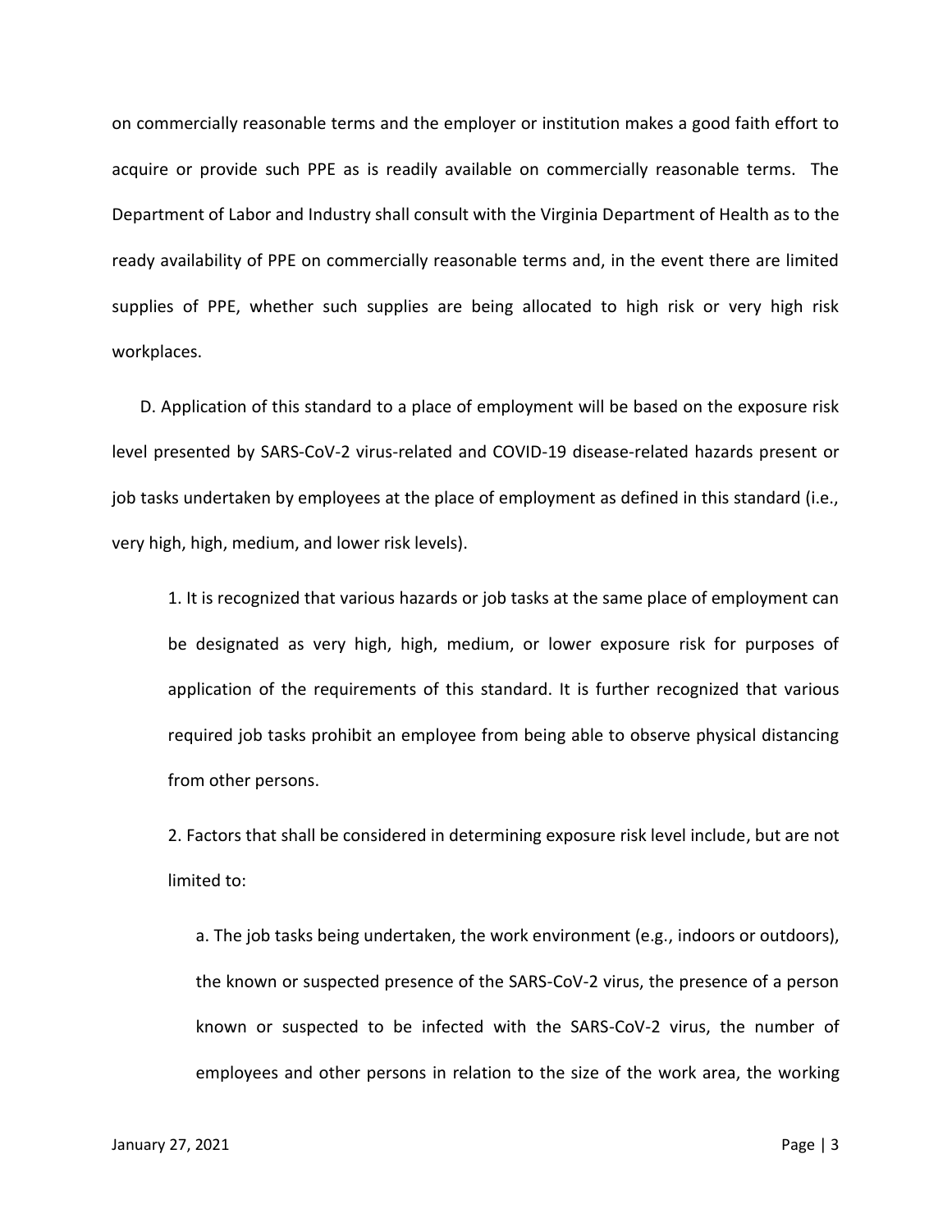on commercially reasonable terms and the employer or institution makes a good faith effort to acquire or provide such PPE as is readily available on commercially reasonable terms. The Department of Labor and Industry shall consult with the Virginia Department of Health as to the ready availability of PPE on commercially reasonable terms and, in the event there are limited supplies of PPE, whether such supplies are being allocated to high risk or very high risk workplaces.

D. Application of this standard to a place of employment will be based on the exposure risk level presented by SARS-CoV-2 virus-related and COVID-19 disease-related hazards present or job tasks undertaken by employees at the place of employment as defined in this standard (i.e., very high, high, medium, and lower risk levels).

1. It is recognized that various hazards or job tasks at the same place of employment can be designated as very high, high, medium, or lower exposure risk for purposes of application of the requirements of this standard. It is further recognized that various required job tasks prohibit an employee from being able to observe physical distancing from other persons.

2. Factors that shall be considered in determining exposure risk level include, but are not limited to:

a. The job tasks being undertaken, the work environment (e.g., indoors or outdoors), the known or suspected presence of the SARS-CoV-2 virus, the presence of a person known or suspected to be infected with the SARS-CoV-2 virus, the number of employees and other persons in relation to the size of the work area, the working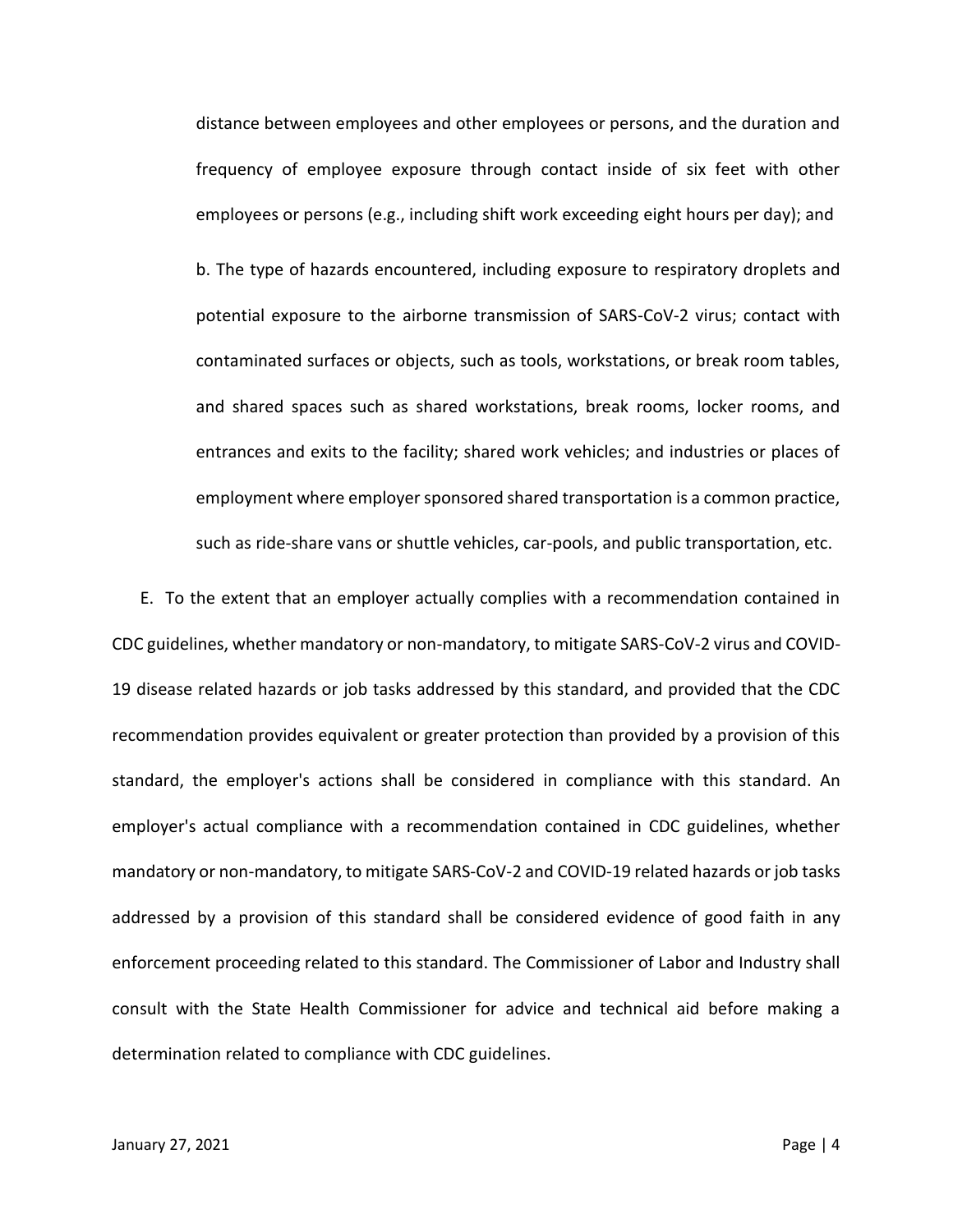distance between employees and other employees or persons, and the duration and frequency of employee exposure through contact inside of six feet with other employees or persons (e.g., including shift work exceeding eight hours per day); and

b. The type of hazards encountered, including exposure to respiratory droplets and potential exposure to the airborne transmission of SARS-CoV-2 virus; contact with contaminated surfaces or objects, such as tools, workstations, or break room tables, and shared spaces such as shared workstations, break rooms, locker rooms, and entrances and exits to the facility; shared work vehicles; and industries or places of employment where employer sponsored shared transportation is a common practice, such as ride-share vans or shuttle vehicles, car-pools, and public transportation, etc.

E. To the extent that an employer actually complies with a recommendation contained in CDC guidelines, whether mandatory or non-mandatory, to mitigate SARS-CoV-2 virus and COVID-19 disease related hazards or job tasks addressed by this standard, and provided that the CDC recommendation provides equivalent or greater protection than provided by a provision of this standard, the employer's actions shall be considered in compliance with this standard. An employer's actual compliance with a recommendation contained in CDC guidelines, whether mandatory or non-mandatory, to mitigate SARS-CoV-2 and COVID-19 related hazards or job tasks addressed by a provision of this standard shall be considered evidence of good faith in any enforcement proceeding related to this standard. The Commissioner of Labor and Industry shall consult with the State Health Commissioner for advice and technical aid before making a determination related to compliance with CDC guidelines.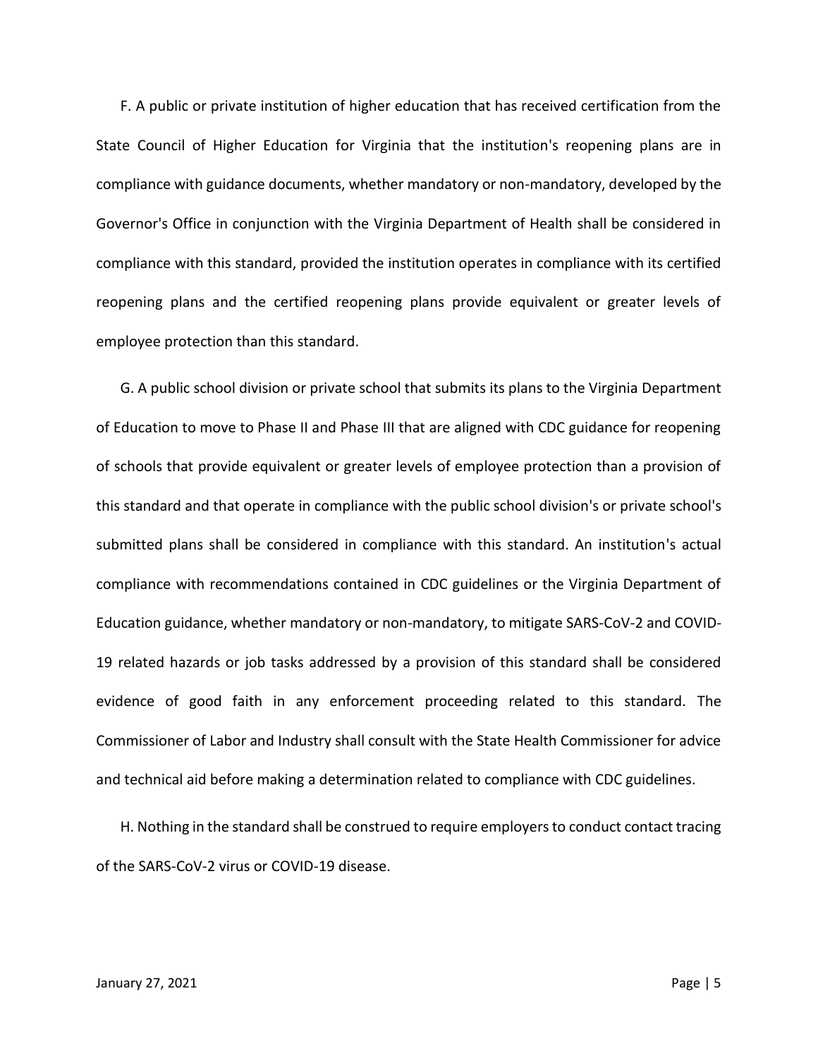F. A public or private institution of higher education that has received certification from the State Council of Higher Education for Virginia that the institution's reopening plans are in compliance with guidance documents, whether mandatory or non-mandatory, developed by the Governor's Office in conjunction with the Virginia Department of Health shall be considered in compliance with this standard, provided the institution operates in compliance with its certified reopening plans and the certified reopening plans provide equivalent or greater levels of employee protection than this standard.

G. A public school division or private school that submits its plans to the Virginia Department of Education to move to Phase II and Phase III that are aligned with CDC guidance for reopening of schools that provide equivalent or greater levels of employee protection than a provision of this standard and that operate in compliance with the public school division's or private school's submitted plans shall be considered in compliance with this standard. An institution's actual compliance with recommendations contained in CDC guidelines or the Virginia Department of Education guidance, whether mandatory or non-mandatory, to mitigate SARS-CoV-2 and COVID-19 related hazards or job tasks addressed by a provision of this standard shall be considered evidence of good faith in any enforcement proceeding related to this standard. The Commissioner of Labor and Industry shall consult with the State Health Commissioner for advice and technical aid before making a determination related to compliance with CDC guidelines.

H. Nothing in the standard shall be construed to require employers to conduct contact tracing of the SARS-CoV-2 virus or COVID-19 disease.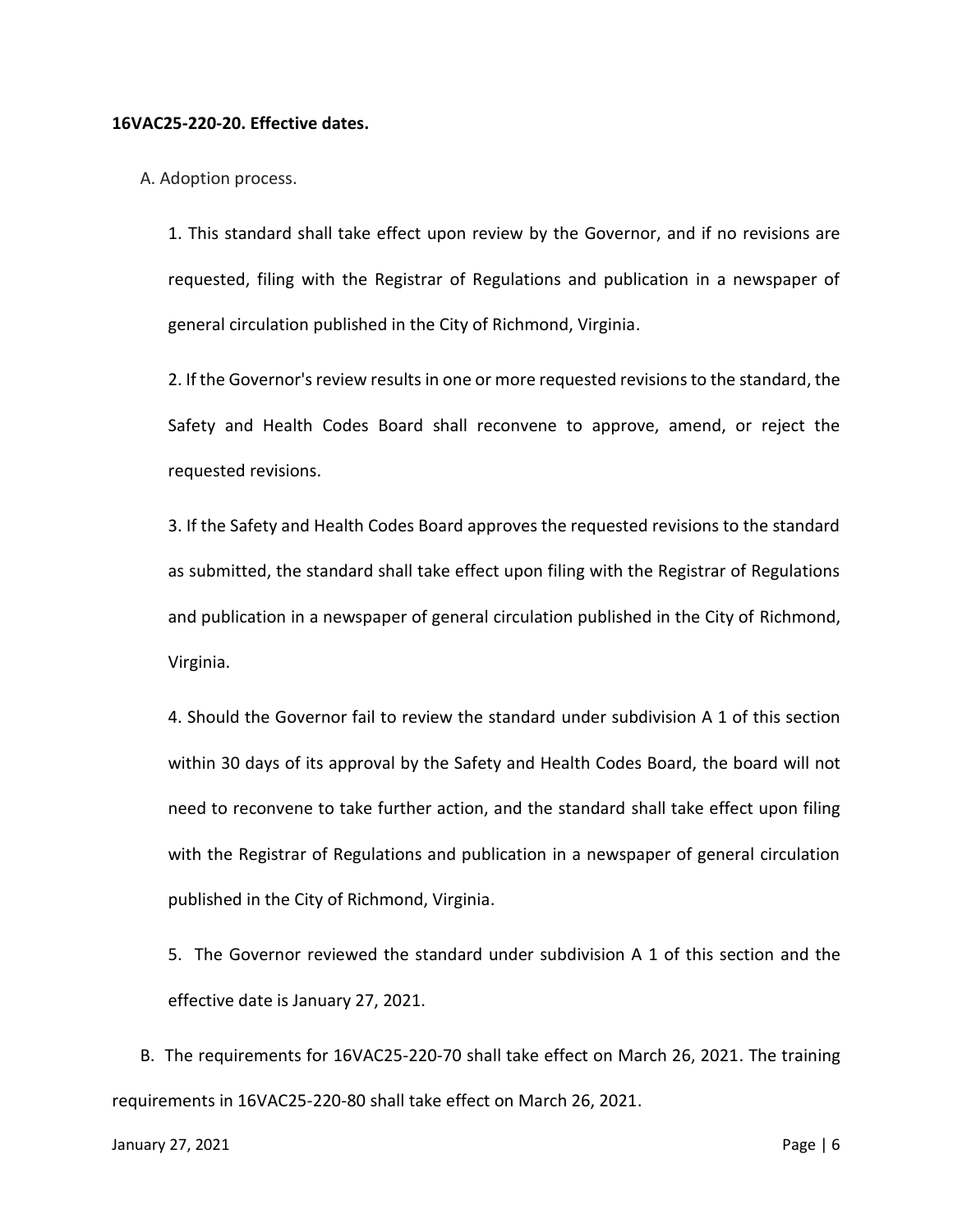**16VAC25-220-20. Effective dates.**

A. Adoption process.

1. This standard shall take effect upon review by the Governor, and if no revisions are requested, filing with the Registrar of Regulations and publication in a newspaper of general circulation published in the City of Richmond, Virginia.

2. If the Governor's review results in one or more requested revisions to the standard, the Safety and Health Codes Board shall reconvene to approve, amend, or reject the requested revisions.

3. If the Safety and Health Codes Board approves the requested revisions to the standard as submitted, the standard shall take effect upon filing with the Registrar of Regulations and publication in a newspaper of general circulation published in the City of Richmond, Virginia.

4. Should the Governor fail to review the standard under subdivision A 1 of this section within 30 days of its approval by the Safety and Health Codes Board, the board will not need to reconvene to take further action, and the standard shall take effect upon filing with the Registrar of Regulations and publication in a newspaper of general circulation published in the City of Richmond, Virginia.

5. The Governor reviewed the standard under subdivision A 1 of this section and the effective date is January 27, 2021.

B. The requirements for 16VAC25-220-70 shall take effect on March 26, 2021. The training requirements in 16VAC25-220-80 shall take effect on March 26, 2021.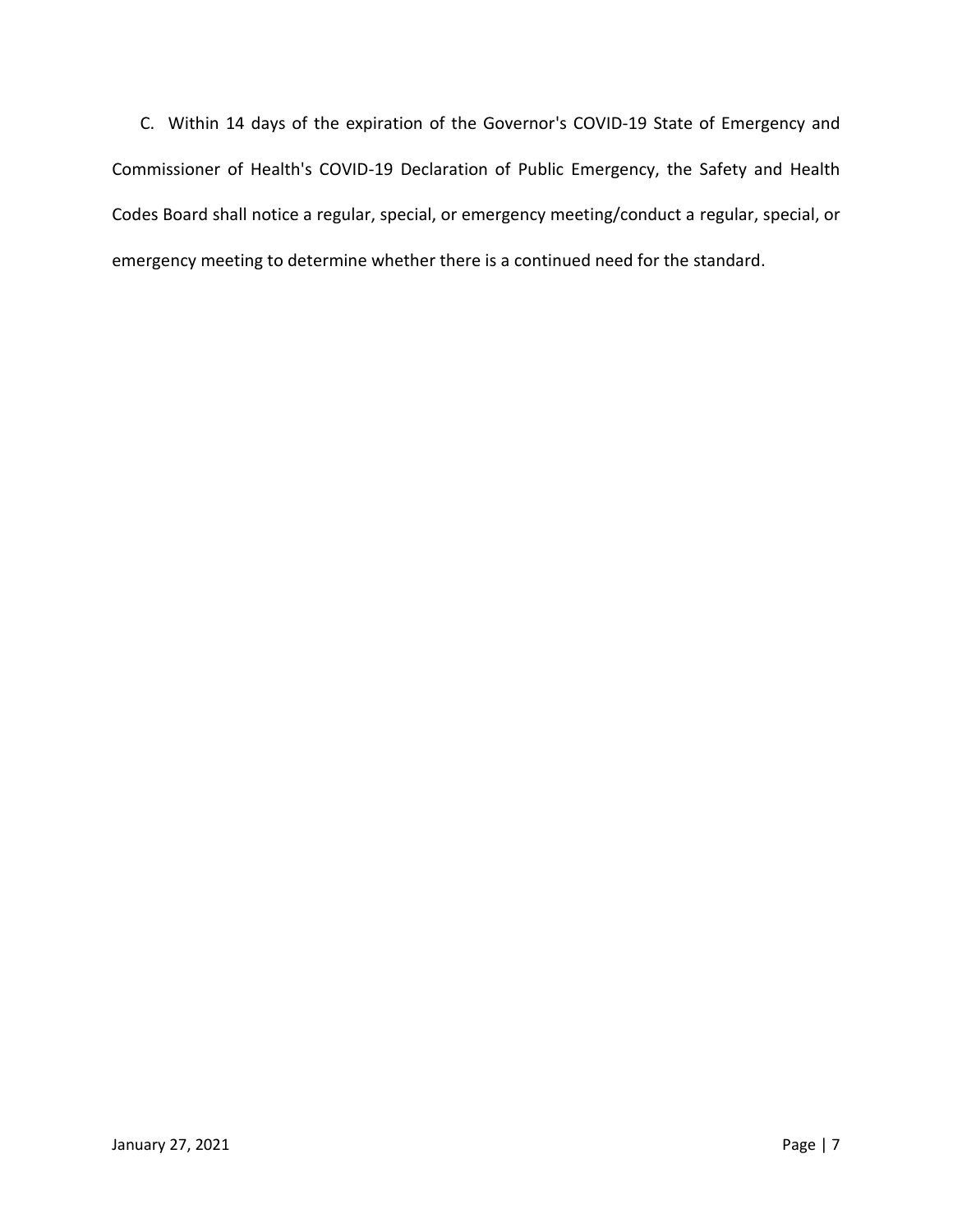C. Within 14 days of the expiration of the Governor's COVID-19 State of Emergency and Commissioner of Health's COVID-19 Declaration of Public Emergency, the Safety and Health Codes Board shall notice a regular, special, or emergency meeting/conduct a regular, special, or emergency meeting to determine whether there is a continued need for the standard.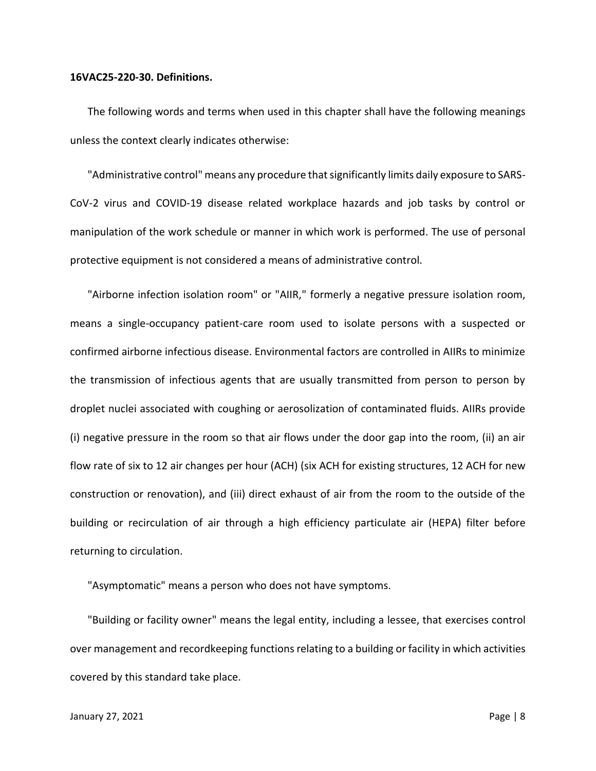**16VAC25-220-30. Definitions.**

The following words and terms when used in this chapter shall have the following meanings unless the context clearly indicates otherwise:

"Administrative control" means any procedure that significantly limits daily exposure to SARS-CoV-2 virus and COVID-19 disease related workplace hazards and job tasks by control or manipulation of the work schedule or manner in which work is performed. The use of personal protective equipment is not considered a means of administrative control.

"Airborne infection isolation room" or "AIIR," formerly a negative pressure isolation room, means a single-occupancy patient-care room used to isolate persons with a suspected or confirmed airborne infectious disease. Environmental factors are controlled in AIIRs to minimize the transmission of infectious agents that are usually transmitted from person to person by droplet nuclei associated with coughing or aerosolization of contaminated fluids. AIIRs provide (i) negative pressure in the room so that air flows under the door gap into the room, (ii) an air flow rate of six to 12 air changes per hour (ACH) (six ACH for existing structures, 12 ACH for new construction or renovation), and (iii) direct exhaust of air from the room to the outside of the building or recirculation of air through a high efficiency particulate air (HEPA) filter before returning to circulation.

"Asymptomatic" means a person who does not have symptoms.

"Building or facility owner" means the legal entity, including a lessee, that exercises control over management and recordkeeping functions relating to a building or facility in which activities covered by this standard take place.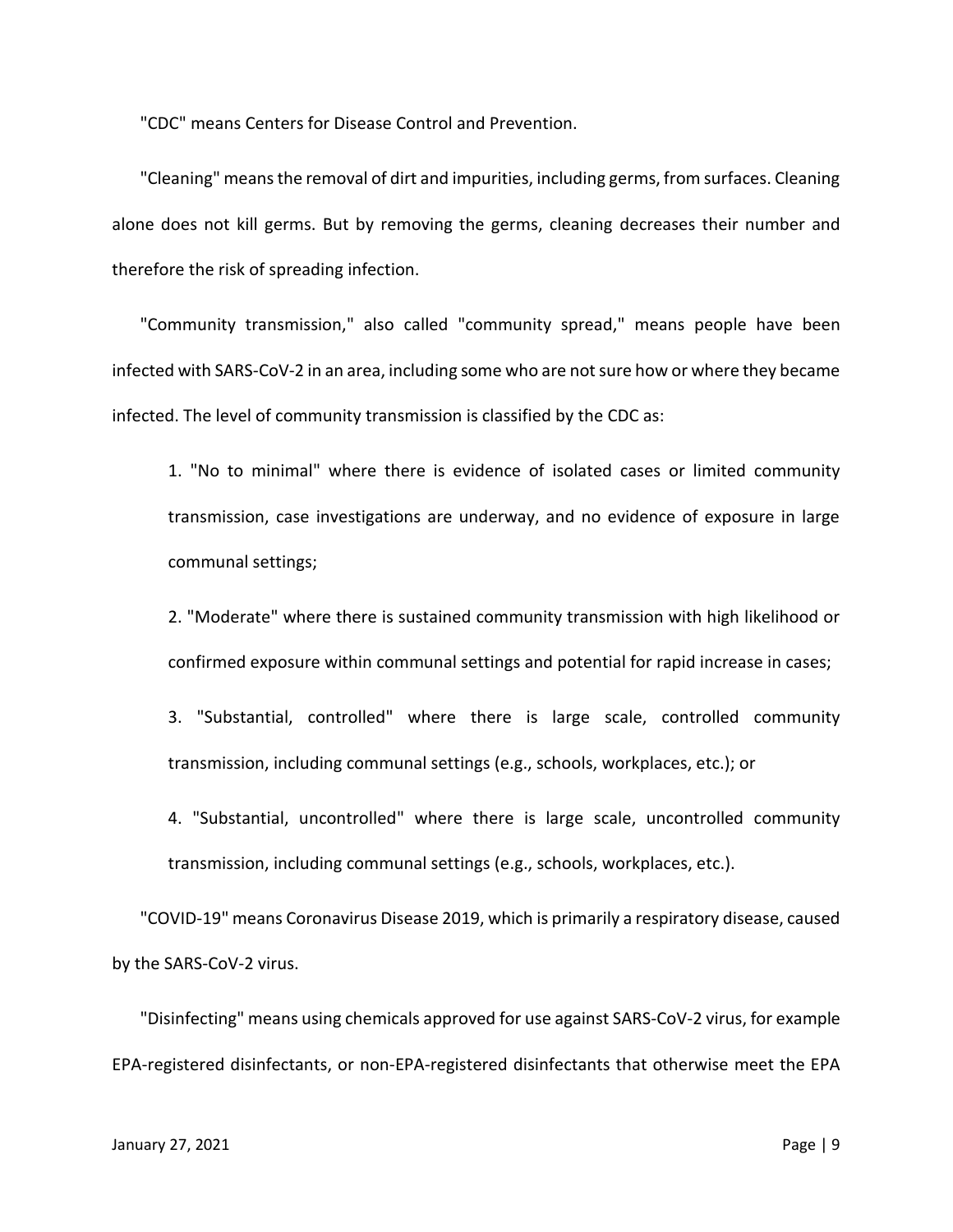"CDC" means Centers for Disease Control and Prevention.

"Cleaning" means the removal of dirt and impurities, including germs, from surfaces. Cleaning alone does not kill germs. But by removing the germs, cleaning decreases their number and therefore the risk of spreading infection.

"Community transmission," also called "community spread," means people have been infected with SARS-CoV-2 in an area, including some who are not sure how or where they became infected. The level of community transmission is classified by the CDC as:

1. "No to minimal" where there is evidence of isolated cases or limited community transmission, case investigations are underway, and no evidence of exposure in large communal settings;

2. "Moderate" where there is sustained community transmission with high likelihood or confirmed exposure within communal settings and potential for rapid increase in cases;

3. "Substantial, controlled" where there is large scale, controlled community transmission, including communal settings (e.g., schools, workplaces, etc.); or

4. "Substantial, uncontrolled" where there is large scale, uncontrolled community transmission, including communal settings (e.g., schools, workplaces, etc.).

"COVID-19" means Coronavirus Disease 2019, which is primarily a respiratory disease, caused by the SARS-CoV-2 virus.

"Disinfecting" means using chemicals approved for use against SARS-CoV-2 virus, for example EPA-registered disinfectants, or non-EPA-registered disinfectants that otherwise meet the EPA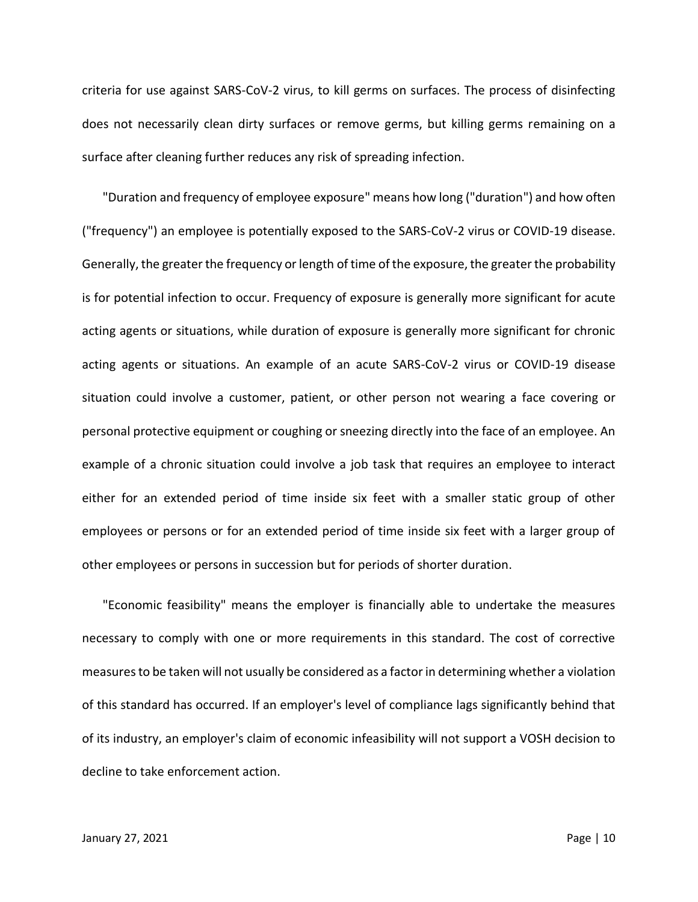criteria for use against SARS-CoV-2 virus, to kill germs on surfaces. The process of disinfecting does not necessarily clean dirty surfaces or remove germs, but killing germs remaining on a surface after cleaning further reduces any risk of spreading infection.

"Duration and frequency of employee exposure" means how long ("duration") and how often ("frequency") an employee is potentially exposed to the SARS-CoV-2 virus or COVID-19 disease. Generally, the greater the frequency or length of time of the exposure, the greater the probability is for potential infection to occur. Frequency of exposure is generally more significant for acute acting agents or situations, while duration of exposure is generally more significant for chronic acting agents or situations. An example of an acute SARS-CoV-2 virus or COVID-19 disease situation could involve a customer, patient, or other person not wearing a face covering or personal protective equipment or coughing or sneezing directly into the face of an employee. An example of a chronic situation could involve a job task that requires an employee to interact either for an extended period of time inside six feet with a smaller static group of other employees or persons or for an extended period of time inside six feet with a larger group of other employees or persons in succession but for periods of shorter duration.

"Economic feasibility" means the employer is financially able to undertake the measures necessary to comply with one or more requirements in this standard. The cost of corrective measures to be taken will not usually be considered as a factor in determining whether a violation of this standard has occurred. If an employer's level of compliance lags significantly behind that of its industry, an employer's claim of economic infeasibility will not support a VOSH decision to decline to take enforcement action.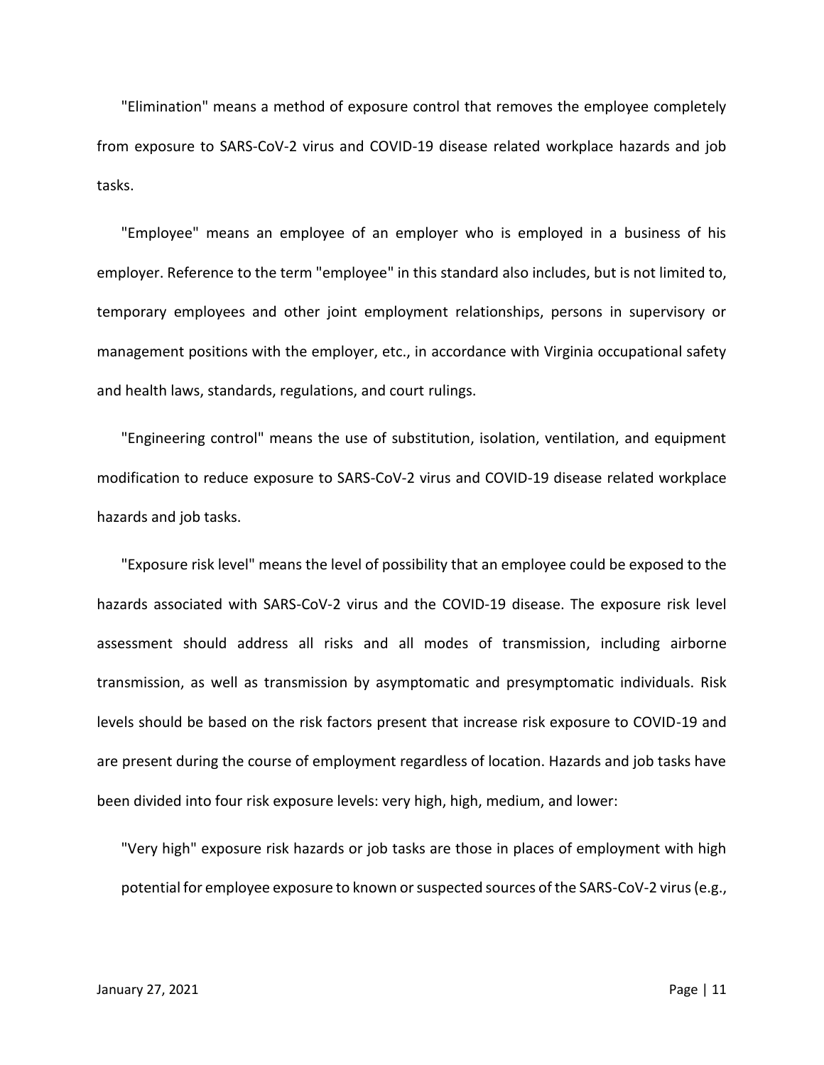"Elimination" means a method of exposure control that removes the employee completely from exposure to SARS-CoV-2 virus and COVID-19 disease related workplace hazards and job tasks.

"Employee" means an employee of an employer who is employed in a business of his employer. Reference to the term "employee" in this standard also includes, but is not limited to, temporary employees and other joint employment relationships, persons in supervisory or management positions with the employer, etc., in accordance with Virginia occupational safety and health laws, standards, regulations, and court rulings.

"Engineering control" means the use of substitution, isolation, ventilation, and equipment modification to reduce exposure to SARS-CoV-2 virus and COVID-19 disease related workplace hazards and job tasks.

"Exposure risk level" means the level of possibility that an employee could be exposed to the hazards associated with SARS-CoV-2 virus and the COVID-19 disease. The exposure risk level assessment should address all risks and all modes of transmission, including airborne transmission, as well as transmission by asymptomatic and presymptomatic individuals. Risk levels should be based on the risk factors present that increase risk exposure to COVID-19 and are present during the course of employment regardless of location. Hazards and job tasks have been divided into four risk exposure levels: very high, high, medium, and lower:

"Very high" exposure risk hazards or job tasks are those in places of employment with high potential for employee exposure to known or suspected sources of the SARS-CoV-2 virus (e.g.,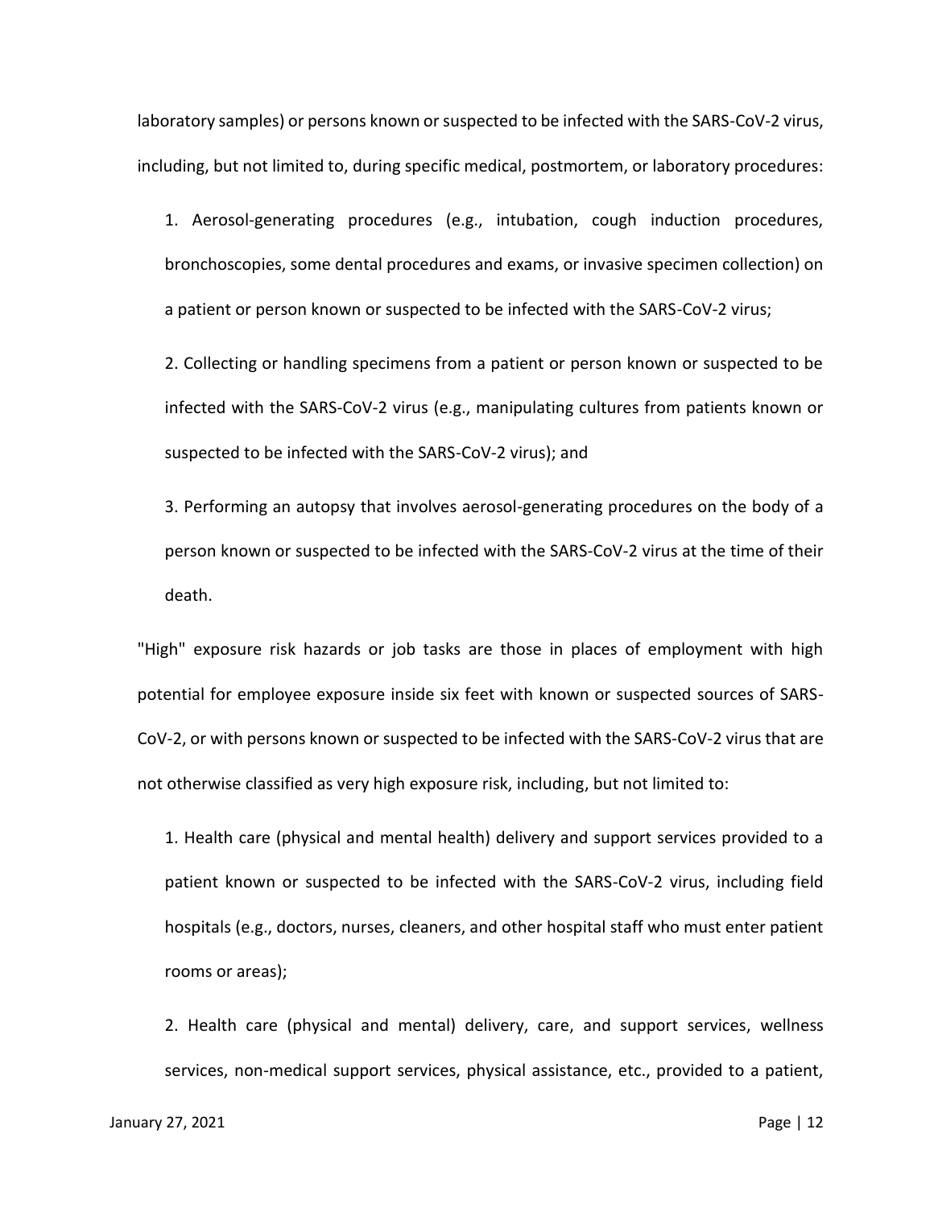laboratory samples) or persons known or suspected to be infected with the SARS-CoV-2 virus, including, but not limited to, during specific medical, postmortem, or laboratory procedures:

1. Aerosol-generating procedures (e.g., intubation, cough induction procedures, bronchoscopies, some dental procedures and exams, or invasive specimen collection) on a patient or person known or suspected to be infected with the SARS-CoV-2 virus;

2. Collecting or handling specimens from a patient or person known or suspected to be infected with the SARS-CoV-2 virus (e.g., manipulating cultures from patients known or suspected to be infected with the SARS-CoV-2 virus); and

3. Performing an autopsy that involves aerosol-generating procedures on the body of a person known or suspected to be infected with the SARS-CoV-2 virus at the time of their death.

"High" exposure risk hazards or job tasks are those in places of employment with high potential for employee exposure inside six feet with known or suspected sources of SARS-CoV-2, or with persons known or suspected to be infected with the SARS-CoV-2 virus that are not otherwise classified as very high exposure risk, including, but not limited to:

1. Health care (physical and mental health) delivery and support services provided to a patient known or suspected to be infected with the SARS-CoV-2 virus, including field hospitals (e.g., doctors, nurses, cleaners, and other hospital staff who must enter patient rooms or areas);

2. Health care (physical and mental) delivery, care, and support services, wellness services, non-medical support services, physical assistance, etc., provided to a patient,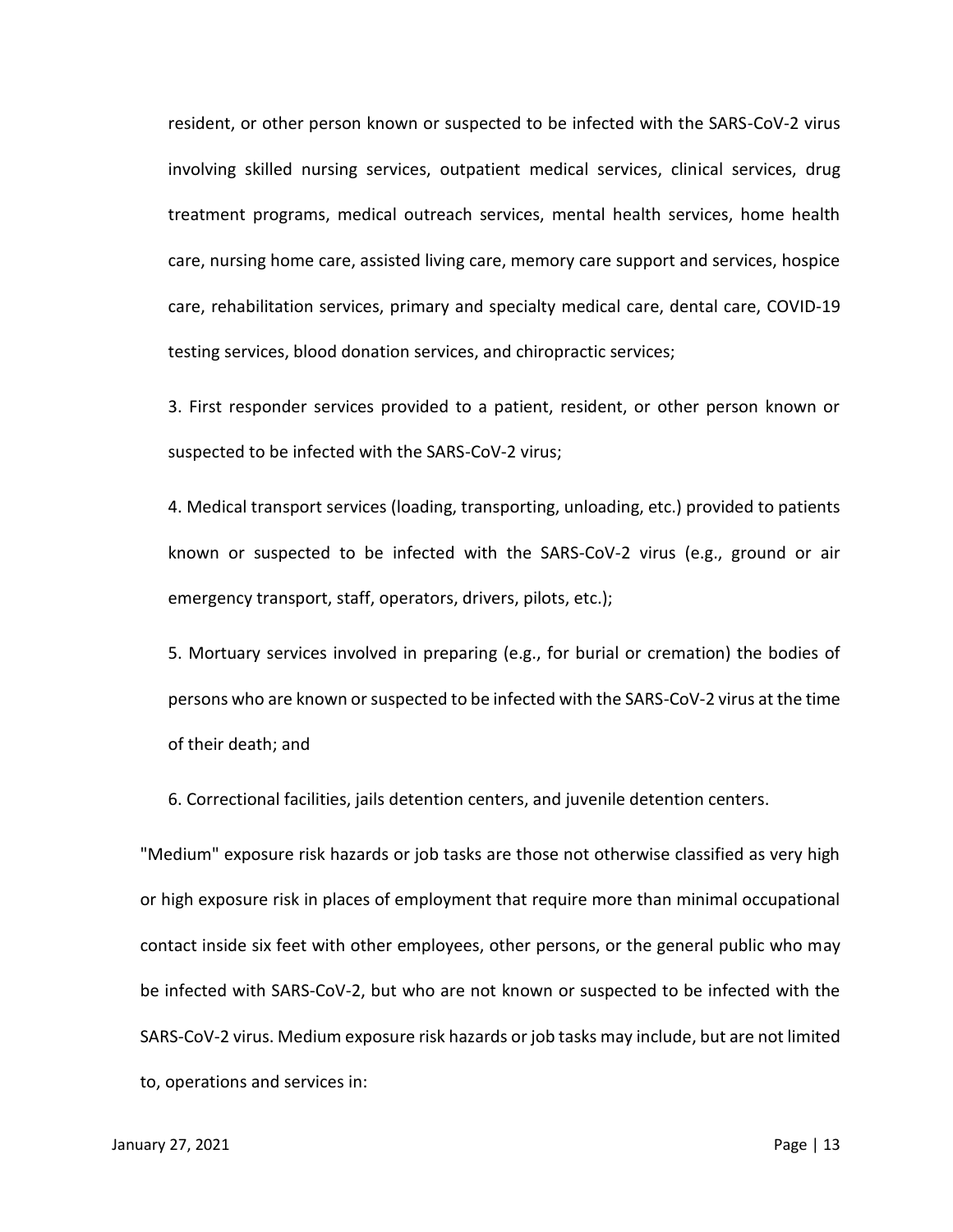resident, or other person known or suspected to be infected with the SARS-CoV-2 virus involving skilled nursing services, outpatient medical services, clinical services, drug treatment programs, medical outreach services, mental health services, home health care, nursing home care, assisted living care, memory care support and services, hospice care, rehabilitation services, primary and specialty medical care, dental care, COVID-19 testing services, blood donation services, and chiropractic services;

3. First responder services provided to a patient, resident, or other person known or suspected to be infected with the SARS-CoV-2 virus;

4. Medical transport services (loading, transporting, unloading, etc.) provided to patients known or suspected to be infected with the SARS-CoV-2 virus (e.g., ground or air emergency transport, staff, operators, drivers, pilots, etc.);

5. Mortuary services involved in preparing (e.g., for burial or cremation) the bodies of persons who are known or suspected to be infected with the SARS-CoV-2 virus at the time of their death; and

6. Correctional facilities, jails detention centers, and juvenile detention centers.

"Medium" exposure risk hazards or job tasks are those not otherwise classified as very high or high exposure risk in places of employment that require more than minimal occupational contact inside six feet with other employees, other persons, or the general public who may be infected with SARS-CoV-2, but who are not known or suspected to be infected with the SARS-CoV-2 virus. Medium exposure risk hazards or job tasks may include, but are not limited to, operations and services in: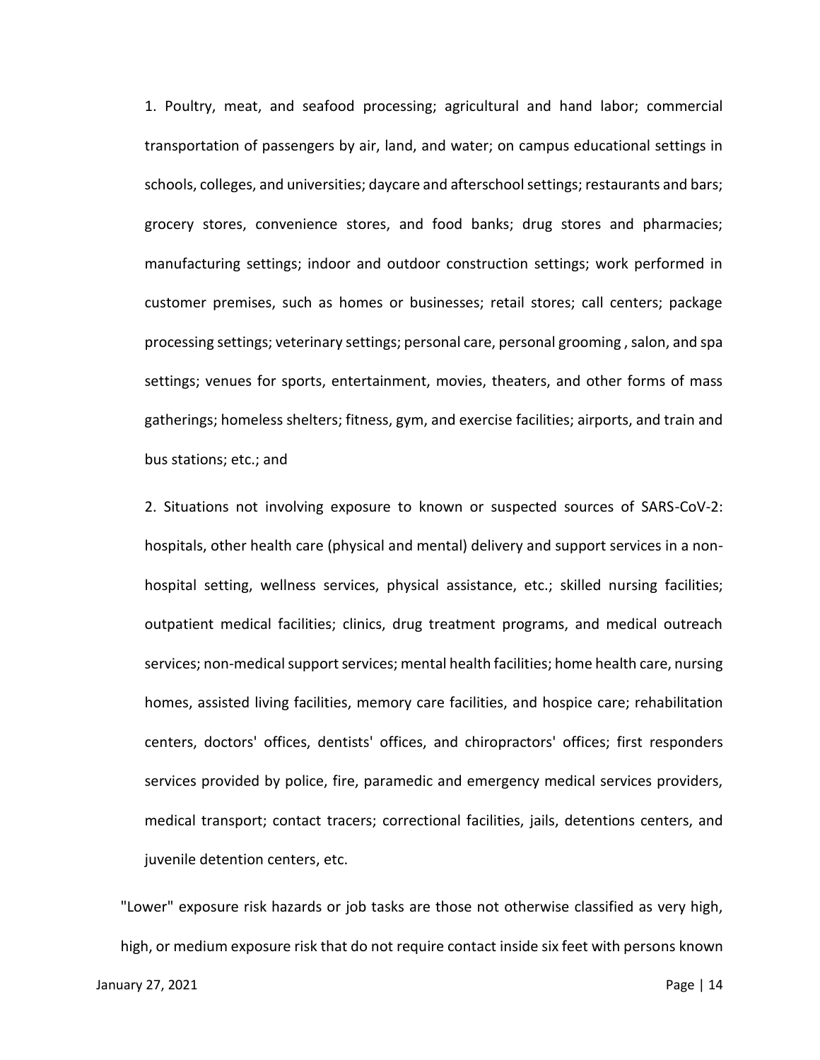1. Poultry, meat, and seafood processing; agricultural and hand labor; commercial transportation of passengers by air, land, and water; on campus educational settings in schools, colleges, and universities; daycare and afterschool settings; restaurants and bars; grocery stores, convenience stores, and food banks; drug stores and pharmacies; manufacturing settings; indoor and outdoor construction settings; work performed in customer premises, such as homes or businesses; retail stores; call centers; package processing settings; veterinary settings; personal care, personal grooming , salon, and spa settings; venues for sports, entertainment, movies, theaters, and other forms of mass gatherings; homeless shelters; fitness, gym, and exercise facilities; airports, and train and bus stations; etc.; and

2. Situations not involving exposure to known or suspected sources of SARS-CoV-2: hospitals, other health care (physical and mental) delivery and support services in a non-hospital setting, wellness services, physical assistance, etc.; skilled nursing facilities; outpatient medical facilities; clinics, drug treatment programs, and medical outreach services; non-medical support services; mental health facilities; home health care, nursing homes, assisted living facilities, memory care facilities, and hospice care; rehabilitation centers, doctors' offices, dentists' offices, and chiropractors' offices; first responders services provided by police, fire, paramedic and emergency medical services providers, medical transport; contact tracers; correctional facilities, jails, detentions centers, and juvenile detention centers, etc.

"Lower" exposure risk hazards or job tasks are those not otherwise classified as very high, high, or medium exposure risk that do not require contact inside six feet with persons known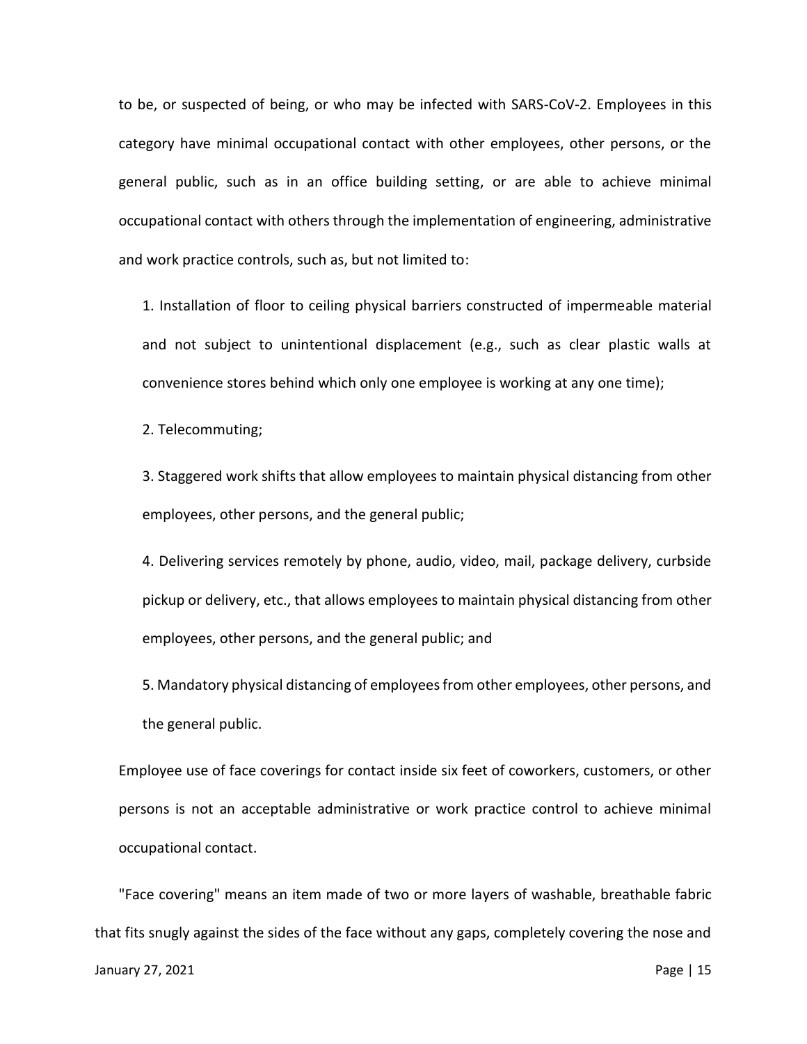to be, or suspected of being, or who may be infected with SARS-CoV-2. Employees in this category have minimal occupational contact with other employees, other persons, or the general public, such as in an office building setting, or are able to achieve minimal occupational contact with others through the implementation of engineering, administrative and work practice controls, such as, but not limited to:

1. Installation of floor to ceiling physical barriers constructed of impermeable material and not subject to unintentional displacement (e.g., such as clear plastic walls at convenience stores behind which only one employee is working at any one time);

2. Telecommuting;

3. Staggered work shifts that allow employees to maintain physical distancing from other employees, other persons, and the general public;

4. Delivering services remotely by phone, audio, video, mail, package delivery, curbside pickup or delivery, etc., that allows employees to maintain physical distancing from other employees, other persons, and the general public; and

5. Mandatory physical distancing of employees from other employees, other persons, and the general public.

Employee use of face coverings for contact inside six feet of coworkers, customers, or other persons is not an acceptable administrative or work practice control to achieve minimal occupational contact.

"Face covering" means an item made of two or more layers of washable, breathable fabric that fits snugly against the sides of the face without any gaps, completely covering the nose and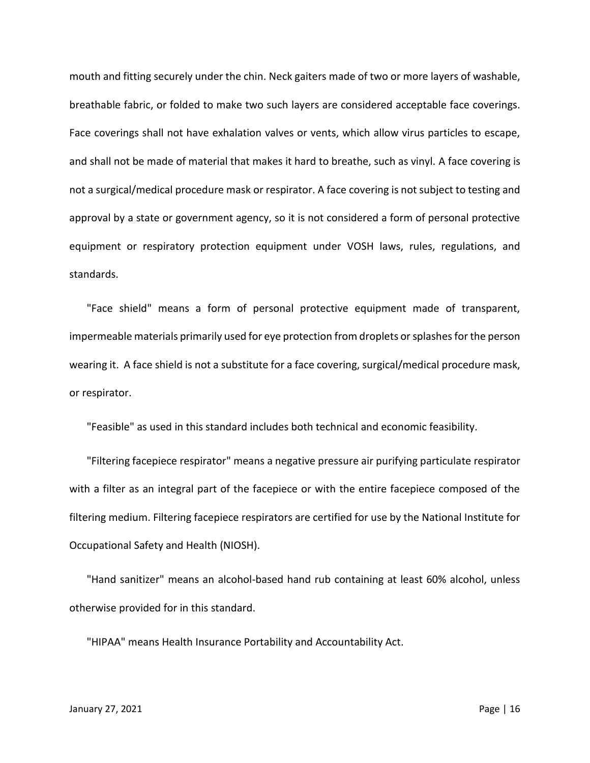mouth and fitting securely under the chin. Neck gaiters made of two or more layers of washable, breathable fabric, or folded to make two such layers are considered acceptable face coverings. Face coverings shall not have exhalation valves or vents, which allow virus particles to escape, and shall not be made of material that makes it hard to breathe, such as vinyl. A face covering is not a surgical/medical procedure mask or respirator. A face covering is not subject to testing and approval by a state or government agency, so it is not considered a form of personal protective equipment or respiratory protection equipment under VOSH laws, rules, regulations, and standards.

"Face shield" means a form of personal protective equipment made of transparent, impermeable materials primarily used for eye protection from droplets or splashes for the person wearing it. A face shield is not a substitute for a face covering, surgical/medical procedure mask, or respirator.

"Feasible" as used in this standard includes both technical and economic feasibility.

"Filtering facepiece respirator" means a negative pressure air purifying particulate respirator with a filter as an integral part of the facepiece or with the entire facepiece composed of the filtering medium. Filtering facepiece respirators are certified for use by the National Institute for Occupational Safety and Health (NIOSH).

"Hand sanitizer" means an alcohol-based hand rub containing at least 60% alcohol, unless otherwise provided for in this standard.

"HIPAA" means Health Insurance Portability and Accountability Act.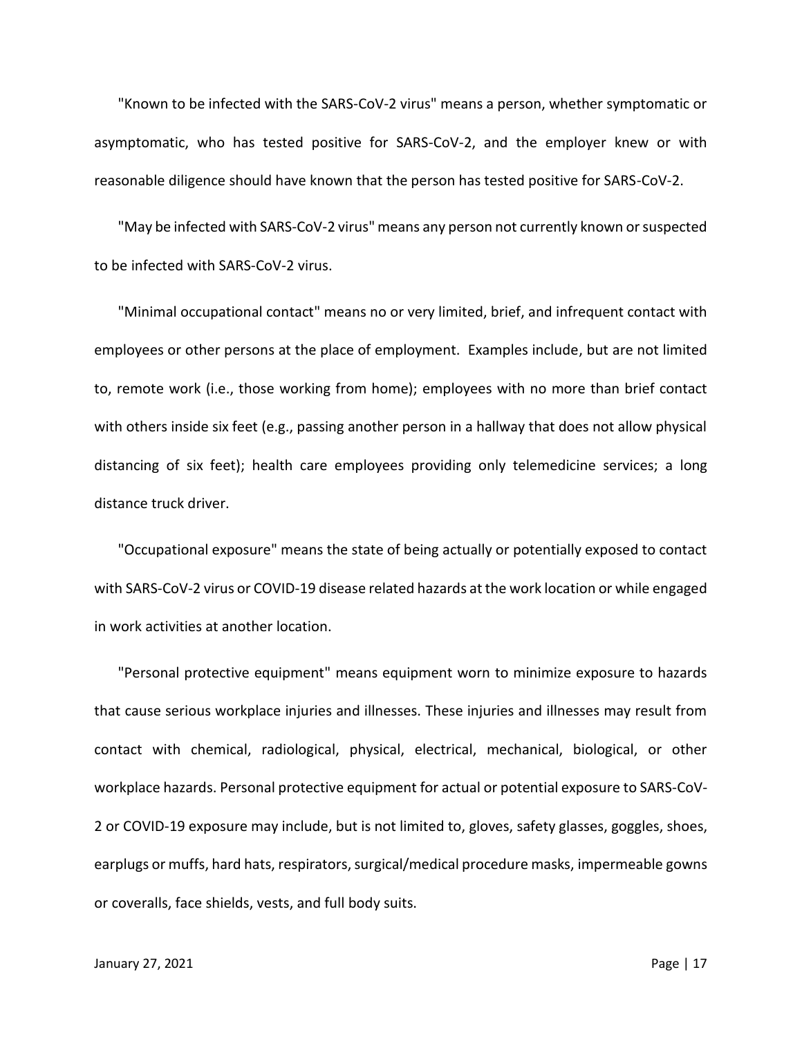"Known to be infected with the SARS-CoV-2 virus" means a person, whether symptomatic or asymptomatic, who has tested positive for SARS-CoV-2, and the employer knew or with reasonable diligence should have known that the person has tested positive for SARS-CoV-2.

"May be infected with SARS-CoV-2 virus" means any person not currently known or suspected to be infected with SARS-CoV-2 virus.

"Minimal occupational contact" means no or very limited, brief, and infrequent contact with employees or other persons at the place of employment. Examples include, but are not limited to, remote work (i.e., those working from home); employees with no more than brief contact with others inside six feet (e.g., passing another person in a hallway that does not allow physical distancing of six feet); health care employees providing only telemedicine services; a long distance truck driver.

"Occupational exposure" means the state of being actually or potentially exposed to contact with SARS-CoV-2 virus or COVID-19 disease related hazards at the work location or while engaged in work activities at another location.

"Personal protective equipment" means equipment worn to minimize exposure to hazards that cause serious workplace injuries and illnesses. These injuries and illnesses may result from contact with chemical, radiological, physical, electrical, mechanical, biological, or other workplace hazards. Personal protective equipment for actual or potential exposure to SARS-CoV-2 or COVID-19 exposure may include, but is not limited to, gloves, safety glasses, goggles, shoes, earplugs or muffs, hard hats, respirators, surgical/medical procedure masks, impermeable gowns or coveralls, face shields, vests, and full body suits.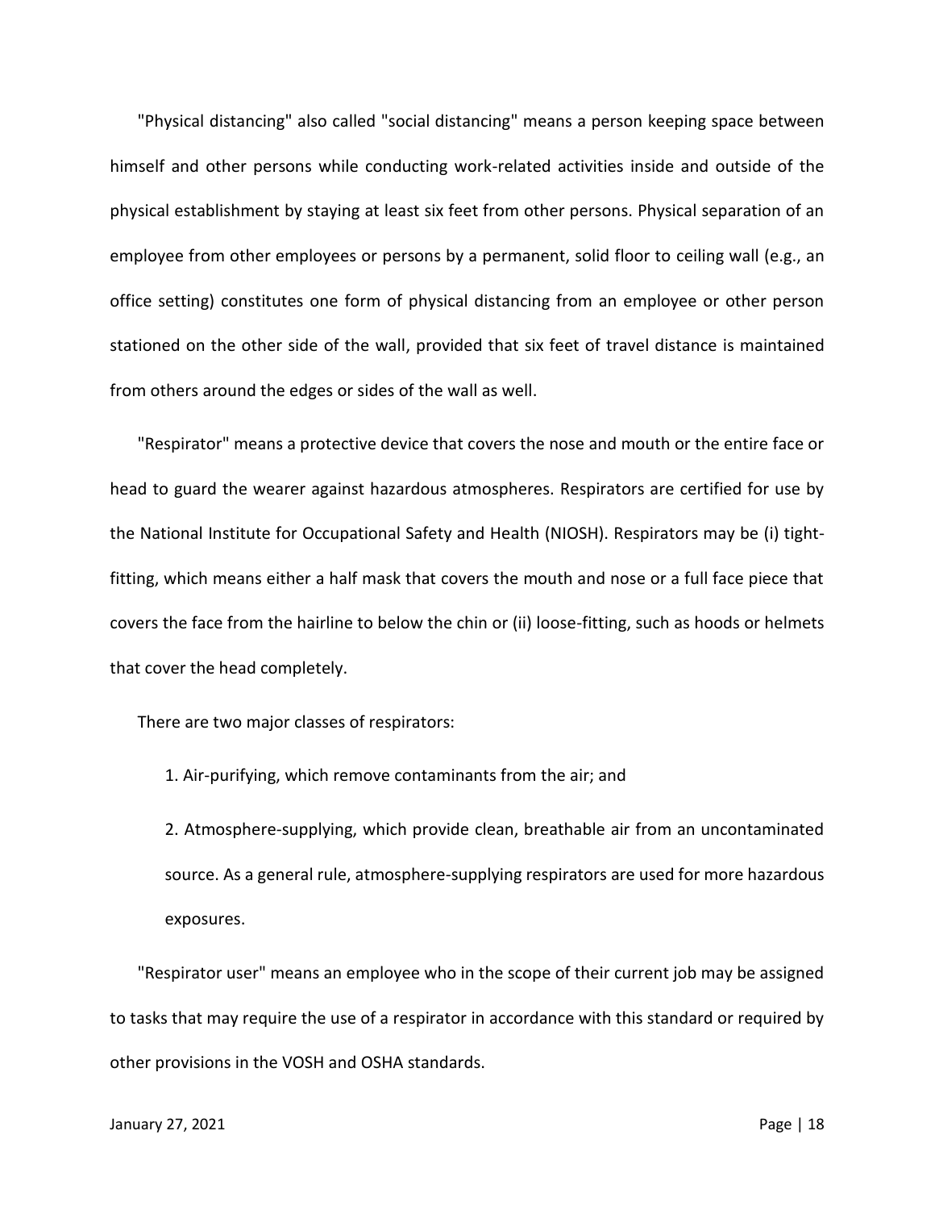"Physical distancing" also called "social distancing" means a person keeping space between himself and other persons while conducting work-related activities inside and outside of the physical establishment by staying at least six feet from other persons. Physical separation of an employee from other employees or persons by a permanent, solid floor to ceiling wall (e.g., an office setting) constitutes one form of physical distancing from an employee or other person stationed on the other side of the wall, provided that six feet of travel distance is maintained from others around the edges or sides of the wall as well.

"Respirator" means a protective device that covers the nose and mouth or the entire face or head to guard the wearer against hazardous atmospheres. Respirators are certified for use by the National Institute for Occupational Safety and Health (NIOSH). Respirators may be (i) tight-fitting, which means either a half mask that covers the mouth and nose or a full face piece that covers the face from the hairline to below the chin or (ii) loose-fitting, such as hoods or helmets that cover the head completely.

There are two major classes of respirators:

1. Air-purifying, which remove contaminants from the air; and

2. Atmosphere-supplying, which provide clean, breathable air from an uncontaminated source. As a general rule, atmosphere-supplying respirators are used for more hazardous exposures.

"Respirator user" means an employee who in the scope of their current job may be assigned to tasks that may require the use of a respirator in accordance with this standard or required by other provisions in the VOSH and OSHA standards.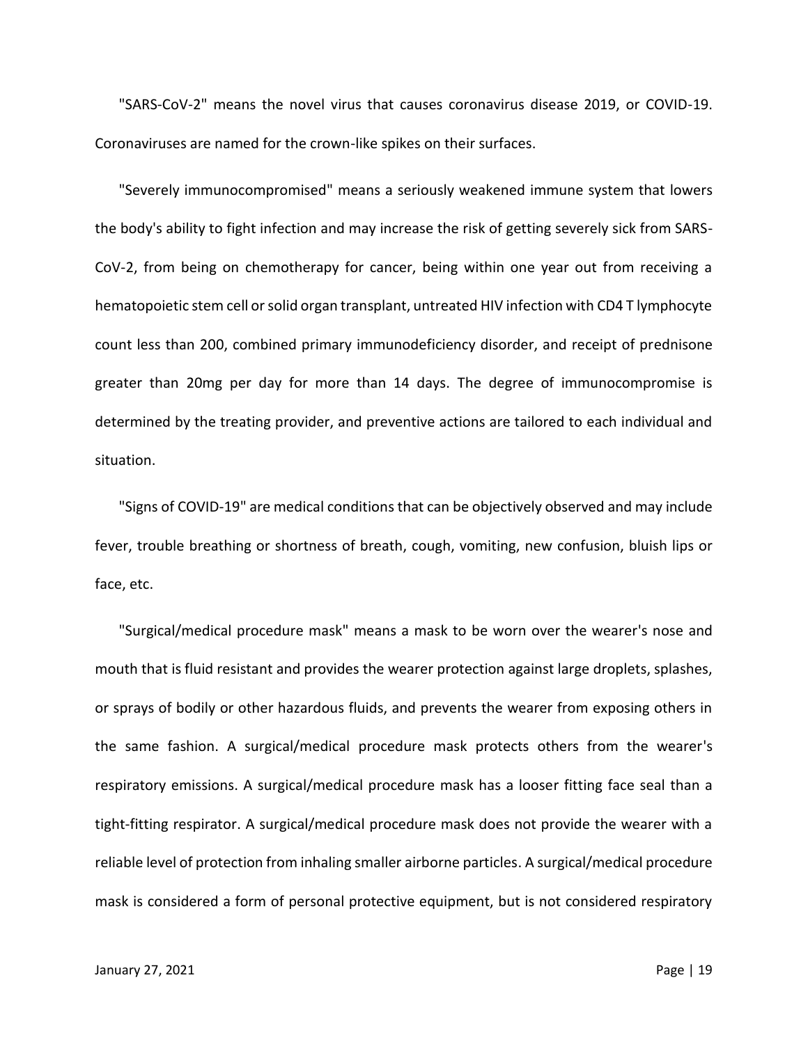"SARS-CoV-2" means the novel virus that causes coronavirus disease 2019, or COVID-19. Coronaviruses are named for the crown-like spikes on their surfaces.

"Severely immunocompromised" means a seriously weakened immune system that lowers the body's ability to fight infection and may increase the risk of getting severely sick from SARS-CoV-2, from being on chemotherapy for cancer, being within one year out from receiving a hematopoietic stem cell or solid organ transplant, untreated HIV infection with CD4 T lymphocyte count less than 200, combined primary immunodeficiency disorder, and receipt of prednisone greater than 20mg per day for more than 14 days. The degree of immunocompromise is determined by the treating provider, and preventive actions are tailored to each individual and situation.

"Signs of COVID-19" are medical conditions that can be objectively observed and may include fever, trouble breathing or shortness of breath, cough, vomiting, new confusion, bluish lips or face, etc.

"Surgical/medical procedure mask" means a mask to be worn over the wearer's nose and mouth that is fluid resistant and provides the wearer protection against large droplets, splashes, or sprays of bodily or other hazardous fluids, and prevents the wearer from exposing others in the same fashion. A surgical/medical procedure mask protects others from the wearer's respiratory emissions. A surgical/medical procedure mask has a looser fitting face seal than a tight-fitting respirator. A surgical/medical procedure mask does not provide the wearer with a reliable level of protection from inhaling smaller airborne particles. A surgical/medical procedure mask is considered a form of personal protective equipment, but is not considered respiratory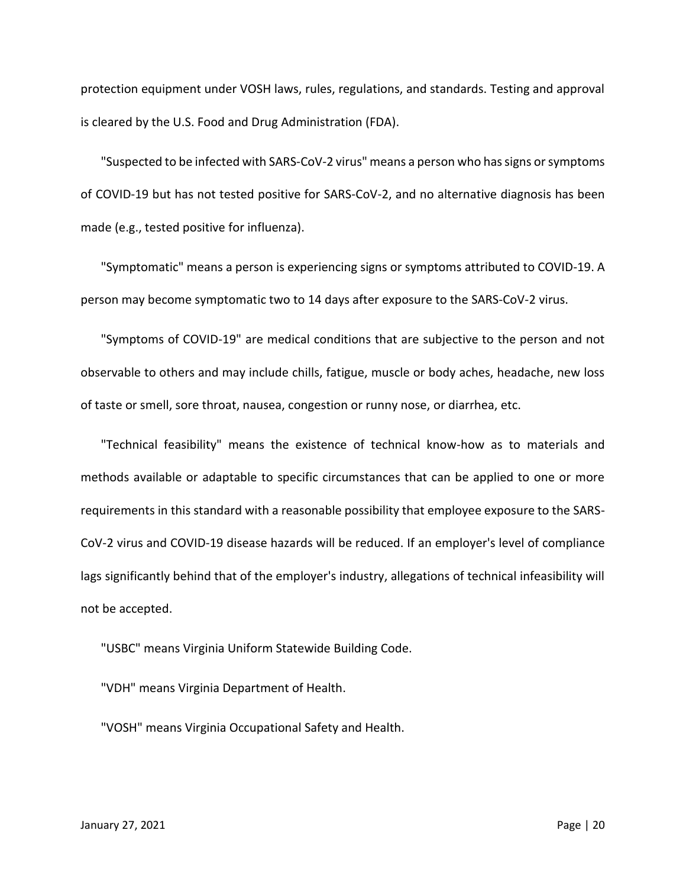protection equipment under VOSH laws, rules, regulations, and standards. Testing and approval is cleared by the U.S. Food and Drug Administration (FDA).

"Suspected to be infected with SARS-CoV-2 virus" means a person who has signs or symptoms of COVID-19 but has not tested positive for SARS-CoV-2, and no alternative diagnosis has been made (e.g., tested positive for influenza).

"Symptomatic" means a person is experiencing signs or symptoms attributed to COVID-19. A person may become symptomatic two to 14 days after exposure to the SARS-CoV-2 virus.

"Symptoms of COVID-19" are medical conditions that are subjective to the person and not observable to others and may include chills, fatigue, muscle or body aches, headache, new loss of taste or smell, sore throat, nausea, congestion or runny nose, or diarrhea, etc.

"Technical feasibility" means the existence of technical know-how as to materials and methods available or adaptable to specific circumstances that can be applied to one or more requirements in this standard with a reasonable possibility that employee exposure to the SARS-CoV-2 virus and COVID-19 disease hazards will be reduced. If an employer's level of compliance lags significantly behind that of the employer's industry, allegations of technical infeasibility will not be accepted.

"USBC" means Virginia Uniform Statewide Building Code.

"VDH" means Virginia Department of Health.

"VOSH" means Virginia Occupational Safety and Health.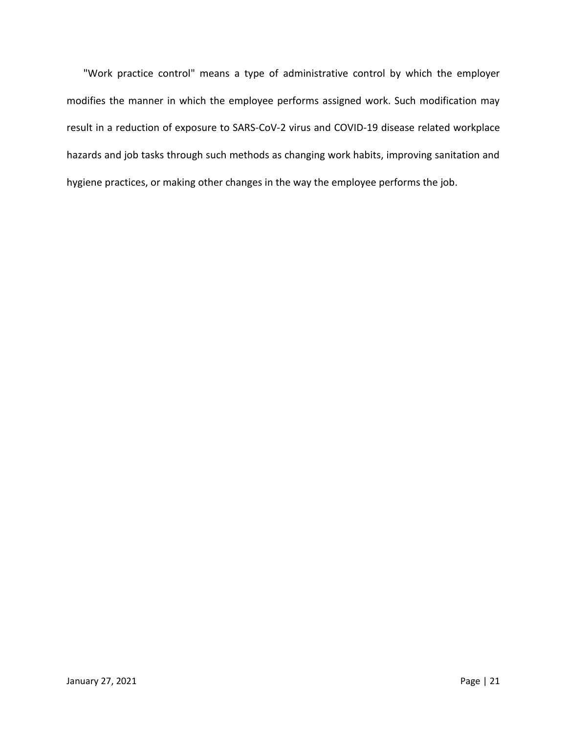"Work practice control" means a type of administrative control by which the employer modifies the manner in which the employee performs assigned work. Such modification may result in a reduction of exposure to SARS-CoV-2 virus and COVID-19 disease related workplace hazards and job tasks through such methods as changing work habits, improving sanitation and hygiene practices, or making other changes in the way the employee performs the job.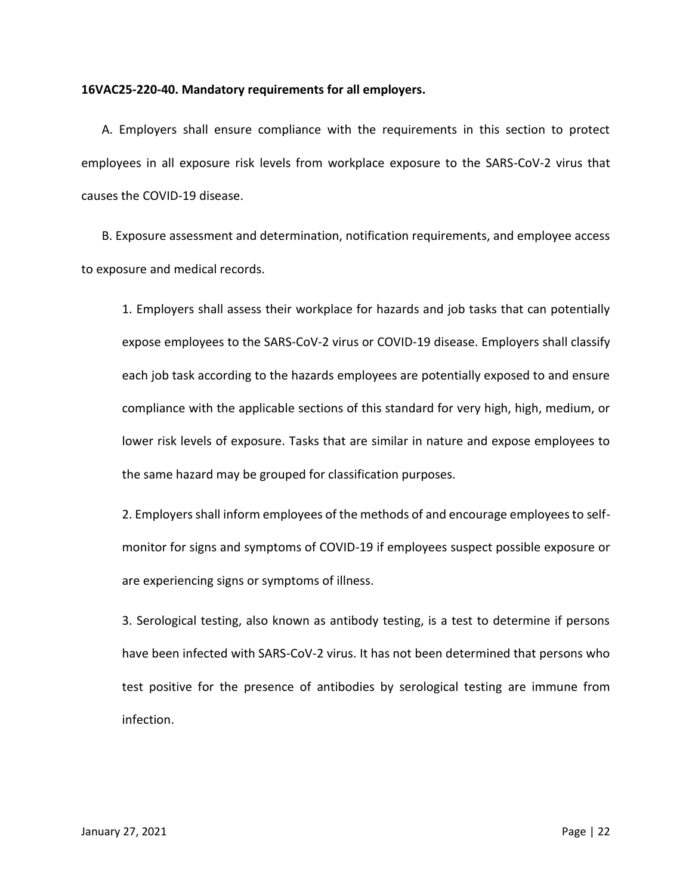**16VAC25-220-40. Mandatory requirements for all employers.**

A. Employers shall ensure compliance with the requirements in this section to protect employees in all exposure risk levels from workplace exposure to the SARS-CoV-2 virus that causes the COVID-19 disease.

B. Exposure assessment and determination, notification requirements, and employee access to exposure and medical records.

1. Employers shall assess their workplace for hazards and job tasks that can potentially expose employees to the SARS-CoV-2 virus or COVID-19 disease. Employers shall classify each job task according to the hazards employees are potentially exposed to and ensure compliance with the applicable sections of this standard for very high, high, medium, or lower risk levels of exposure. Tasks that are similar in nature and expose employees to the same hazard may be grouped for classification purposes.

2. Employers shall inform employees of the methods of and encourage employees to self-monitor for signs and symptoms of COVID-19 if employees suspect possible exposure or are experiencing signs or symptoms of illness.

3. Serological testing, also known as antibody testing, is a test to determine if persons have been infected with SARS-CoV-2 virus. It has not been determined that persons who test positive for the presence of antibodies by serological testing are immune from infection.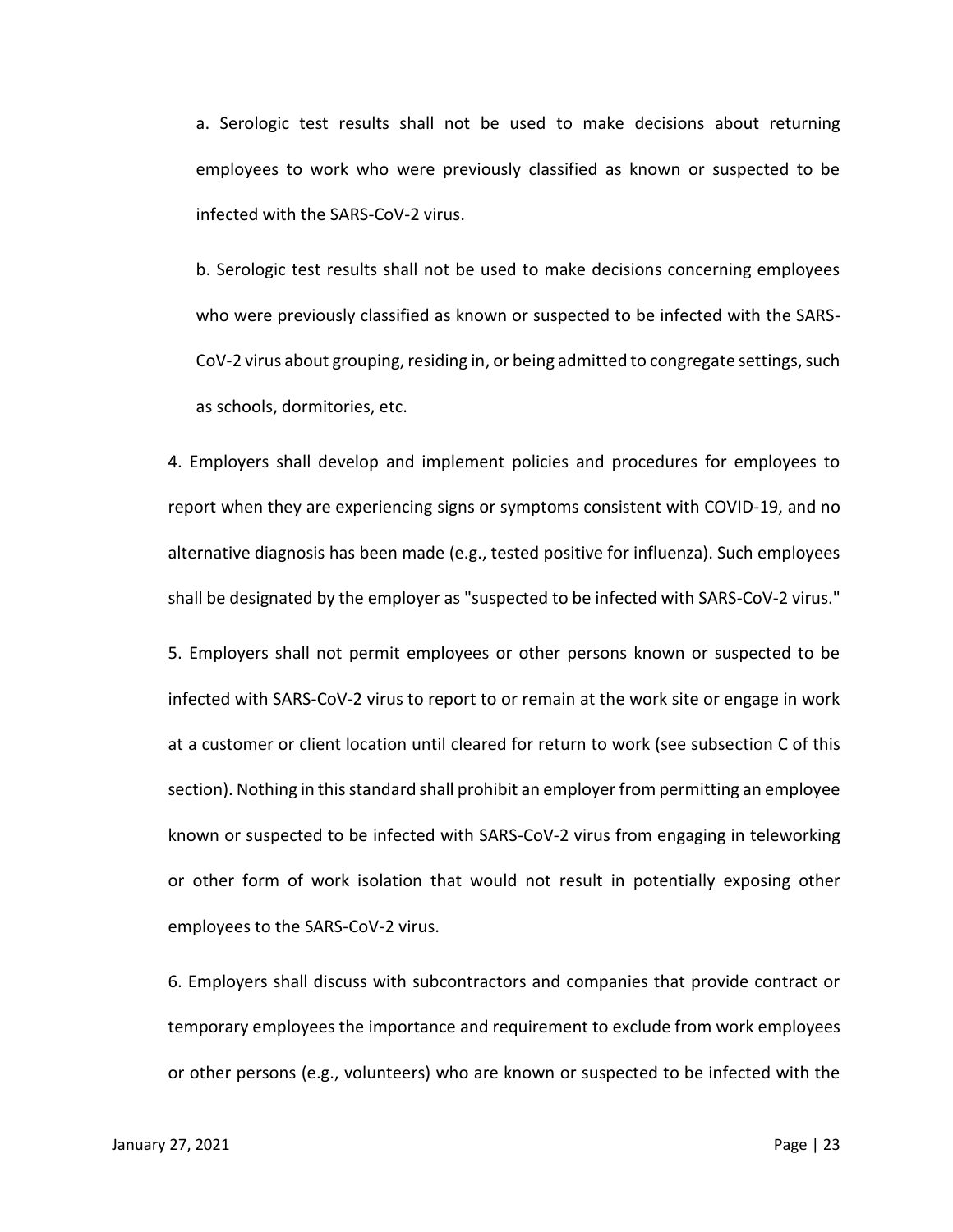a. Serologic test results shall not be used to make decisions about returning employees to work who were previously classified as known or suspected to be infected with the SARS-CoV-2 virus.

b. Serologic test results shall not be used to make decisions concerning employees who were previously classified as known or suspected to be infected with the SARS-CoV-2 virus about grouping, residing in, or being admitted to congregate settings, such as schools, dormitories, etc.

4. Employers shall develop and implement policies and procedures for employees to report when they are experiencing signs or symptoms consistent with COVID-19, and no alternative diagnosis has been made (e.g., tested positive for influenza). Such employees shall be designated by the employer as "suspected to be infected with SARS-CoV-2 virus."

5. Employers shall not permit employees or other persons known or suspected to be infected with SARS-CoV-2 virus to report to or remain at the work site or engage in work at a customer or client location until cleared for return to work (see subsection C of this section). Nothing in this standard shall prohibit an employer from permitting an employee known or suspected to be infected with SARS-CoV-2 virus from engaging in teleworking or other form of work isolation that would not result in potentially exposing other employees to the SARS-CoV-2 virus.

6. Employers shall discuss with subcontractors and companies that provide contract or temporary employees the importance and requirement to exclude from work employees or other persons (e.g., volunteers) who are known or suspected to be infected with the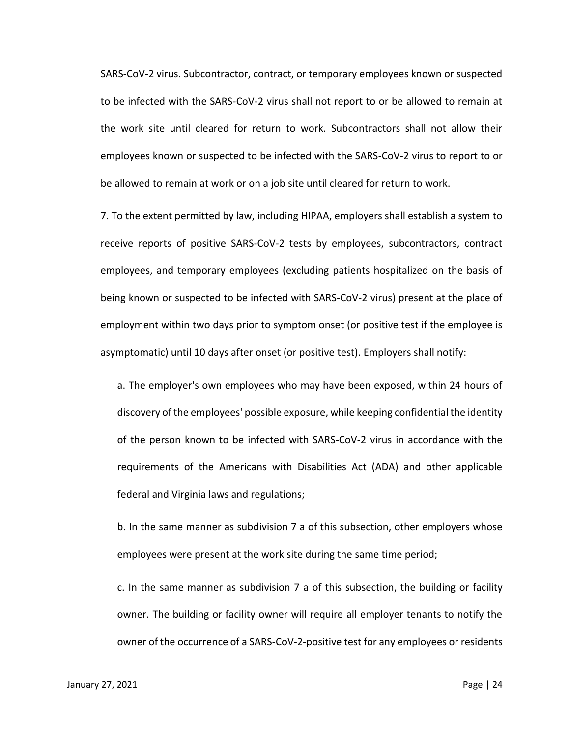SARS-CoV-2 virus. Subcontractor, contract, or temporary employees known or suspected to be infected with the SARS-CoV-2 virus shall not report to or be allowed to remain at the work site until cleared for return to work. Subcontractors shall not allow their employees known or suspected to be infected with the SARS-CoV-2 virus to report to or be allowed to remain at work or on a job site until cleared for return to work.

7. To the extent permitted by law, including HIPAA, employers shall establish a system to receive reports of positive SARS-CoV-2 tests by employees, subcontractors, contract employees, and temporary employees (excluding patients hospitalized on the basis of being known or suspected to be infected with SARS-CoV-2 virus) present at the place of employment within two days prior to symptom onset (or positive test if the employee is asymptomatic) until 10 days after onset (or positive test). Employers shall notify:

a. The employer's own employees who may have been exposed, within 24 hours of discovery of the employees' possible exposure, while keeping confidential the identity of the person known to be infected with SARS-CoV-2 virus in accordance with the requirements of the Americans with Disabilities Act (ADA) and other applicable federal and Virginia laws and regulations;

b. In the same manner as subdivision 7 a of this subsection, other employers whose employees were present at the work site during the same time period;

c. In the same manner as subdivision 7 a of this subsection, the building or facility owner. The building or facility owner will require all employer tenants to notify the owner of the occurrence of a SARS-CoV-2-positive test for any employees or residents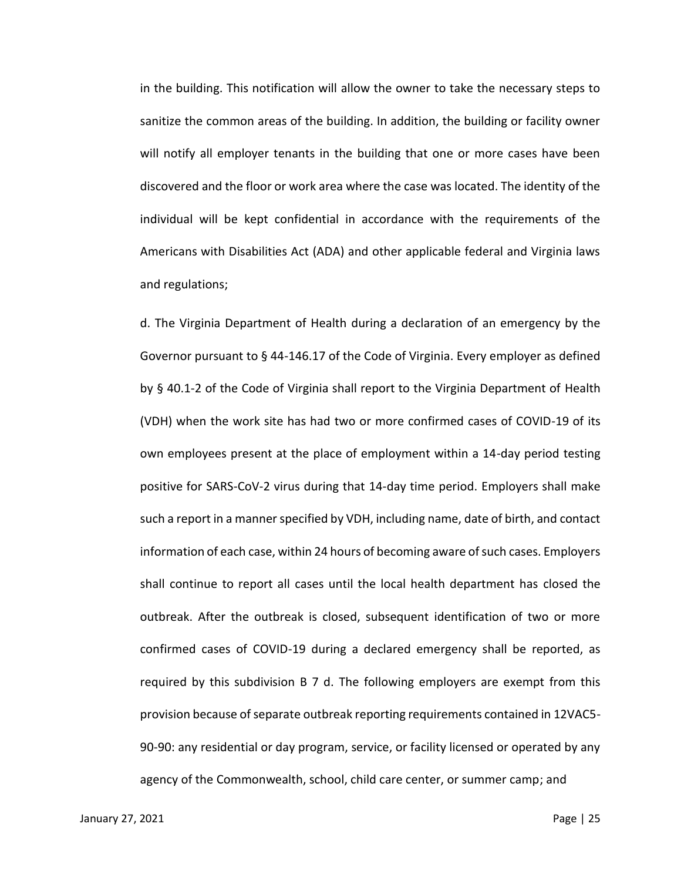in the building. This notification will allow the owner to take the necessary steps to sanitize the common areas of the building. In addition, the building or facility owner will notify all employer tenants in the building that one or more cases have been discovered and the floor or work area where the case was located. The identity of the individual will be kept confidential in accordance with the requirements of the Americans with Disabilities Act (ADA) and other applicable federal and Virginia laws and regulations;

d. The Virginia Department of Health during a declaration of an emergency by the Governor pursuant to § 44-146.17 of the Code of Virginia. Every employer as defined by § 40.1-2 of the Code of Virginia shall report to the Virginia Department of Health (VDH) when the work site has had two or more confirmed cases of COVID-19 of its own employees present at the place of employment within a 14-day period testing positive for SARS-CoV-2 virus during that 14-day time period. Employers shall make such a report in a manner specified by VDH, including name, date of birth, and contact information of each case, within 24 hours of becoming aware of such cases. Employers shall continue to report all cases until the local health department has closed the outbreak. After the outbreak is closed, subsequent identification of two or more confirmed cases of COVID-19 during a declared emergency shall be reported, as required by this subdivision B 7 d. The following employers are exempt from this provision because of separate outbreak reporting requirements contained in 12VAC5-90-90: any residential or day program, service, or facility licensed or operated by any agency of the Commonwealth, school, child care center, or summer camp; and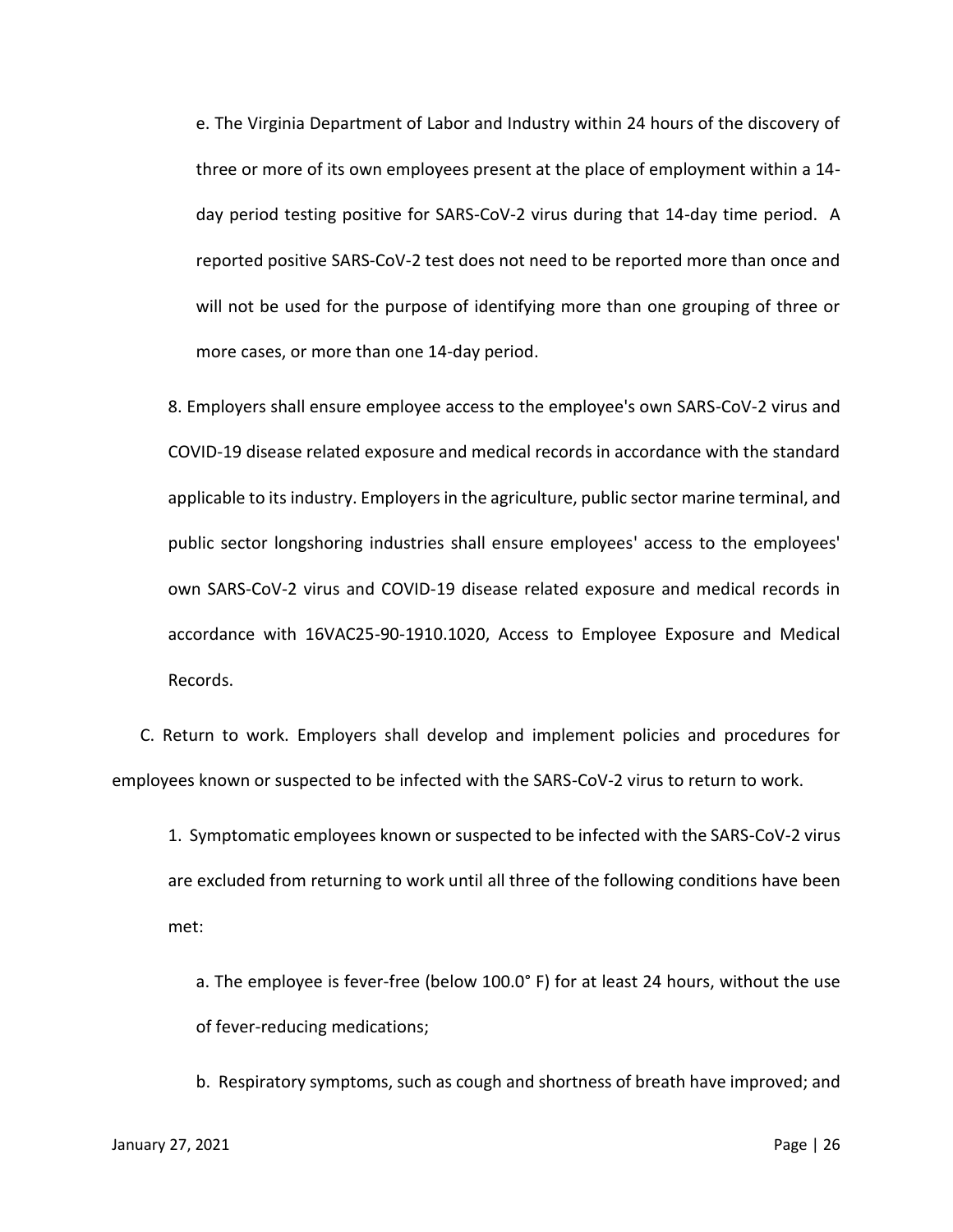e. The Virginia Department of Labor and Industry within 24 hours of the discovery of three or more of its own employees present at the place of employment within a 14-day period testing positive for SARS-CoV-2 virus during that 14-day time period. A reported positive SARS-CoV-2 test does not need to be reported more than once and will not be used for the purpose of identifying more than one grouping of three or more cases, or more than one 14-day period.

8. Employers shall ensure employee access to the employee's own SARS-CoV-2 virus and COVID-19 disease related exposure and medical records in accordance with the standard applicable to its industry. Employers in the agriculture, public sector marine terminal, and public sector longshoring industries shall ensure employees' access to the employees' own SARS-CoV-2 virus and COVID-19 disease related exposure and medical records in accordance with 16VAC25-90-1910.1020, Access to Employee Exposure and Medical Records.

C. Return to work. Employers shall develop and implement policies and procedures for employees known or suspected to be infected with the SARS-CoV-2 virus to return to work.

1. Symptomatic employees known or suspected to be infected with the SARS-CoV-2 virus are excluded from returning to work until all three of the following conditions have been met:

a. The employee is fever-free (below 100.0° F) for at least 24 hours, without the use of fever-reducing medications;

b. Respiratory symptoms, such as cough and shortness of breath have improved; and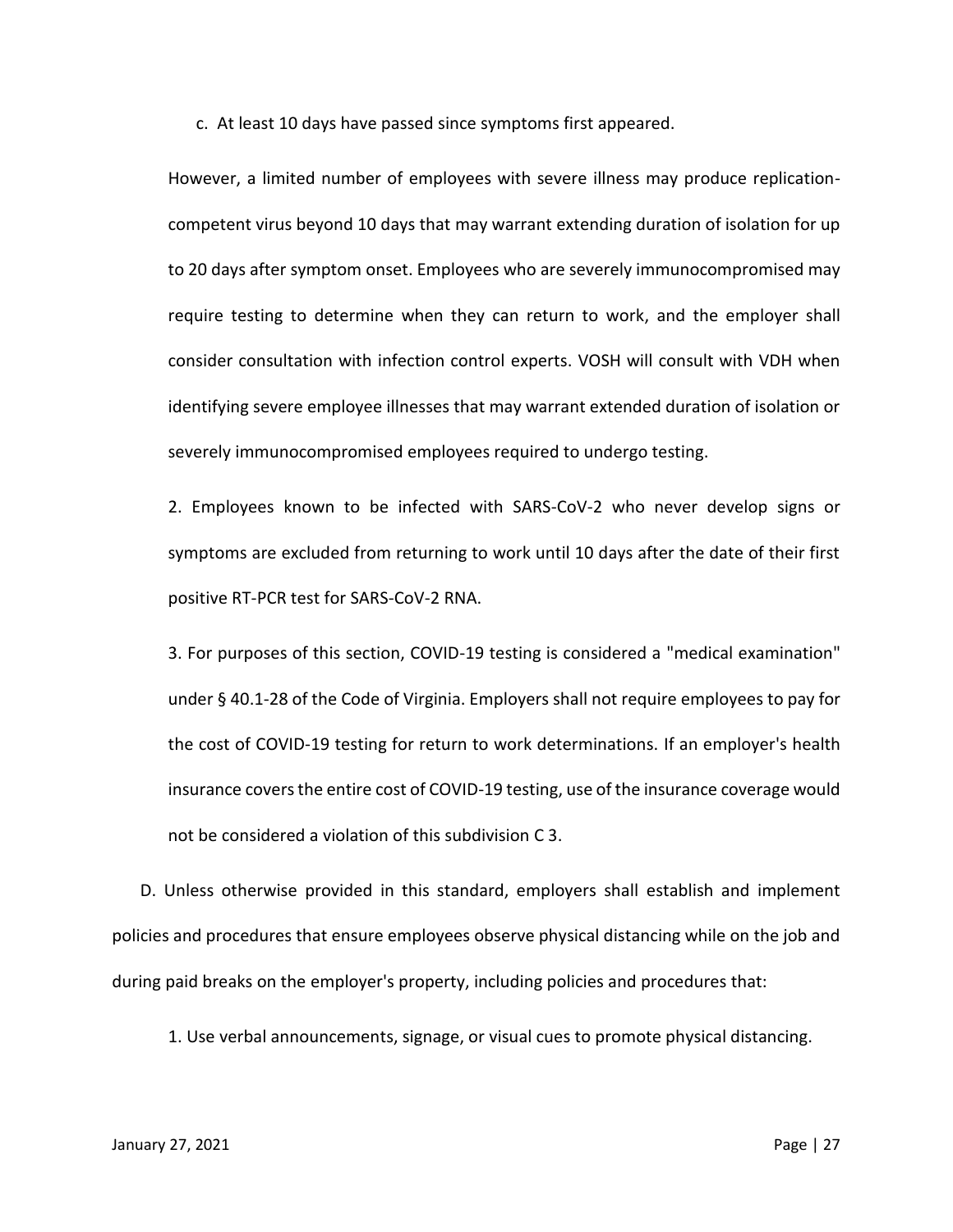c. At least 10 days have passed since symptoms first appeared.

However, a limited number of employees with severe illness may produce replication-competent virus beyond 10 days that may warrant extending duration of isolation for up to 20 days after symptom onset. Employees who are severely immunocompromised may require testing to determine when they can return to work, and the employer shall consider consultation with infection control experts. VOSH will consult with VDH when identifying severe employee illnesses that may warrant extended duration of isolation or severely immunocompromised employees required to undergo testing.

2. Employees known to be infected with SARS-CoV-2 who never develop signs or symptoms are excluded from returning to work until 10 days after the date of their first positive RT-PCR test for SARS-CoV-2 RNA.

3. For purposes of this section, COVID-19 testing is considered a "medical examination" under § 40.1-28 of the Code of Virginia. Employers shall not require employees to pay for the cost of COVID-19 testing for return to work determinations. If an employer's health insurance covers the entire cost of COVID-19 testing, use of the insurance coverage would not be considered a violation of this subdivision C 3.

D. Unless otherwise provided in this standard, employers shall establish and implement policies and procedures that ensure employees observe physical distancing while on the job and during paid breaks on the employer's property, including policies and procedures that:

1. Use verbal announcements, signage, or visual cues to promote physical distancing.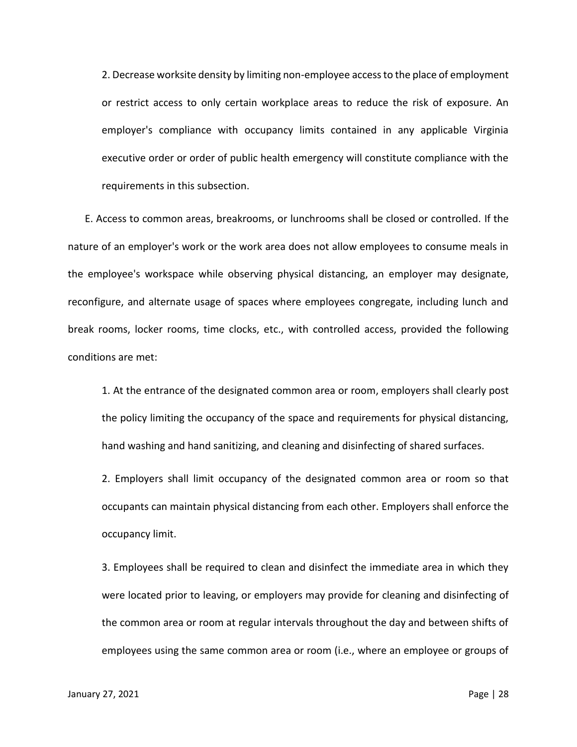2. Decrease worksite density by limiting non-employee access to the place of employment or restrict access to only certain workplace areas to reduce the risk of exposure. An employer's compliance with occupancy limits contained in any applicable Virginia executive order or order of public health emergency will constitute compliance with the requirements in this subsection.

E. Access to common areas, breakrooms, or lunchrooms shall be closed or controlled. If the nature of an employer's work or the work area does not allow employees to consume meals in the employee's workspace while observing physical distancing, an employer may designate, reconfigure, and alternate usage of spaces where employees congregate, including lunch and break rooms, locker rooms, time clocks, etc., with controlled access, provided the following conditions are met:

1. At the entrance of the designated common area or room, employers shall clearly post the policy limiting the occupancy of the space and requirements for physical distancing, hand washing and hand sanitizing, and cleaning and disinfecting of shared surfaces.

2. Employers shall limit occupancy of the designated common area or room so that occupants can maintain physical distancing from each other. Employers shall enforce the occupancy limit.

3. Employees shall be required to clean and disinfect the immediate area in which they were located prior to leaving, or employers may provide for cleaning and disinfecting of the common area or room at regular intervals throughout the day and between shifts of employees using the same common area or room (i.e., where an employee or groups of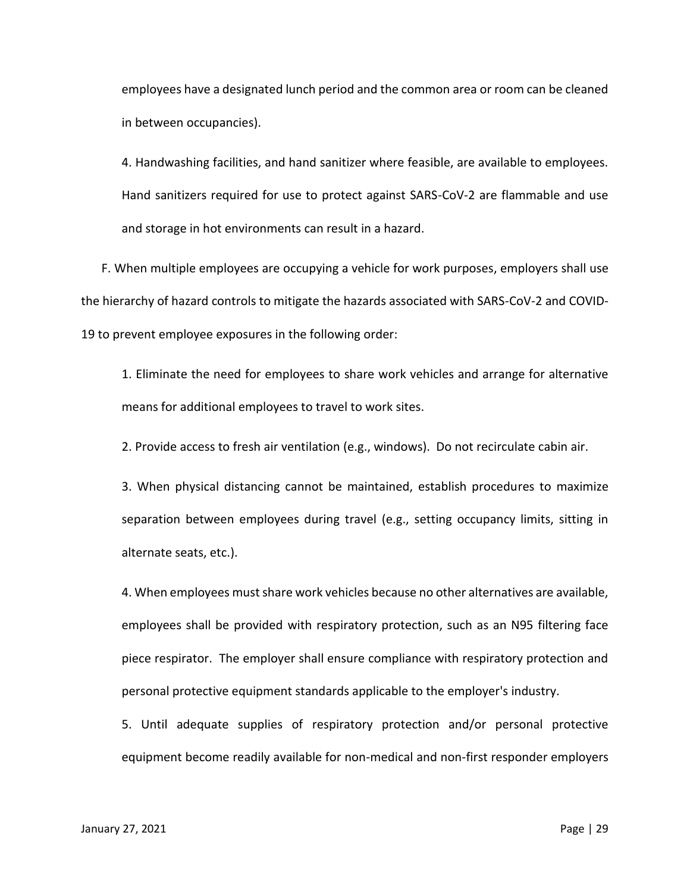employees have a designated lunch period and the common area or room can be cleaned in between occupancies).

4. Handwashing facilities, and hand sanitizer where feasible, are available to employees. Hand sanitizers required for use to protect against SARS-CoV-2 are flammable and use and storage in hot environments can result in a hazard.

F. When multiple employees are occupying a vehicle for work purposes, employers shall use the hierarchy of hazard controls to mitigate the hazards associated with SARS-CoV-2 and COVID-19 to prevent employee exposures in the following order:

1. Eliminate the need for employees to share work vehicles and arrange for alternative means for additional employees to travel to work sites.

2. Provide access to fresh air ventilation (e.g., windows). Do not recirculate cabin air.

3. When physical distancing cannot be maintained, establish procedures to maximize separation between employees during travel (e.g., setting occupancy limits, sitting in alternate seats, etc.).

4. When employees must share work vehicles because no other alternatives are available, employees shall be provided with respiratory protection, such as an N95 filtering face piece respirator. The employer shall ensure compliance with respiratory protection and personal protective equipment standards applicable to the employer's industry.

5. Until adequate supplies of respiratory protection and/or personal protective equipment become readily available for non-medical and non-first responder employers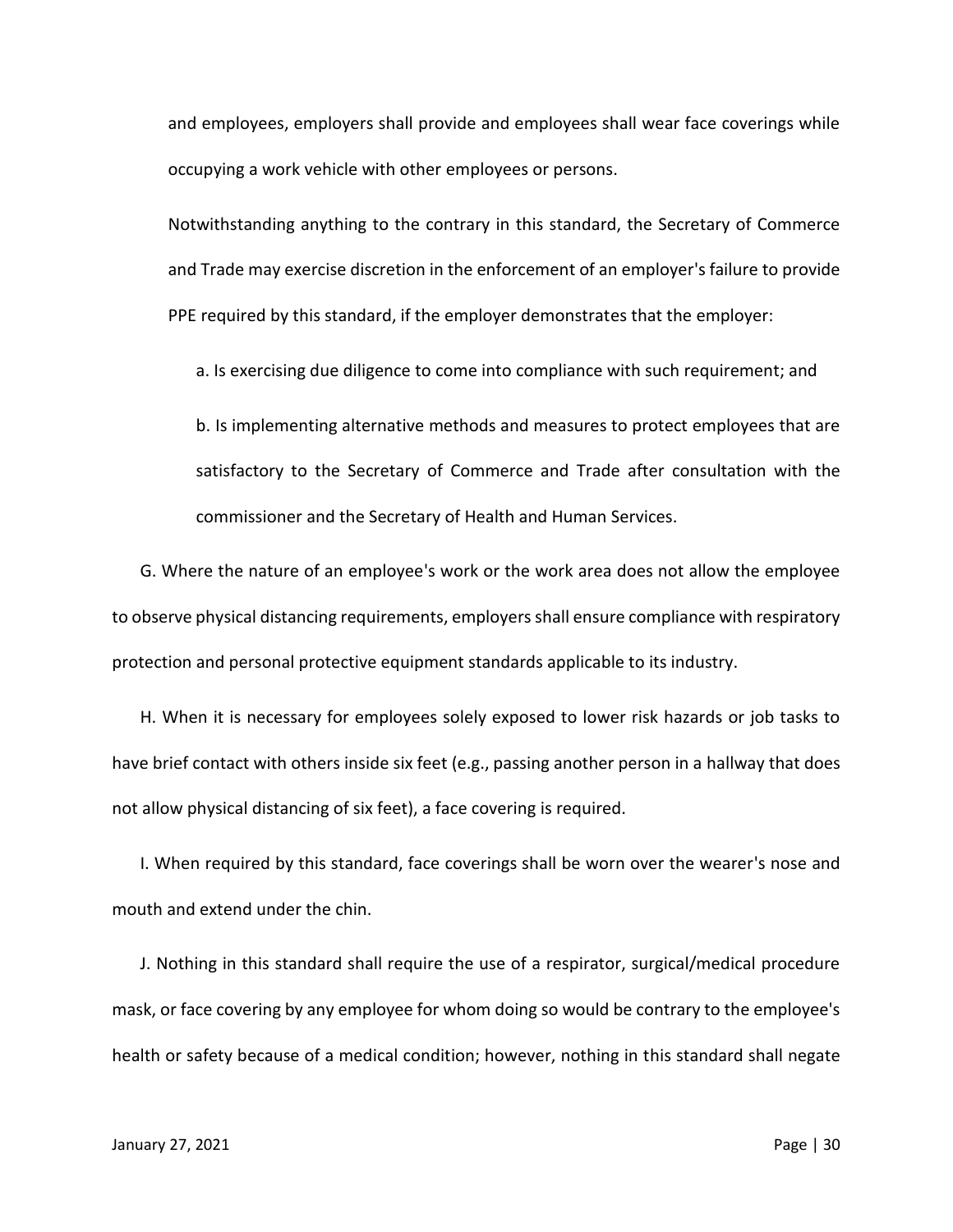and employees, employers shall provide and employees shall wear face coverings while occupying a work vehicle with other employees or persons.

Notwithstanding anything to the contrary in this standard, the Secretary of Commerce and Trade may exercise discretion in the enforcement of an employer's failure to provide PPE required by this standard, if the employer demonstrates that the employer:

a. Is exercising due diligence to come into compliance with such requirement; and

b. Is implementing alternative methods and measures to protect employees that are satisfactory to the Secretary of Commerce and Trade after consultation with the commissioner and the Secretary of Health and Human Services.

G. Where the nature of an employee's work or the work area does not allow the employee to observe physical distancing requirements, employers shall ensure compliance with respiratory protection and personal protective equipment standards applicable to its industry.

H. When it is necessary for employees solely exposed to lower risk hazards or job tasks to have brief contact with others inside six feet (e.g., passing another person in a hallway that does not allow physical distancing of six feet), a face covering is required.

I. When required by this standard, face coverings shall be worn over the wearer's nose and mouth and extend under the chin.

J. Nothing in this standard shall require the use of a respirator, surgical/medical procedure mask, or face covering by any employee for whom doing so would be contrary to the employee's health or safety because of a medical condition; however, nothing in this standard shall negate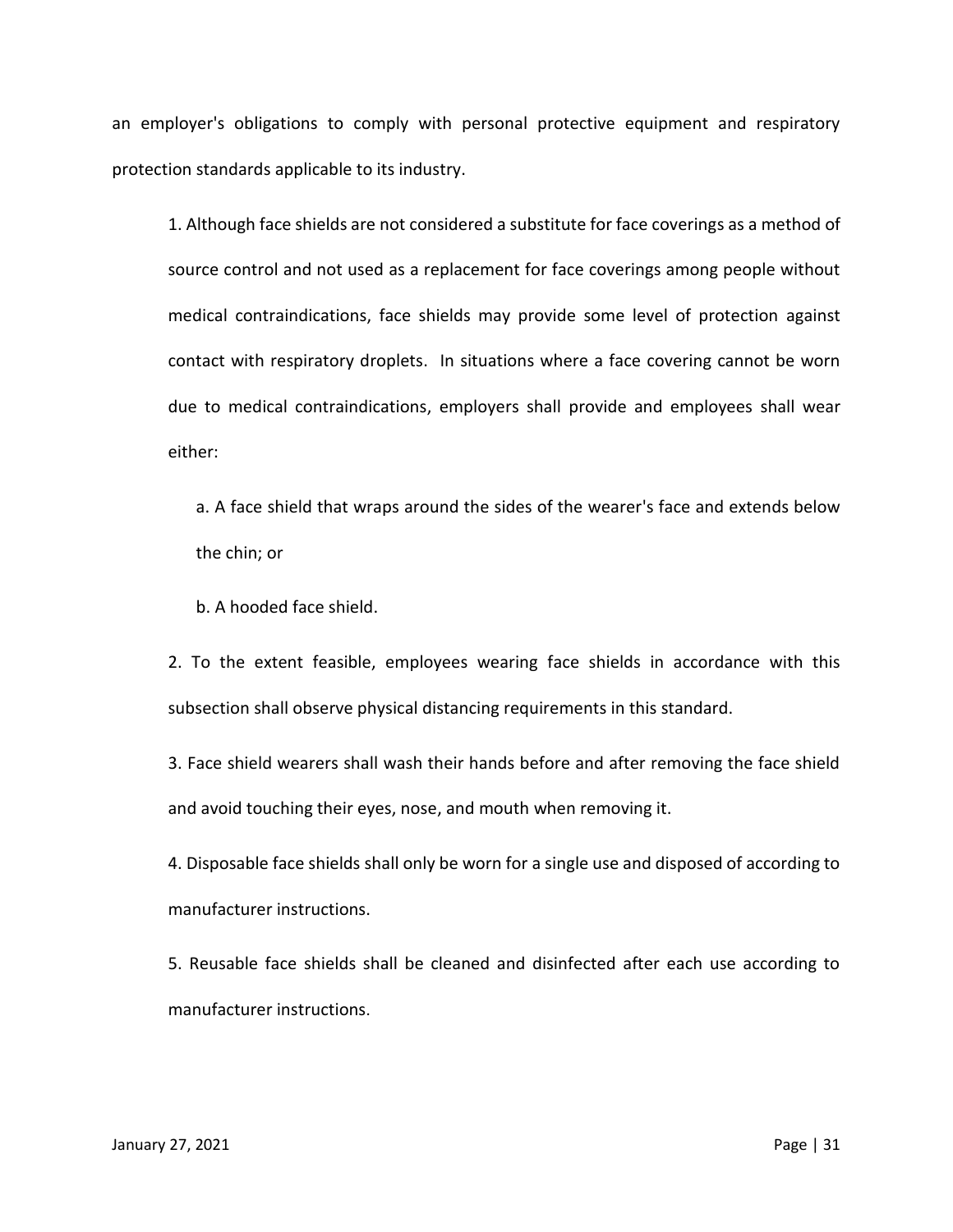an employer's obligations to comply with personal protective equipment and respiratory protection standards applicable to its industry.

1. Although face shields are not considered a substitute for face coverings as a method of source control and not used as a replacement for face coverings among people without medical contraindications, face shields may provide some level of protection against contact with respiratory droplets. In situations where a face covering cannot be worn due to medical contraindications, employers shall provide and employees shall wear either:

    a. A face shield that wraps around the sides of the wearer's face and extends below the chin; or

    b. A hooded face shield.

2. To the extent feasible, employees wearing face shields in accordance with this subsection shall observe physical distancing requirements in this standard.

3. Face shield wearers shall wash their hands before and after removing the face shield and avoid touching their eyes, nose, and mouth when removing it.

4. Disposable face shields shall only be worn for a single use and disposed of according to manufacturer instructions.

5. Reusable face shields shall be cleaned and disinfected after each use according to manufacturer instructions.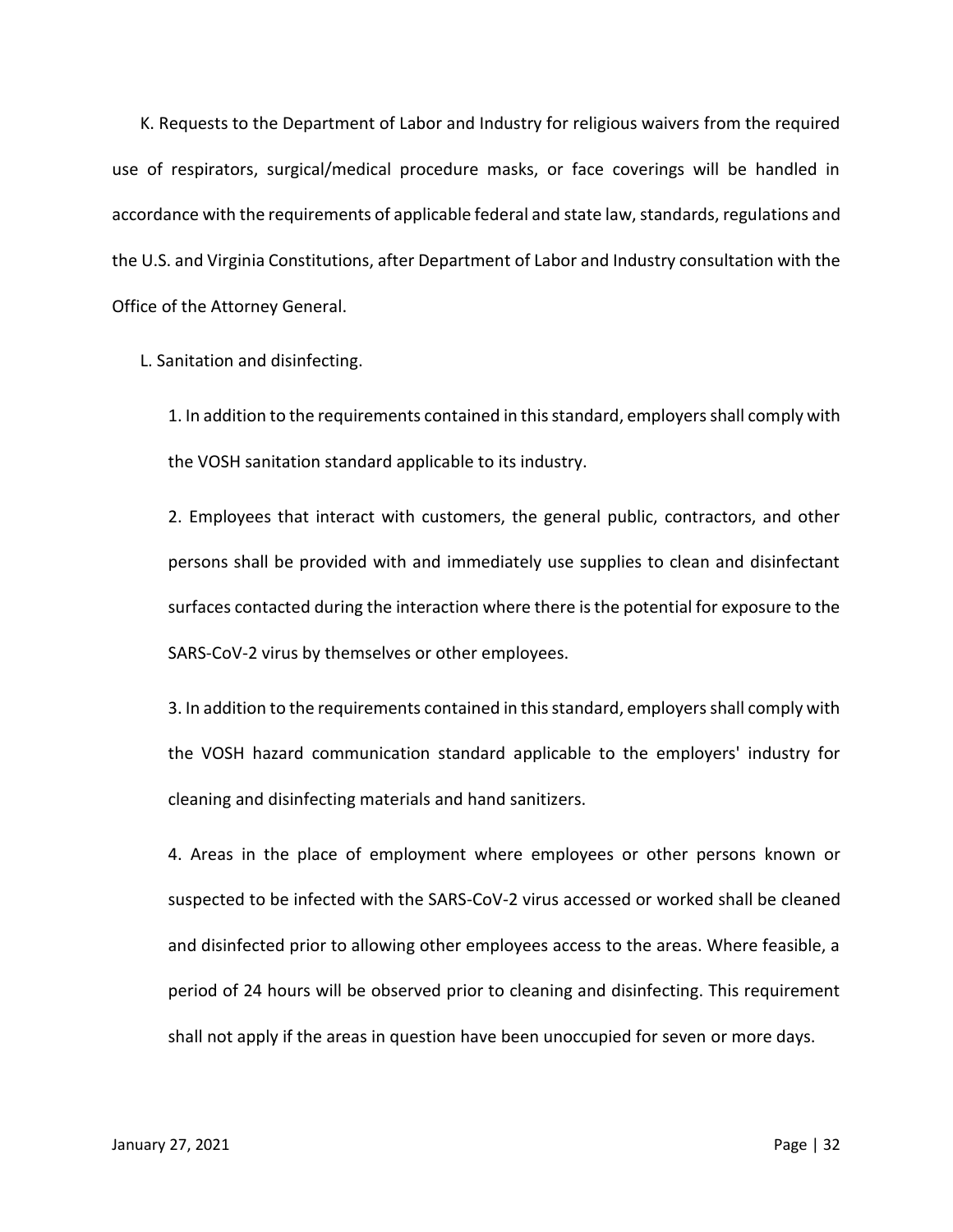K. Requests to the Department of Labor and Industry for religious waivers from the required use of respirators, surgical/medical procedure masks, or face coverings will be handled in accordance with the requirements of applicable federal and state law, standards, regulations and the U.S. and Virginia Constitutions, after Department of Labor and Industry consultation with the Office of the Attorney General.

L. Sanitation and disinfecting.

1. In addition to the requirements contained in this standard, employers shall comply with the VOSH sanitation standard applicable to its industry.

2. Employees that interact with customers, the general public, contractors, and other persons shall be provided with and immediately use supplies to clean and disinfectant surfaces contacted during the interaction where there is the potential for exposure to the SARS-CoV-2 virus by themselves or other employees.

3. In addition to the requirements contained in this standard, employers shall comply with the VOSH hazard communication standard applicable to the employers' industry for cleaning and disinfecting materials and hand sanitizers.

4. Areas in the place of employment where employees or other persons known or suspected to be infected with the SARS-CoV-2 virus accessed or worked shall be cleaned and disinfected prior to allowing other employees access to the areas. Where feasible, a period of 24 hours will be observed prior to cleaning and disinfecting. This requirement shall not apply if the areas in question have been unoccupied for seven or more days.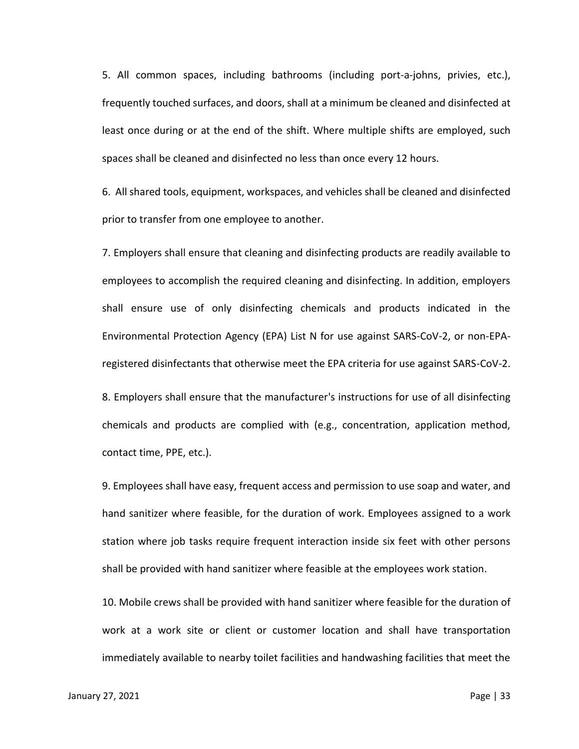5. All common spaces, including bathrooms (including port-a-johns, privies, etc.), frequently touched surfaces, and doors, shall at a minimum be cleaned and disinfected at least once during or at the end of the shift. Where multiple shifts are employed, such spaces shall be cleaned and disinfected no less than once every 12 hours.

6. All shared tools, equipment, workspaces, and vehicles shall be cleaned and disinfected prior to transfer from one employee to another.

7. Employers shall ensure that cleaning and disinfecting products are readily available to employees to accomplish the required cleaning and disinfecting. In addition, employers shall ensure use of only disinfecting chemicals and products indicated in the Environmental Protection Agency (EPA) List N for use against SARS-CoV-2, or non-EPA-registered disinfectants that otherwise meet the EPA criteria for use against SARS-CoV-2.

8. Employers shall ensure that the manufacturer's instructions for use of all disinfecting chemicals and products are complied with (e.g., concentration, application method, contact time, PPE, etc.).

9. Employees shall have easy, frequent access and permission to use soap and water, and hand sanitizer where feasible, for the duration of work. Employees assigned to a work station where job tasks require frequent interaction inside six feet with other persons shall be provided with hand sanitizer where feasible at the employees work station.

10. Mobile crews shall be provided with hand sanitizer where feasible for the duration of work at a work site or client or customer location and shall have transportation immediately available to nearby toilet facilities and handwashing facilities that meet the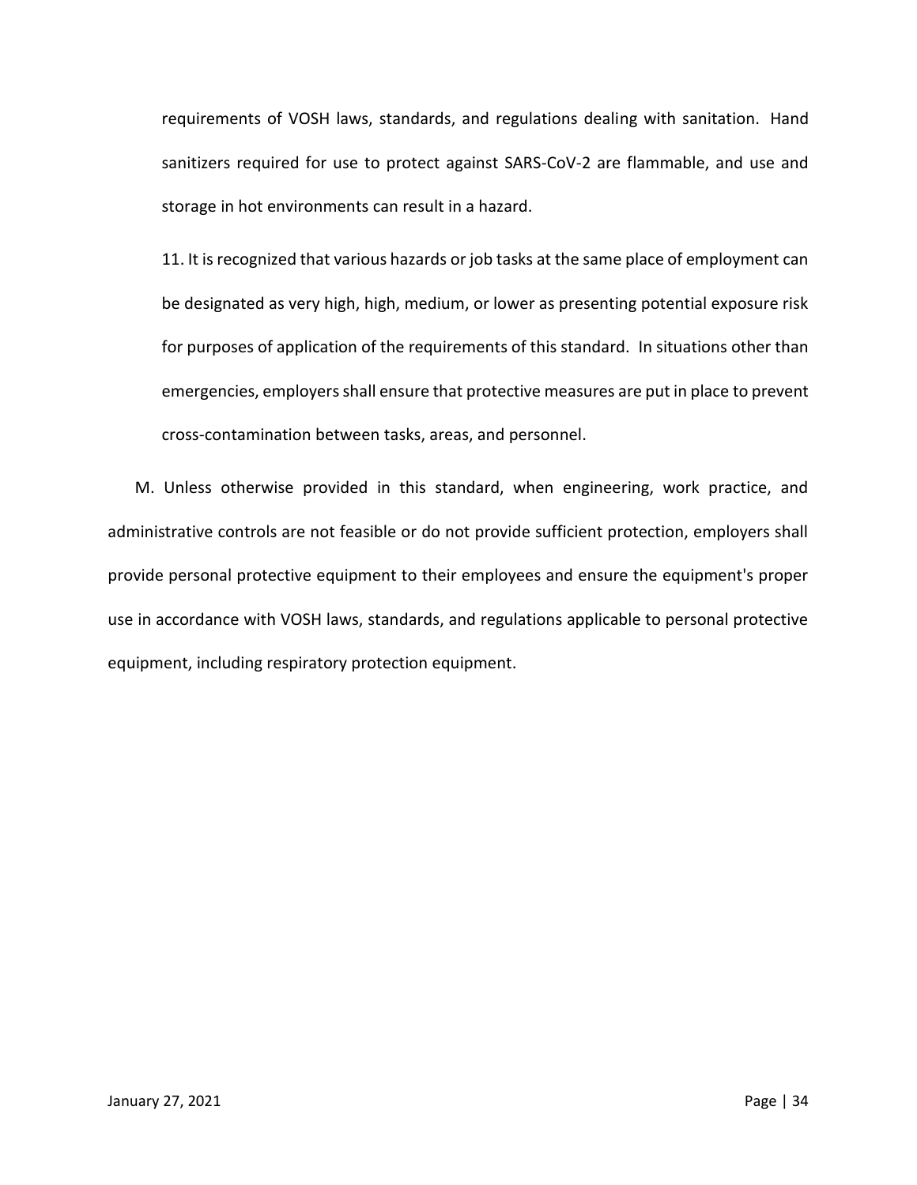requirements of VOSH laws, standards, and regulations dealing with sanitation. Hand sanitizers required for use to protect against SARS-CoV-2 are flammable, and use and storage in hot environments can result in a hazard.

11. It is recognized that various hazards or job tasks at the same place of employment can be designated as very high, high, medium, or lower as presenting potential exposure risk for purposes of application of the requirements of this standard. In situations other than emergencies, employers shall ensure that protective measures are put in place to prevent cross-contamination between tasks, areas, and personnel.

M. Unless otherwise provided in this standard, when engineering, work practice, and administrative controls are not feasible or do not provide sufficient protection, employers shall provide personal protective equipment to their employees and ensure the equipment's proper use in accordance with VOSH laws, standards, and regulations applicable to personal protective equipment, including respiratory protection equipment.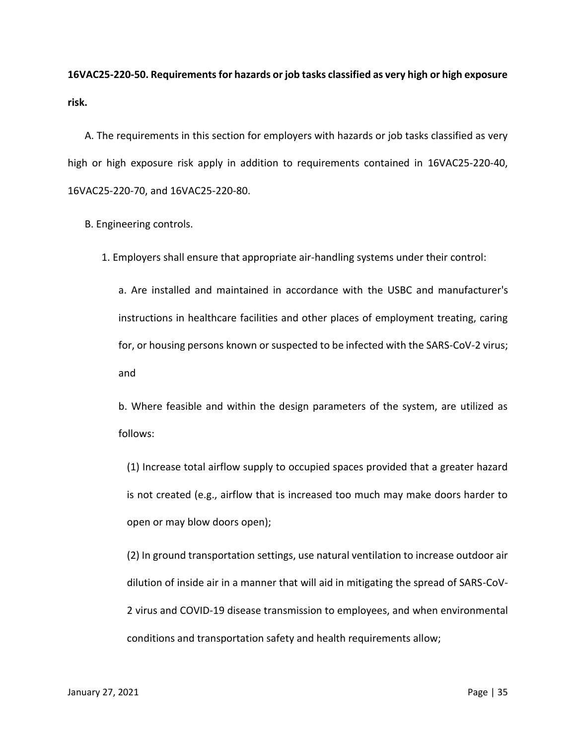**16VAC25-220-50. Requirements for hazards or job tasks classified as very high or high exposure risk.**

A. The requirements in this section for employers with hazards or job tasks classified as very high or high exposure risk apply in addition to requirements contained in 16VAC25-220-40, 16VAC25-220-70, and 16VAC25-220-80.

B. Engineering controls.

1. Employers shall ensure that appropriate air-handling systems under their control:

a. Are installed and maintained in accordance with the USBC and manufacturer's instructions in healthcare facilities and other places of employment treating, caring for, or housing persons known or suspected to be infected with the SARS-CoV-2 virus; and

b. Where feasible and within the design parameters of the system, are utilized as follows:

(1) Increase total airflow supply to occupied spaces provided that a greater hazard is not created (e.g., airflow that is increased too much may make doors harder to open or may blow doors open);

(2) In ground transportation settings, use natural ventilation to increase outdoor air dilution of inside air in a manner that will aid in mitigating the spread of SARS-CoV-2 virus and COVID-19 disease transmission to employees, and when environmental conditions and transportation safety and health requirements allow;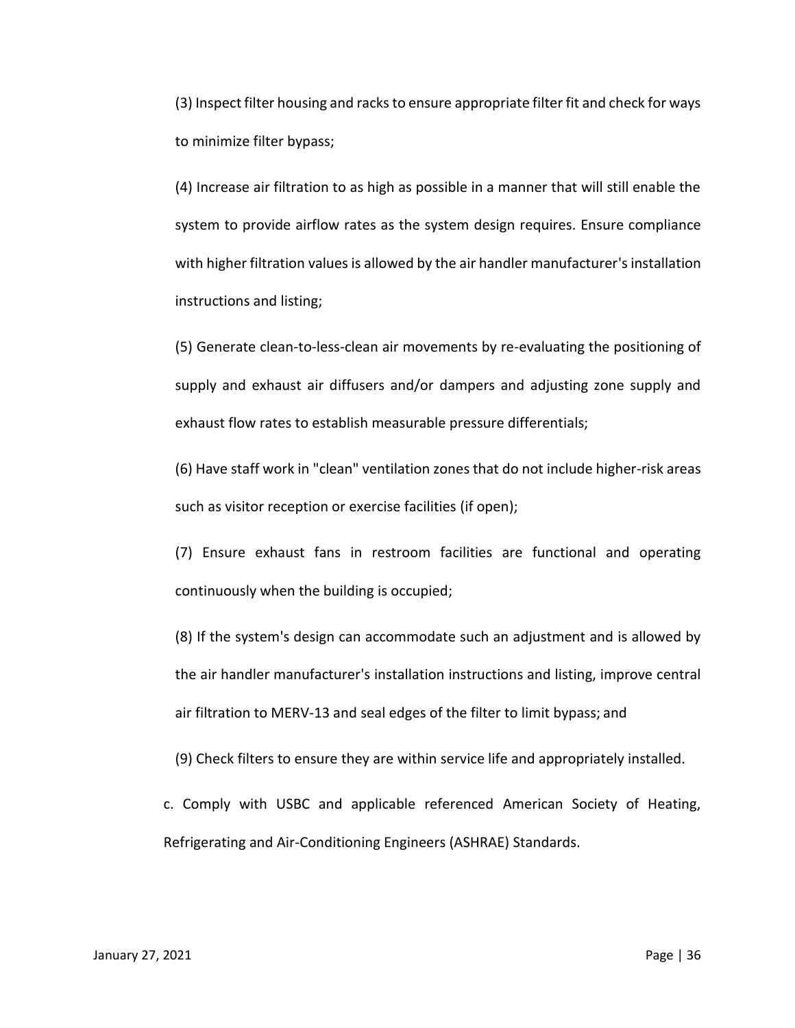(3) Inspect filter housing and racks to ensure appropriate filter fit and check for ways to minimize filter bypass;

(4) Increase air filtration to as high as possible in a manner that will still enable the system to provide airflow rates as the system design requires. Ensure compliance with higher filtration values is allowed by the air handler manufacturer's installation instructions and listing;

(5) Generate clean-to-less-clean air movements by re-evaluating the positioning of supply and exhaust air diffusers and/or dampers and adjusting zone supply and exhaust flow rates to establish measurable pressure differentials;

(6) Have staff work in "clean" ventilation zones that do not include higher-risk areas such as visitor reception or exercise facilities (if open);

(7) Ensure exhaust fans in restroom facilities are functional and operating continuously when the building is occupied;

(8) If the system's design can accommodate such an adjustment and is allowed by the air handler manufacturer's installation instructions and listing, improve central air filtration to MERV-13 and seal edges of the filter to limit bypass; and

(9) Check filters to ensure they are within service life and appropriately installed.

c. Comply with USBC and applicable referenced American Society of Heating, Refrigerating and Air-Conditioning Engineers (ASHRAE) Standards.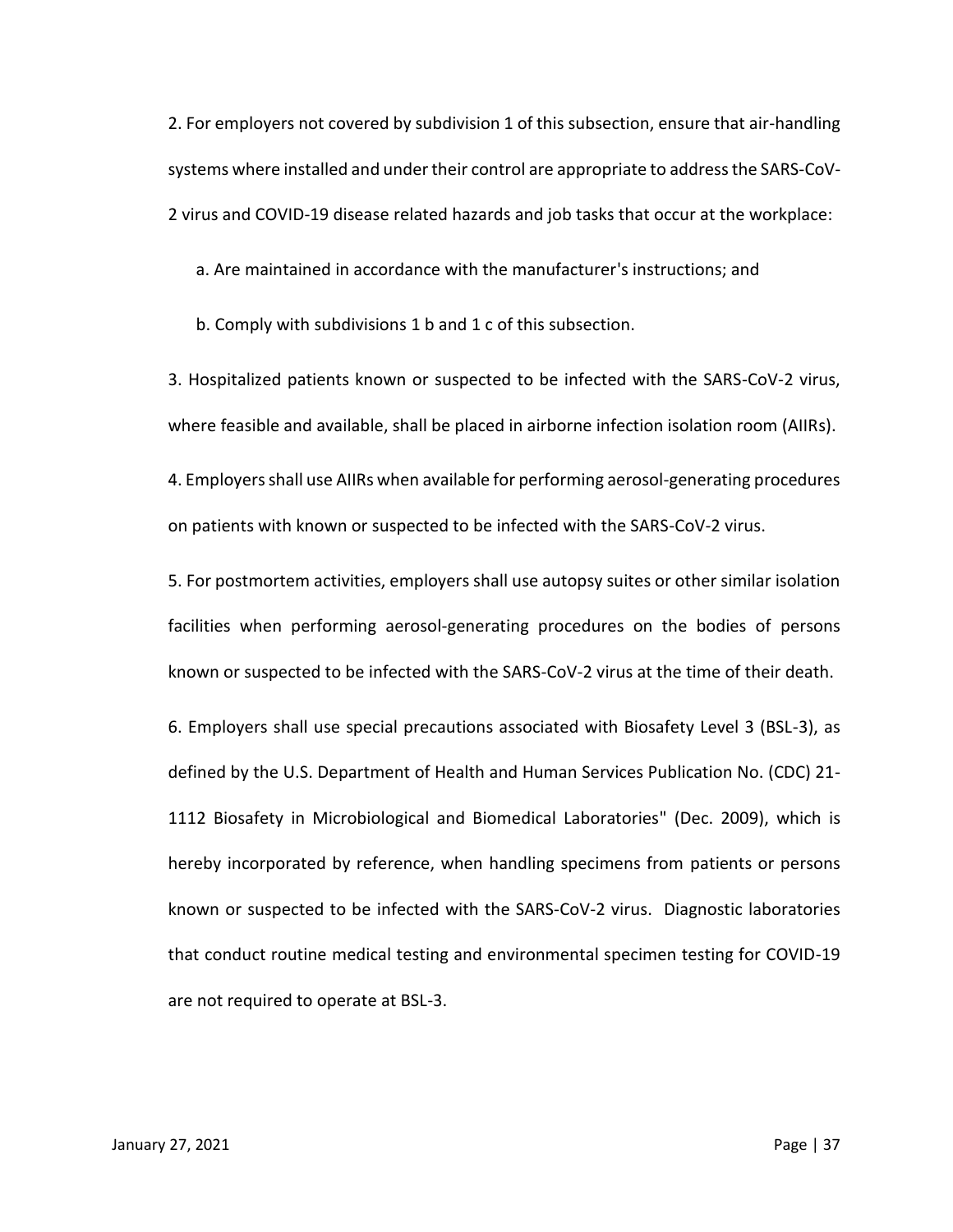2. For employers not covered by subdivision 1 of this subsection, ensure that air-handling systems where installed and under their control are appropriate to address the SARS-CoV-2 virus and COVID-19 disease related hazards and job tasks that occur at the workplace:

   a. Are maintained in accordance with the manufacturer's instructions; and

   b. Comply with subdivisions 1 b and 1 c of this subsection.

3. Hospitalized patients known or suspected to be infected with the SARS-CoV-2 virus, where feasible and available, shall be placed in airborne infection isolation room (AIIRs).

4. Employers shall use AIIRs when available for performing aerosol-generating procedures on patients with known or suspected to be infected with the SARS-CoV-2 virus.

5. For postmortem activities, employers shall use autopsy suites or other similar isolation facilities when performing aerosol-generating procedures on the bodies of persons known or suspected to be infected with the SARS-CoV-2 virus at the time of their death.

6. Employers shall use special precautions associated with Biosafety Level 3 (BSL-3), as defined by the U.S. Department of Health and Human Services Publication No. (CDC) 21-1112 Biosafety in Microbiological and Biomedical Laboratories" (Dec. 2009), which is hereby incorporated by reference, when handling specimens from patients or persons known or suspected to be infected with the SARS-CoV-2 virus. Diagnostic laboratories that conduct routine medical testing and environmental specimen testing for COVID-19 are not required to operate at BSL-3.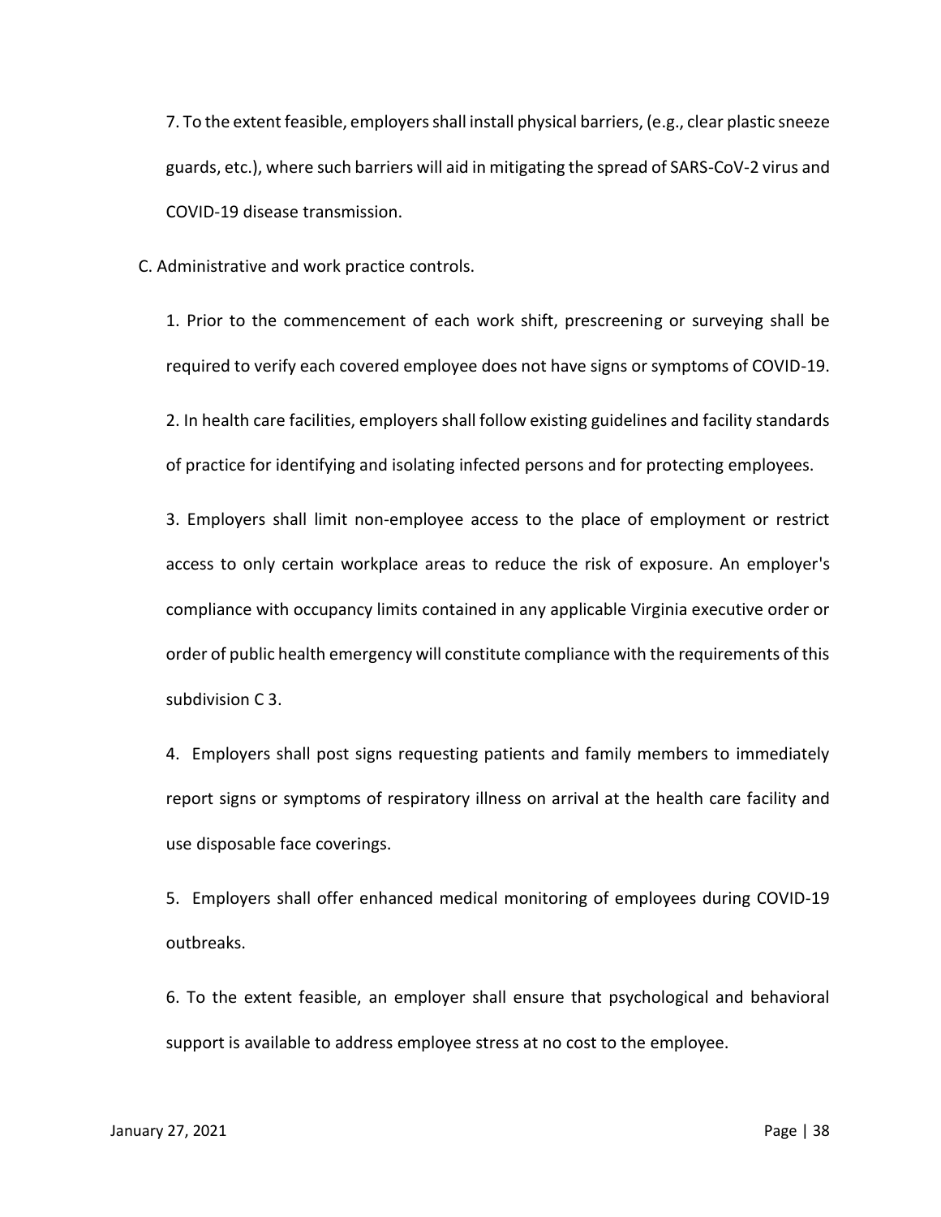7. To the extent feasible, employers shall install physical barriers, (e.g., clear plastic sneeze guards, etc.), where such barriers will aid in mitigating the spread of SARS-CoV-2 virus and COVID-19 disease transmission.

C. Administrative and work practice controls.

1. Prior to the commencement of each work shift, prescreening or surveying shall be required to verify each covered employee does not have signs or symptoms of COVID-19.

2. In health care facilities, employers shall follow existing guidelines and facility standards of practice for identifying and isolating infected persons and for protecting employees.

3. Employers shall limit non-employee access to the place of employment or restrict access to only certain workplace areas to reduce the risk of exposure. An employer's compliance with occupancy limits contained in any applicable Virginia executive order or order of public health emergency will constitute compliance with the requirements of this subdivision C 3.

4. Employers shall post signs requesting patients and family members to immediately report signs or symptoms of respiratory illness on arrival at the health care facility and use disposable face coverings.

5. Employers shall offer enhanced medical monitoring of employees during COVID-19 outbreaks.

6. To the extent feasible, an employer shall ensure that psychological and behavioral support is available to address employee stress at no cost to the employee.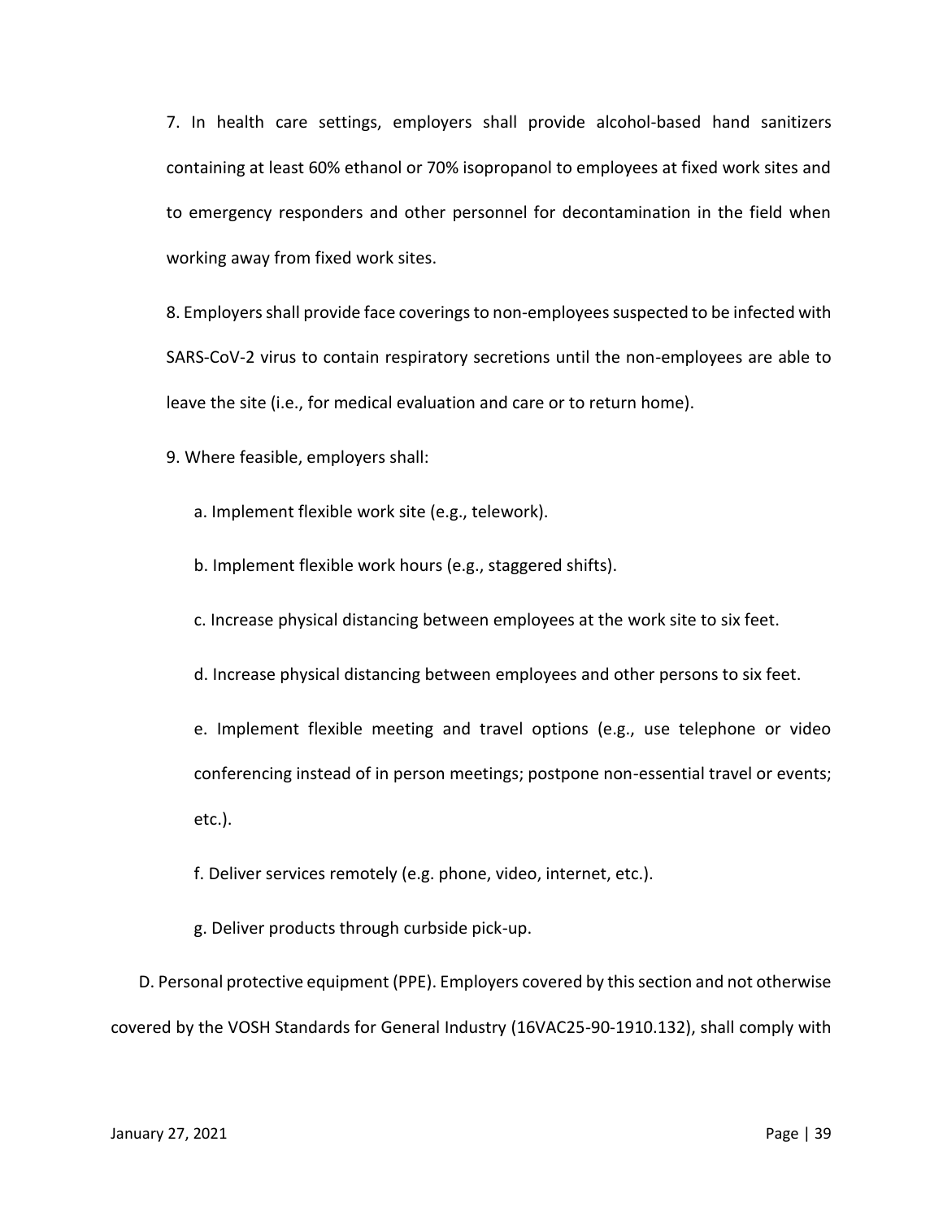7. In health care settings, employers shall provide alcohol-based hand sanitizers containing at least 60% ethanol or 70% isopropanol to employees at fixed work sites and to emergency responders and other personnel for decontamination in the field when working away from fixed work sites.

8. Employers shall provide face coverings to non-employees suspected to be infected with SARS-CoV-2 virus to contain respiratory secretions until the non-employees are able to leave the site (i.e., for medical evaluation and care or to return home).

9. Where feasible, employers shall:

a. Implement flexible work site (e.g., telework).

b. Implement flexible work hours (e.g., staggered shifts).

c. Increase physical distancing between employees at the work site to six feet.

d. Increase physical distancing between employees and other persons to six feet.

e. Implement flexible meeting and travel options (e.g., use telephone or video conferencing instead of in person meetings; postpone non-essential travel or events; etc.).

f. Deliver services remotely (e.g. phone, video, internet, etc.).

g. Deliver products through curbside pick-up.

D. Personal protective equipment (PPE). Employers covered by this section and not otherwise covered by the VOSH Standards for General Industry (16VAC25-90-1910.132), shall comply with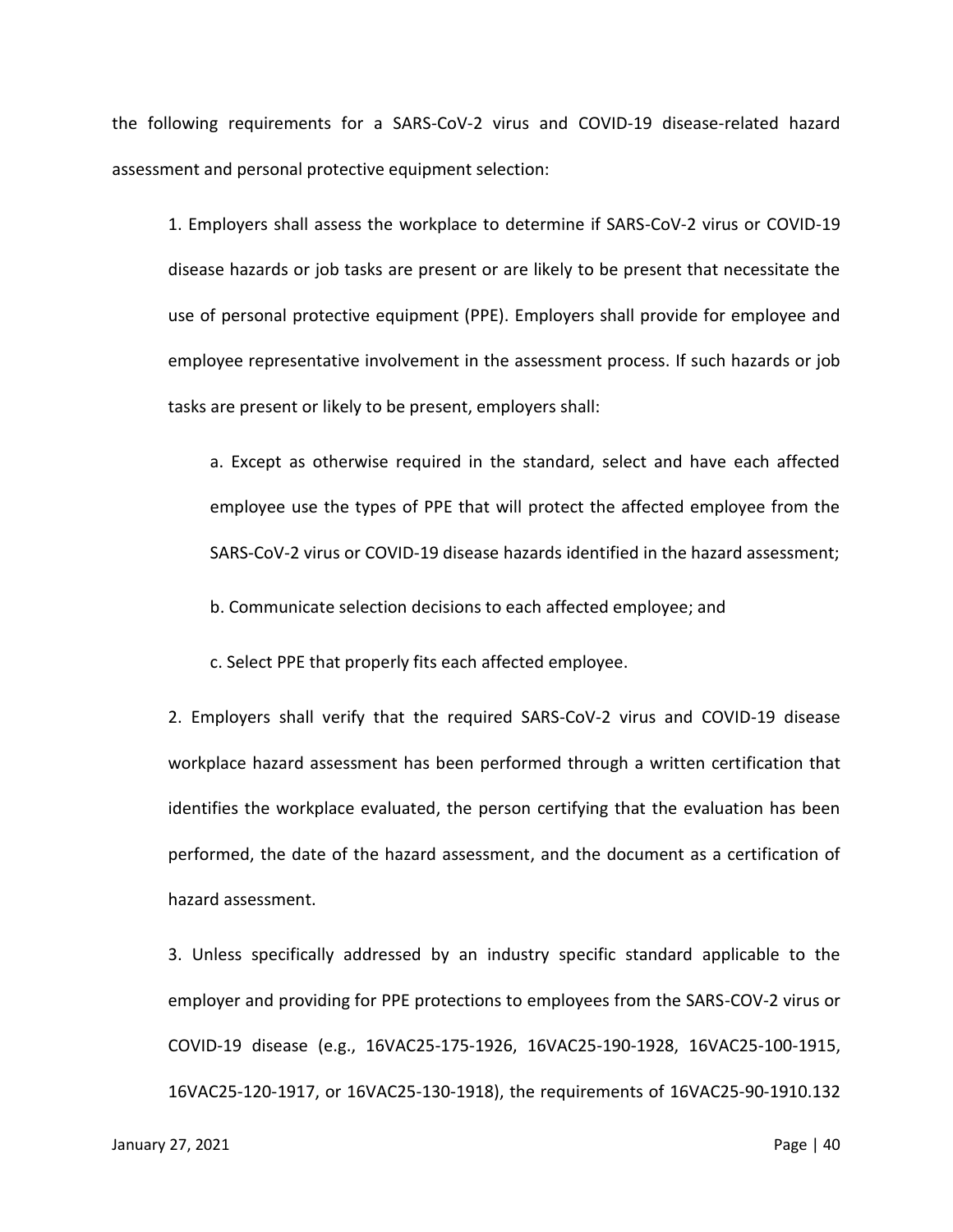the following requirements for a SARS-CoV-2 virus and COVID-19 disease-related hazard assessment and personal protective equipment selection:

1. Employers shall assess the workplace to determine if SARS-CoV-2 virus or COVID-19 disease hazards or job tasks are present or are likely to be present that necessitate the use of personal protective equipment (PPE). Employers shall provide for employee and employee representative involvement in the assessment process. If such hazards or job tasks are present or likely to be present, employers shall:

   a. Except as otherwise required in the standard, select and have each affected employee use the types of PPE that will protect the affected employee from the SARS-CoV-2 virus or COVID-19 disease hazards identified in the hazard assessment;

   b. Communicate selection decisions to each affected employee; and

   c. Select PPE that properly fits each affected employee.

2. Employers shall verify that the required SARS-CoV-2 virus and COVID-19 disease workplace hazard assessment has been performed through a written certification that identifies the workplace evaluated, the person certifying that the evaluation has been performed, the date of the hazard assessment, and the document as a certification of hazard assessment.

3. Unless specifically addressed by an industry specific standard applicable to the employer and providing for PPE protections to employees from the SARS-COV-2 virus or COVID-19 disease (e.g., 16VAC25-175-1926, 16VAC25-190-1928, 16VAC25-100-1915, 16VAC25-120-1917, or 16VAC25-130-1918), the requirements of 16VAC25-90-1910.132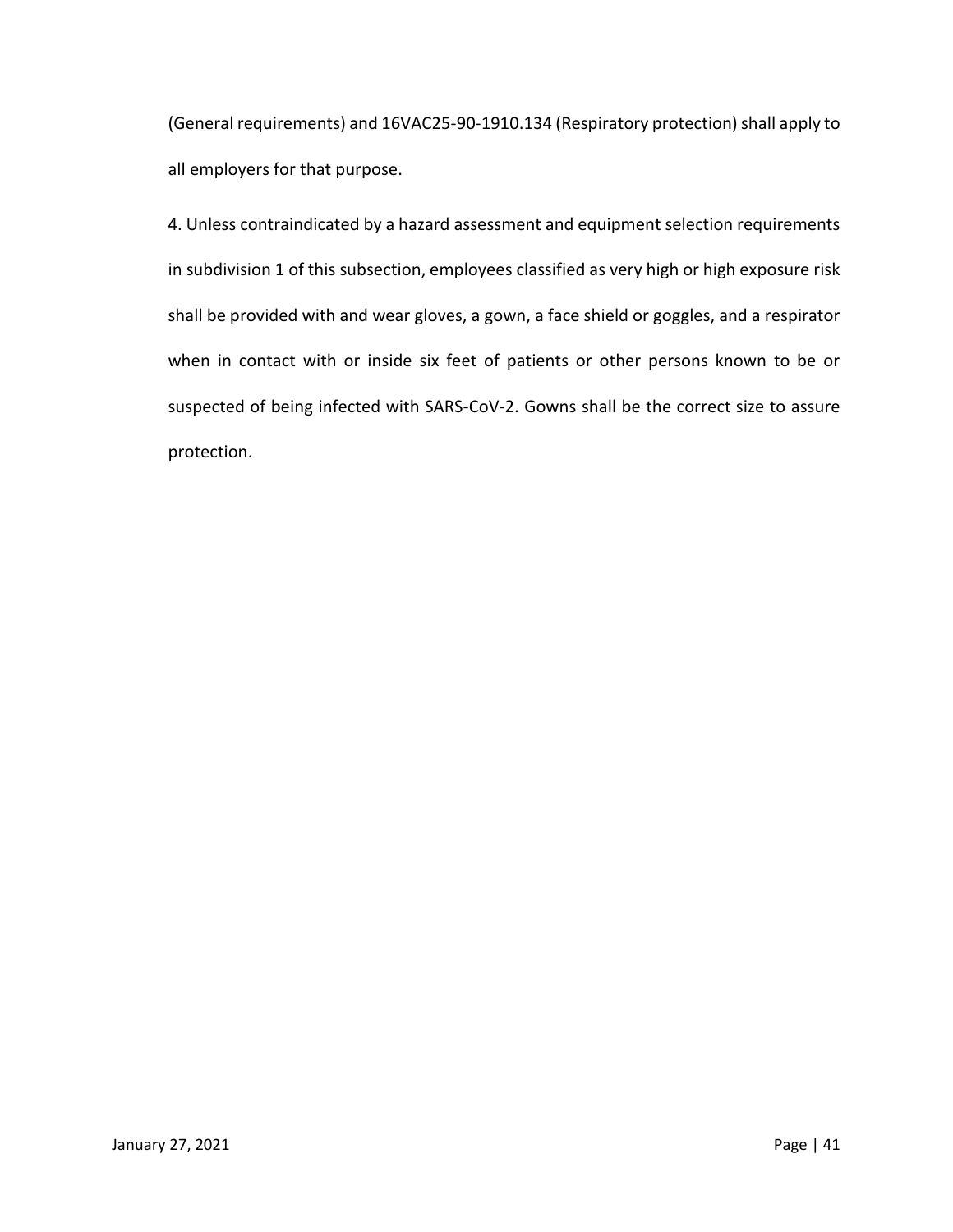(General requirements) and 16VAC25-90-1910.134 (Respiratory protection) shall apply to all employers for that purpose.

4. Unless contraindicated by a hazard assessment and equipment selection requirements in subdivision 1 of this subsection, employees classified as very high or high exposure risk shall be provided with and wear gloves, a gown, a face shield or goggles, and a respirator when in contact with or inside six feet of patients or other persons known to be or suspected of being infected with SARS-CoV-2. Gowns shall be the correct size to assure protection.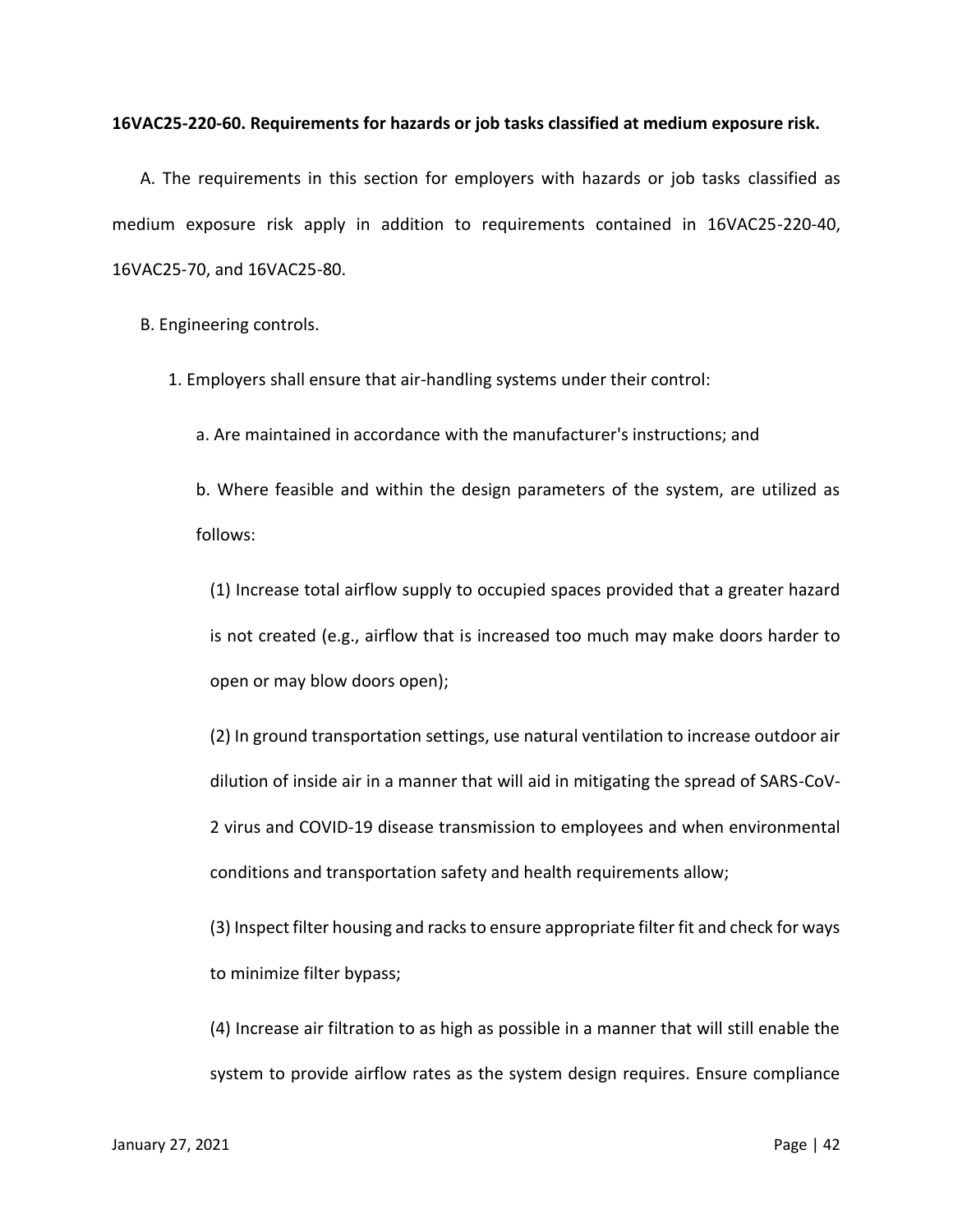**16VAC25-220-60. Requirements for hazards or job tasks classified at medium exposure risk.**

A. The requirements in this section for employers with hazards or job tasks classified as medium exposure risk apply in addition to requirements contained in 16VAC25-220-40, 16VAC25-70, and 16VAC25-80.

B. Engineering controls.

1. Employers shall ensure that air-handling systems under their control:

a. Are maintained in accordance with the manufacturer's instructions; and

b. Where feasible and within the design parameters of the system, are utilized as follows:

(1) Increase total airflow supply to occupied spaces provided that a greater hazard is not created (e.g., airflow that is increased too much may make doors harder to open or may blow doors open);

(2) In ground transportation settings, use natural ventilation to increase outdoor air dilution of inside air in a manner that will aid in mitigating the spread of SARS-CoV-2 virus and COVID-19 disease transmission to employees and when environmental conditions and transportation safety and health requirements allow;

(3) Inspect filter housing and racks to ensure appropriate filter fit and check for ways to minimize filter bypass;

(4) Increase air filtration to as high as possible in a manner that will still enable the system to provide airflow rates as the system design requires. Ensure compliance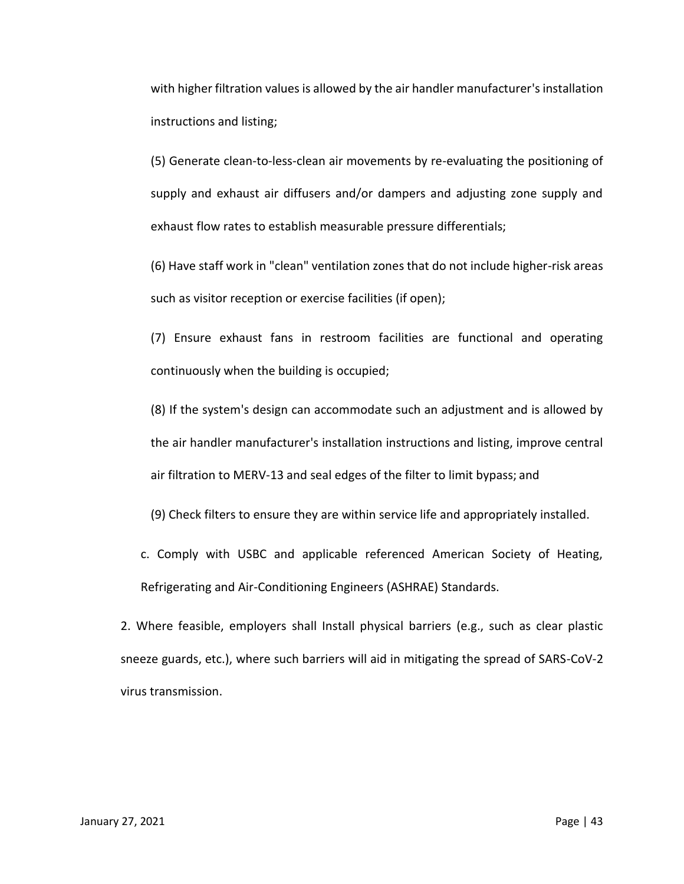with higher filtration values is allowed by the air handler manufacturer's installation instructions and listing;

(5) Generate clean-to-less-clean air movements by re-evaluating the positioning of supply and exhaust air diffusers and/or dampers and adjusting zone supply and exhaust flow rates to establish measurable pressure differentials;

(6) Have staff work in "clean" ventilation zones that do not include higher-risk areas such as visitor reception or exercise facilities (if open);

(7) Ensure exhaust fans in restroom facilities are functional and operating continuously when the building is occupied;

(8) If the system's design can accommodate such an adjustment and is allowed by the air handler manufacturer's installation instructions and listing, improve central air filtration to MERV-13 and seal edges of the filter to limit bypass; and

(9) Check filters to ensure they are within service life and appropriately installed.

c. Comply with USBC and applicable referenced American Society of Heating, Refrigerating and Air-Conditioning Engineers (ASHRAE) Standards.

2. Where feasible, employers shall Install physical barriers (e.g., such as clear plastic sneeze guards, etc.), where such barriers will aid in mitigating the spread of SARS-CoV-2 virus transmission.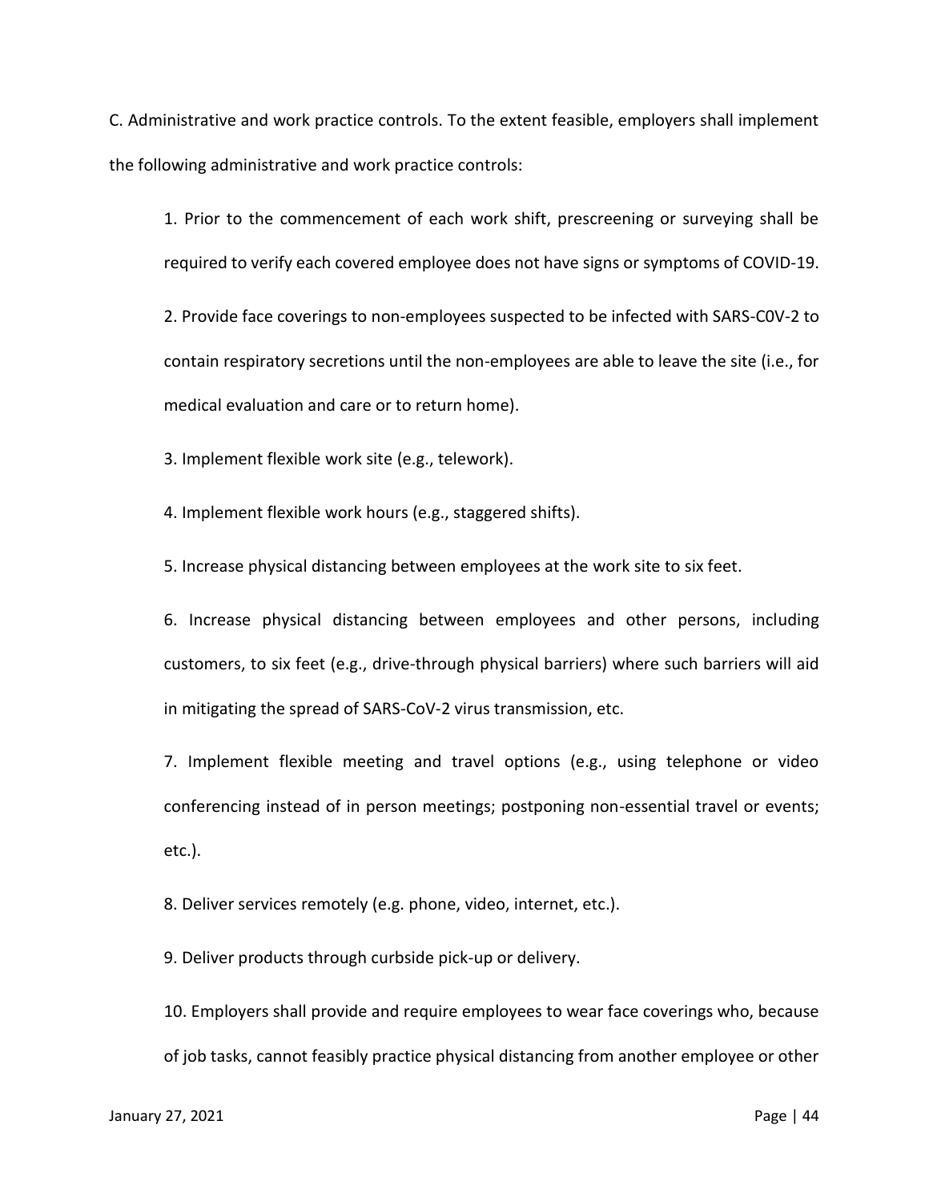C. Administrative and work practice controls. To the extent feasible, employers shall implement the following administrative and work practice controls:

1. Prior to the commencement of each work shift, prescreening or surveying shall be required to verify each covered employee does not have signs or symptoms of COVID-19.

2. Provide face coverings to non-employees suspected to be infected with SARS-C0V-2 to contain respiratory secretions until the non-employees are able to leave the site (i.e., for medical evaluation and care or to return home).

3. Implement flexible work site (e.g., telework).

4. Implement flexible work hours (e.g., staggered shifts).

5. Increase physical distancing between employees at the work site to six feet.

6. Increase physical distancing between employees and other persons, including customers, to six feet (e.g., drive-through physical barriers) where such barriers will aid in mitigating the spread of SARS-CoV-2 virus transmission, etc.

7. Implement flexible meeting and travel options (e.g., using telephone or video conferencing instead of in person meetings; postponing non-essential travel or events; etc.).

8. Deliver services remotely (e.g. phone, video, internet, etc.).

9. Deliver products through curbside pick-up or delivery.

10. Employers shall provide and require employees to wear face coverings who, because of job tasks, cannot feasibly practice physical distancing from another employee or other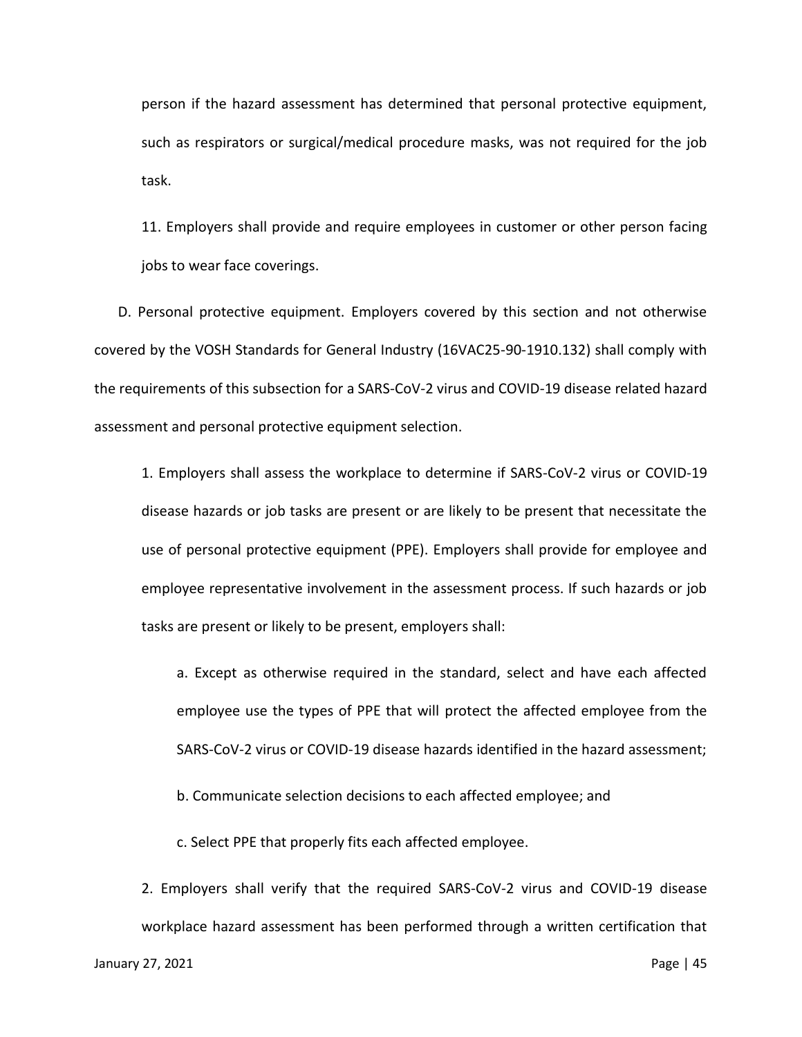person if the hazard assessment has determined that personal protective equipment, such as respirators or surgical/medical procedure masks, was not required for the job task.

11. Employers shall provide and require employees in customer or other person facing jobs to wear face coverings.

D. Personal protective equipment. Employers covered by this section and not otherwise covered by the VOSH Standards for General Industry (16VAC25-90-1910.132) shall comply with the requirements of this subsection for a SARS-CoV-2 virus and COVID-19 disease related hazard assessment and personal protective equipment selection.

1. Employers shall assess the workplace to determine if SARS-CoV-2 virus or COVID-19 disease hazards or job tasks are present or are likely to be present that necessitate the use of personal protective equipment (PPE). Employers shall provide for employee and employee representative involvement in the assessment process. If such hazards or job tasks are present or likely to be present, employers shall:

a. Except as otherwise required in the standard, select and have each affected employee use the types of PPE that will protect the affected employee from the SARS-CoV-2 virus or COVID-19 disease hazards identified in the hazard assessment;

b. Communicate selection decisions to each affected employee; and

c. Select PPE that properly fits each affected employee.

2. Employers shall verify that the required SARS-CoV-2 virus and COVID-19 disease workplace hazard assessment has been performed through a written certification that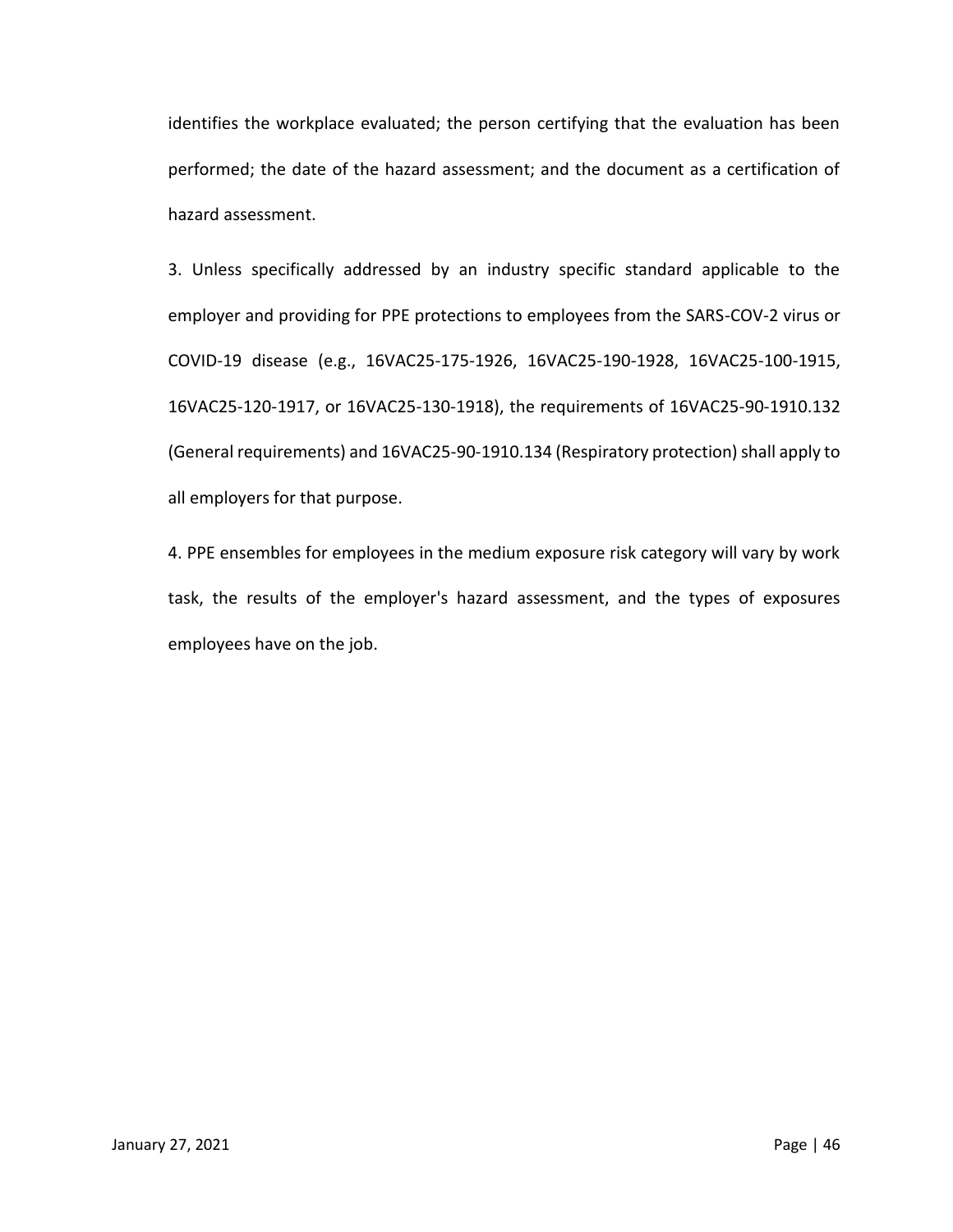identifies the workplace evaluated; the person certifying that the evaluation has been performed; the date of the hazard assessment; and the document as a certification of hazard assessment.

3. Unless specifically addressed by an industry specific standard applicable to the employer and providing for PPE protections to employees from the SARS-COV-2 virus or COVID-19 disease (e.g., 16VAC25-175-1926, 16VAC25-190-1928, 16VAC25-100-1915, 16VAC25-120-1917, or 16VAC25-130-1918), the requirements of 16VAC25-90-1910.132 (General requirements) and 16VAC25-90-1910.134 (Respiratory protection) shall apply to all employers for that purpose.

4. PPE ensembles for employees in the medium exposure risk category will vary by work task, the results of the employer's hazard assessment, and the types of exposures employees have on the job.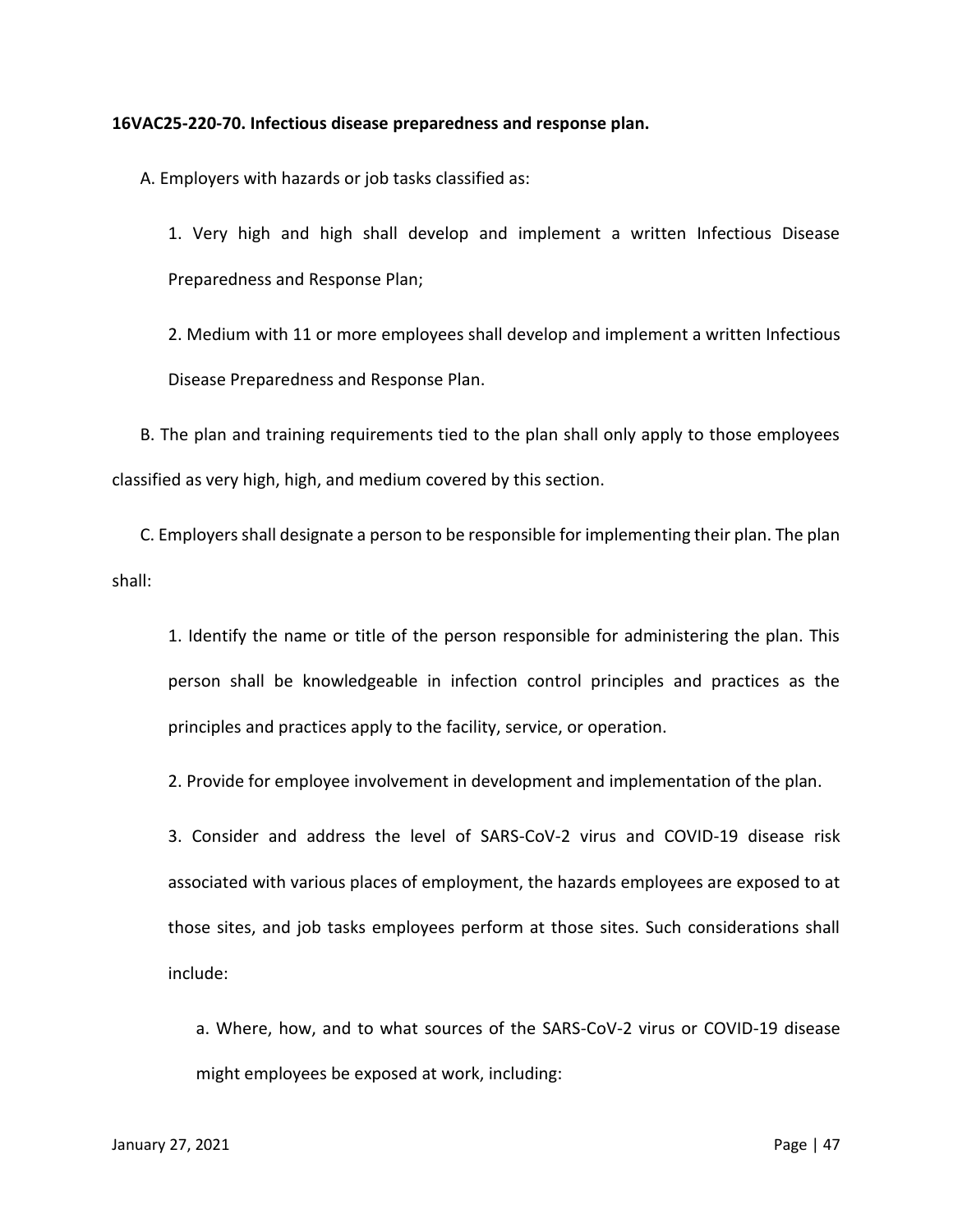**16VAC25-220-70. Infectious disease preparedness and response plan.**

A. Employers with hazards or job tasks classified as:

1. Very high and high shall develop and implement a written Infectious Disease Preparedness and Response Plan;

2. Medium with 11 or more employees shall develop and implement a written Infectious Disease Preparedness and Response Plan.

B. The plan and training requirements tied to the plan shall only apply to those employees classified as very high, high, and medium covered by this section.

C. Employers shall designate a person to be responsible for implementing their plan. The plan shall:

1. Identify the name or title of the person responsible for administering the plan. This person shall be knowledgeable in infection control principles and practices as the principles and practices apply to the facility, service, or operation.

2. Provide for employee involvement in development and implementation of the plan.

3. Consider and address the level of SARS-CoV-2 virus and COVID-19 disease risk associated with various places of employment, the hazards employees are exposed to at those sites, and job tasks employees perform at those sites. Such considerations shall include:

a. Where, how, and to what sources of the SARS-CoV-2 virus or COVID-19 disease might employees be exposed at work, including: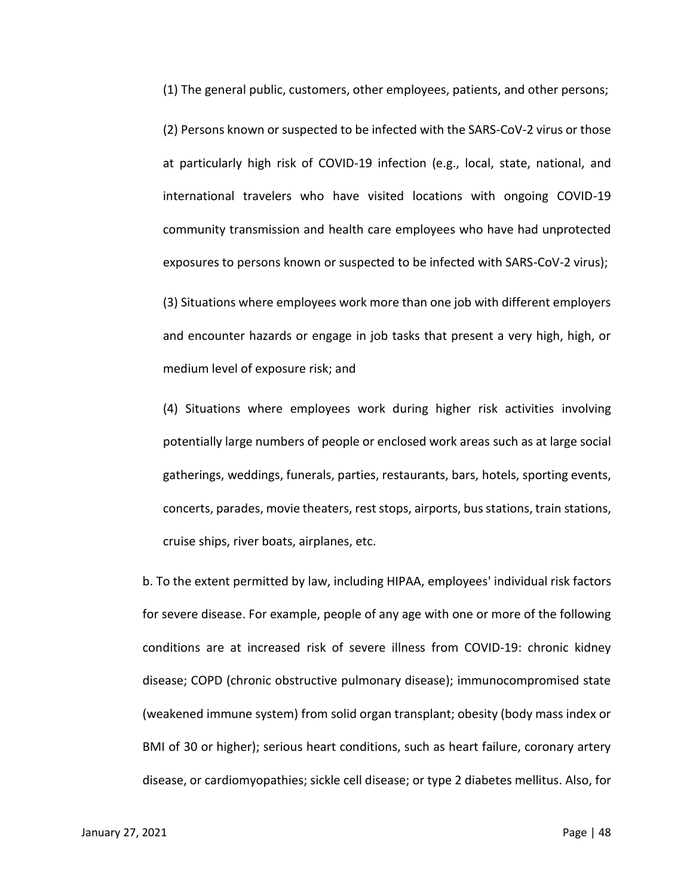(1) The general public, customers, other employees, patients, and other persons;

(2) Persons known or suspected to be infected with the SARS-CoV-2 virus or those at particularly high risk of COVID-19 infection (e.g., local, state, national, and international travelers who have visited locations with ongoing COVID-19 community transmission and health care employees who have had unprotected exposures to persons known or suspected to be infected with SARS-CoV-2 virus);

(3) Situations where employees work more than one job with different employers and encounter hazards or engage in job tasks that present a very high, high, or medium level of exposure risk; and

(4) Situations where employees work during higher risk activities involving potentially large numbers of people or enclosed work areas such as at large social gatherings, weddings, funerals, parties, restaurants, bars, hotels, sporting events, concerts, parades, movie theaters, rest stops, airports, bus stations, train stations, cruise ships, river boats, airplanes, etc.

b. To the extent permitted by law, including HIPAA, employees' individual risk factors for severe disease. For example, people of any age with one or more of the following conditions are at increased risk of severe illness from COVID-19: chronic kidney disease; COPD (chronic obstructive pulmonary disease); immunocompromised state (weakened immune system) from solid organ transplant; obesity (body mass index or BMI of 30 or higher); serious heart conditions, such as heart failure, coronary artery disease, or cardiomyopathies; sickle cell disease; or type 2 diabetes mellitus. Also, for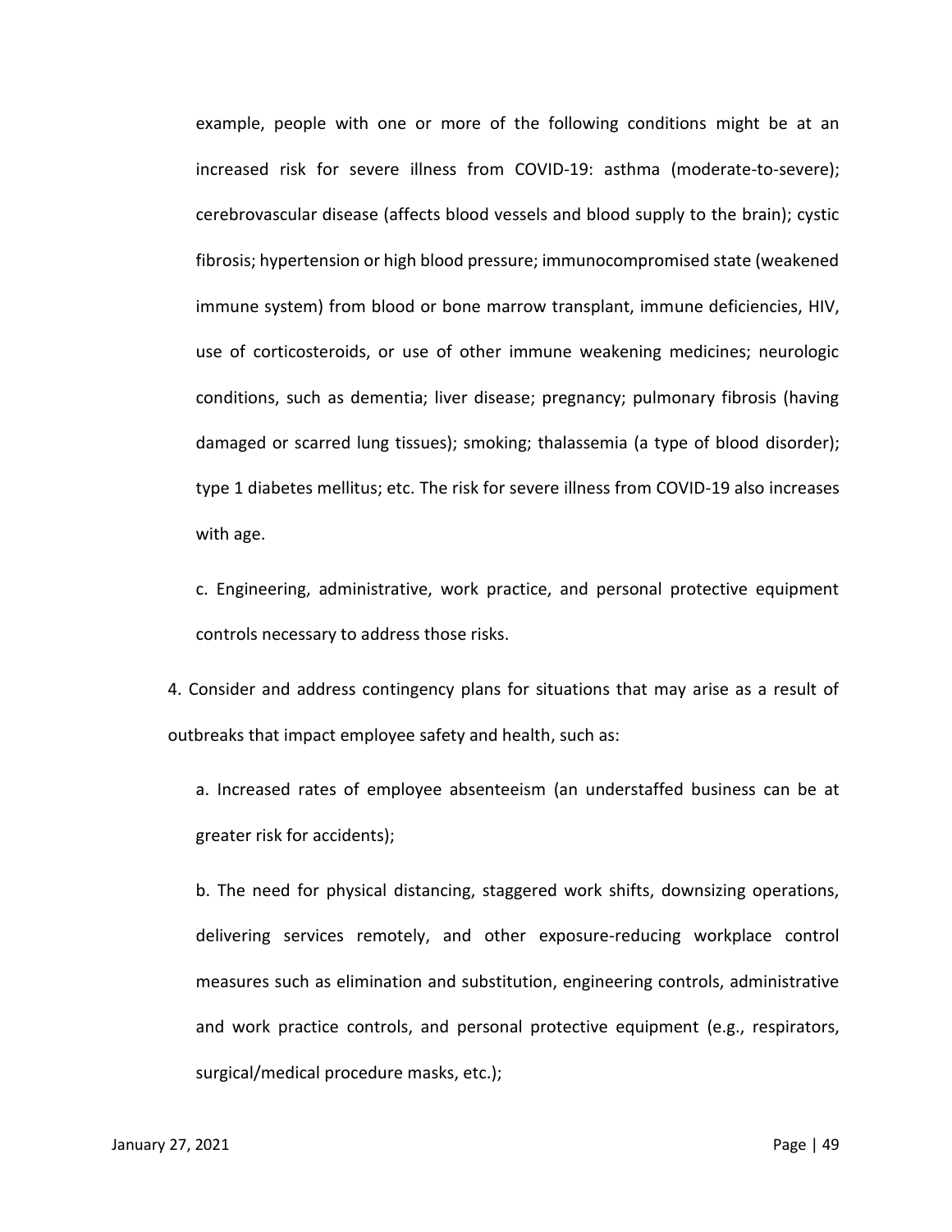example, people with one or more of the following conditions might be at an increased risk for severe illness from COVID-19: asthma (moderate-to-severe); cerebrovascular disease (affects blood vessels and blood supply to the brain); cystic fibrosis; hypertension or high blood pressure; immunocompromised state (weakened immune system) from blood or bone marrow transplant, immune deficiencies, HIV, use of corticosteroids, or use of other immune weakening medicines; neurologic conditions, such as dementia; liver disease; pregnancy; pulmonary fibrosis (having damaged or scarred lung tissues); smoking; thalassemia (a type of blood disorder); type 1 diabetes mellitus; etc. The risk for severe illness from COVID-19 also increases with age.

c. Engineering, administrative, work practice, and personal protective equipment controls necessary to address those risks.

4. Consider and address contingency plans for situations that may arise as a result of outbreaks that impact employee safety and health, such as:

a. Increased rates of employee absenteeism (an understaffed business can be at greater risk for accidents);

b. The need for physical distancing, staggered work shifts, downsizing operations, delivering services remotely, and other exposure-reducing workplace control measures such as elimination and substitution, engineering controls, administrative and work practice controls, and personal protective equipment (e.g., respirators, surgical/medical procedure masks, etc.);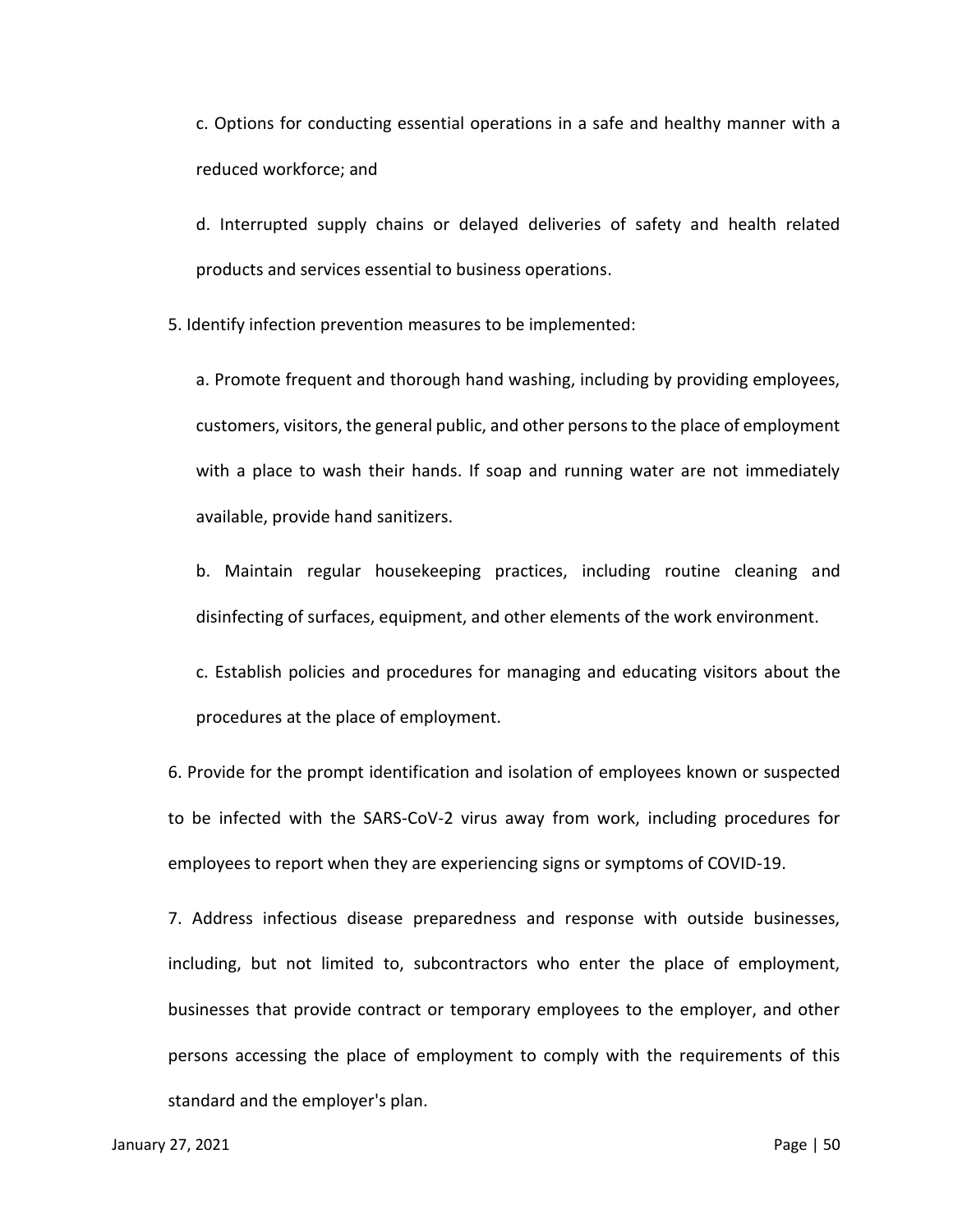c. Options for conducting essential operations in a safe and healthy manner with a reduced workforce; and

d. Interrupted supply chains or delayed deliveries of safety and health related products and services essential to business operations.

5. Identify infection prevention measures to be implemented:

a. Promote frequent and thorough hand washing, including by providing employees, customers, visitors, the general public, and other persons to the place of employment with a place to wash their hands. If soap and running water are not immediately available, provide hand sanitizers.

b. Maintain regular housekeeping practices, including routine cleaning and disinfecting of surfaces, equipment, and other elements of the work environment.

c. Establish policies and procedures for managing and educating visitors about the procedures at the place of employment.

6. Provide for the prompt identification and isolation of employees known or suspected to be infected with the SARS-CoV-2 virus away from work, including procedures for employees to report when they are experiencing signs or symptoms of COVID-19.

7. Address infectious disease preparedness and response with outside businesses, including, but not limited to, subcontractors who enter the place of employment, businesses that provide contract or temporary employees to the employer, and other persons accessing the place of employment to comply with the requirements of this standard and the employer's plan.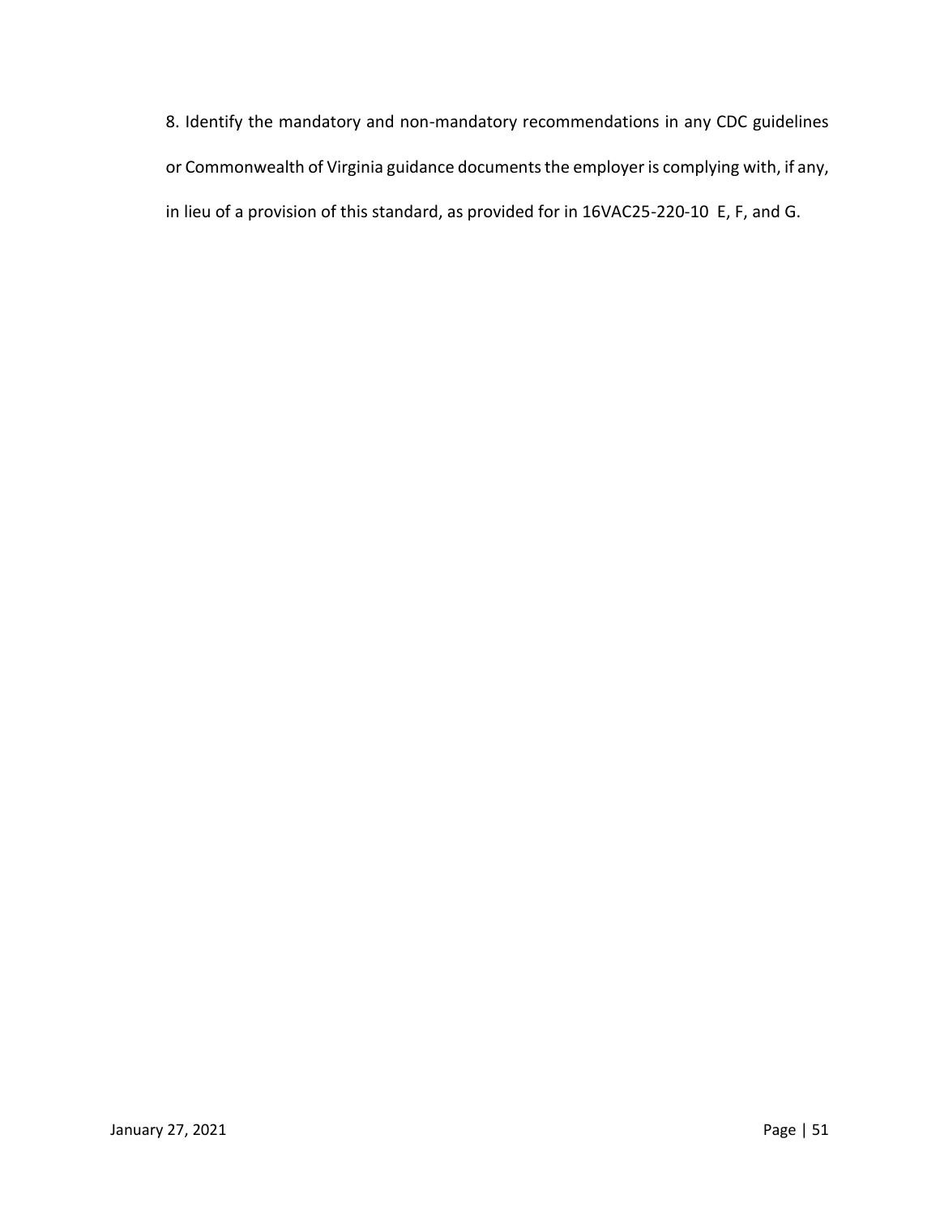8. Identify the mandatory and non-mandatory recommendations in any CDC guidelines or Commonwealth of Virginia guidance documents the employer is complying with, if any, in lieu of a provision of this standard, as provided for in 16VAC25-220-10 E, F, and G.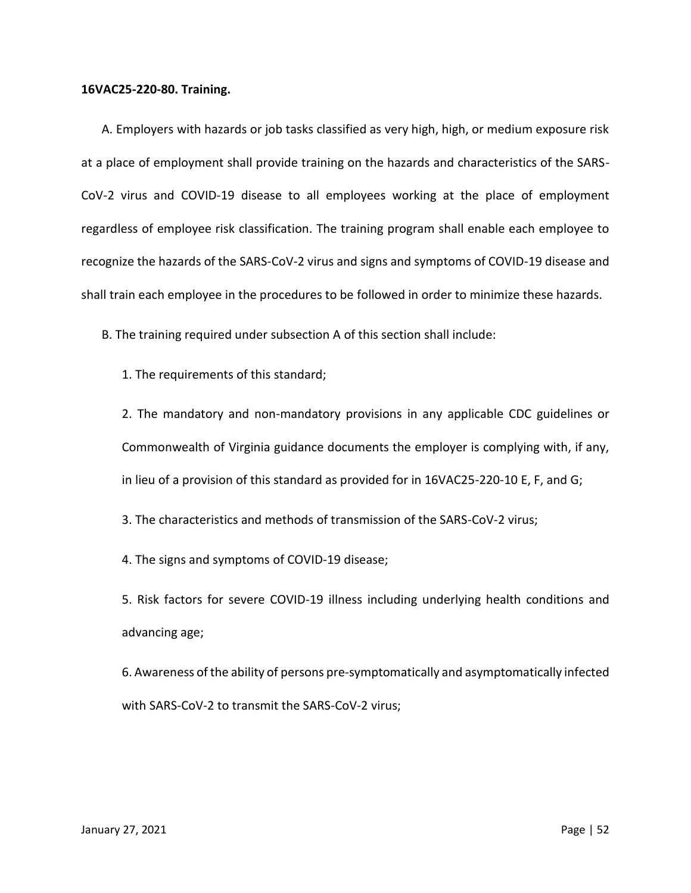**16VAC25-220-80. Training.**

A. Employers with hazards or job tasks classified as very high, high, or medium exposure risk at a place of employment shall provide training on the hazards and characteristics of the SARS-CoV-2 virus and COVID-19 disease to all employees working at the place of employment regardless of employee risk classification. The training program shall enable each employee to recognize the hazards of the SARS-CoV-2 virus and signs and symptoms of COVID-19 disease and shall train each employee in the procedures to be followed in order to minimize these hazards.

B. The training required under subsection A of this section shall include:

1. The requirements of this standard;

2. The mandatory and non-mandatory provisions in any applicable CDC guidelines or Commonwealth of Virginia guidance documents the employer is complying with, if any, in lieu of a provision of this standard as provided for in 16VAC25-220-10 E, F, and G;

3. The characteristics and methods of transmission of the SARS-CoV-2 virus;

4. The signs and symptoms of COVID-19 disease;

5. Risk factors for severe COVID-19 illness including underlying health conditions and advancing age;

6. Awareness of the ability of persons pre-symptomatically and asymptomatically infected with SARS-CoV-2 to transmit the SARS-CoV-2 virus;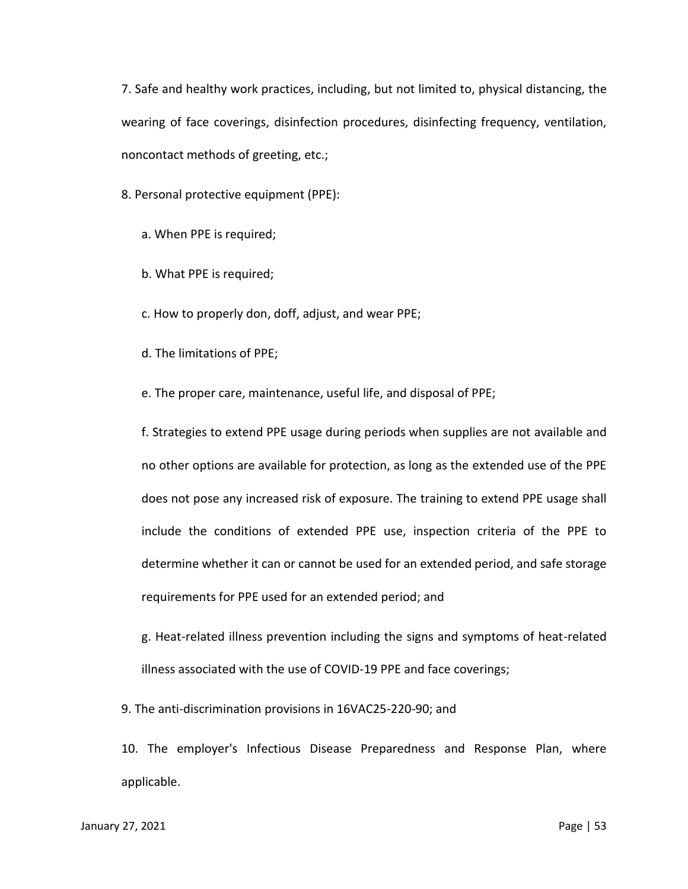7. Safe and healthy work practices, including, but not limited to, physical distancing, the wearing of face coverings, disinfection procedures, disinfecting frequency, ventilation, noncontact methods of greeting, etc.;

8. Personal protective equipment (PPE):

   a. When PPE is required;

   b. What PPE is required;

   c. How to properly don, doff, adjust, and wear PPE;

   d. The limitations of PPE;

   e. The proper care, maintenance, useful life, and disposal of PPE;

   f. Strategies to extend PPE usage during periods when supplies are not available and no other options are available for protection, as long as the extended use of the PPE does not pose any increased risk of exposure. The training to extend PPE usage shall include the conditions of extended PPE use, inspection criteria of the PPE to determine whether it can or cannot be used for an extended period, and safe storage requirements for PPE used for an extended period; and

   g. Heat-related illness prevention including the signs and symptoms of heat-related illness associated with the use of COVID-19 PPE and face coverings;

9. The anti-discrimination provisions in 16VAC25-220-90; and

10. The employer's Infectious Disease Preparedness and Response Plan, where applicable.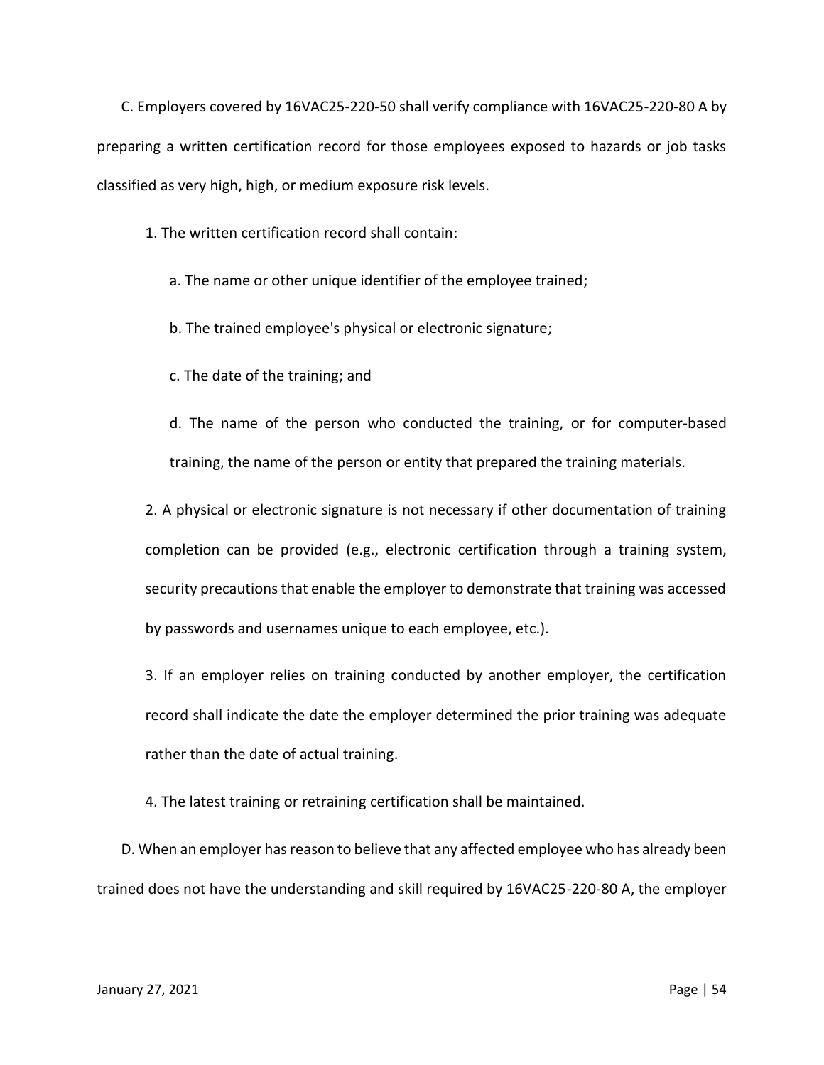C. Employers covered by 16VAC25-220-50 shall verify compliance with 16VAC25-220-80 A by preparing a written certification record for those employees exposed to hazards or job tasks classified as very high, high, or medium exposure risk levels.

1. The written certification record shall contain:

    a. The name or other unique identifier of the employee trained;

    b. The trained employee's physical or electronic signature;

    c. The date of the training; and

    d. The name of the person who conducted the training, or for computer-based training, the name of the person or entity that prepared the training materials.

2. A physical or electronic signature is not necessary if other documentation of training completion can be provided (e.g., electronic certification through a training system, security precautions that enable the employer to demonstrate that training was accessed by passwords and usernames unique to each employee, etc.).

3. If an employer relies on training conducted by another employer, the certification record shall indicate the date the employer determined the prior training was adequate rather than the date of actual training.

4. The latest training or retraining certification shall be maintained.

D. When an employer has reason to believe that any affected employee who has already been trained does not have the understanding and skill required by 16VAC25-220-80 A, the employer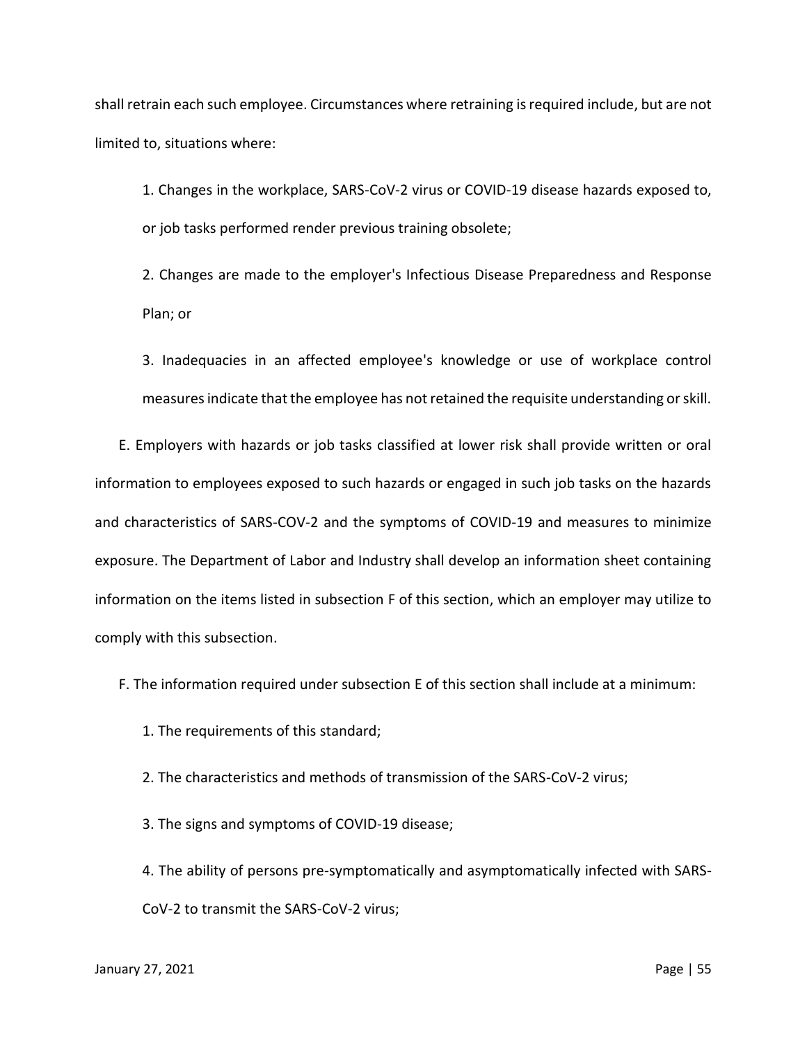shall retrain each such employee. Circumstances where retraining is required include, but are not limited to, situations where:

1. Changes in the workplace, SARS-CoV-2 virus or COVID-19 disease hazards exposed to, or job tasks performed render previous training obsolete;

2. Changes are made to the employer's Infectious Disease Preparedness and Response Plan; or

3. Inadequacies in an affected employee's knowledge or use of workplace control measures indicate that the employee has not retained the requisite understanding or skill.

E. Employers with hazards or job tasks classified at lower risk shall provide written or oral information to employees exposed to such hazards or engaged in such job tasks on the hazards and characteristics of SARS-COV-2 and the symptoms of COVID-19 and measures to minimize exposure. The Department of Labor and Industry shall develop an information sheet containing information on the items listed in subsection F of this section, which an employer may utilize to comply with this subsection.

F. The information required under subsection E of this section shall include at a minimum:

1. The requirements of this standard;

2. The characteristics and methods of transmission of the SARS-CoV-2 virus;

3. The signs and symptoms of COVID-19 disease;

4. The ability of persons pre-symptomatically and asymptomatically infected with SARS-CoV-2 to transmit the SARS-CoV-2 virus;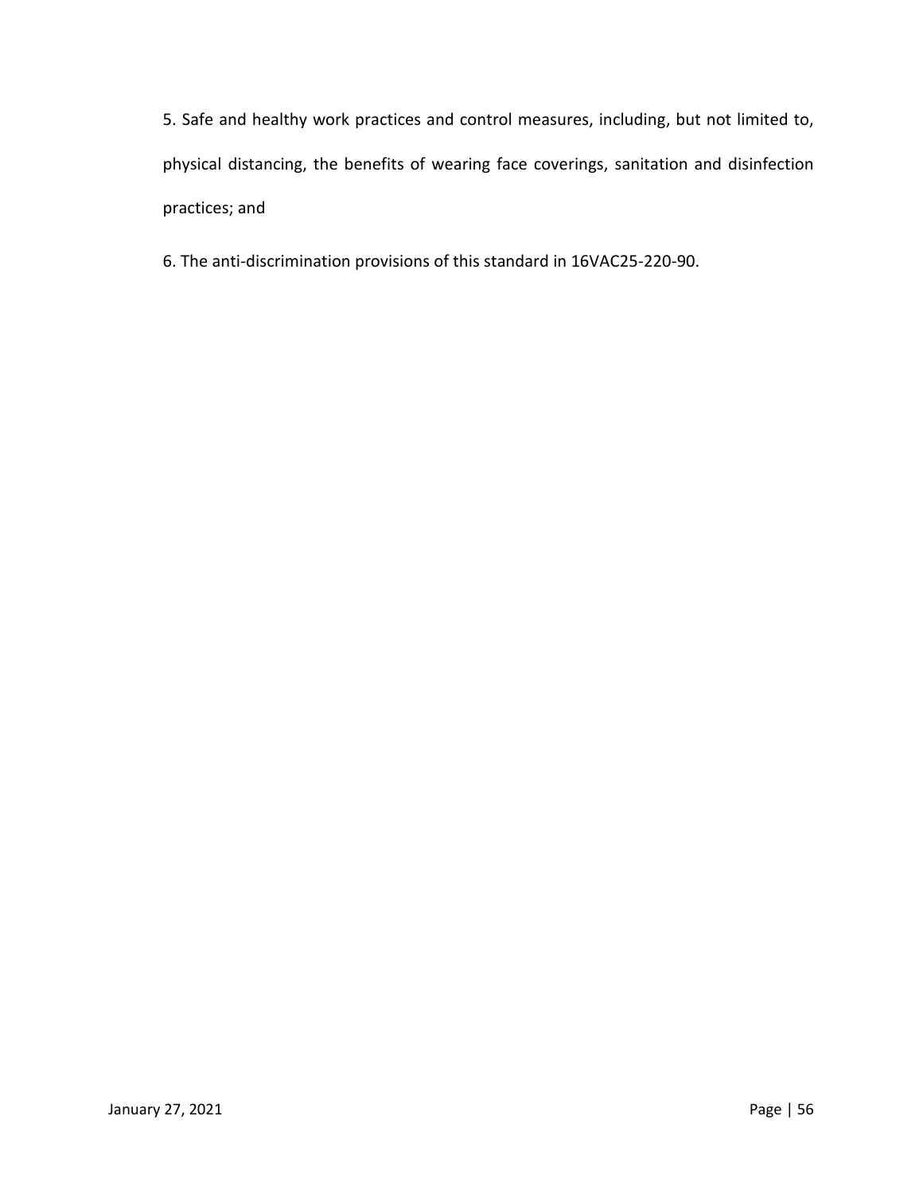5. Safe and healthy work practices and control measures, including, but not limited to, physical distancing, the benefits of wearing face coverings, sanitation and disinfection practices; and

6. The anti-discrimination provisions of this standard in 16VAC25-220-90.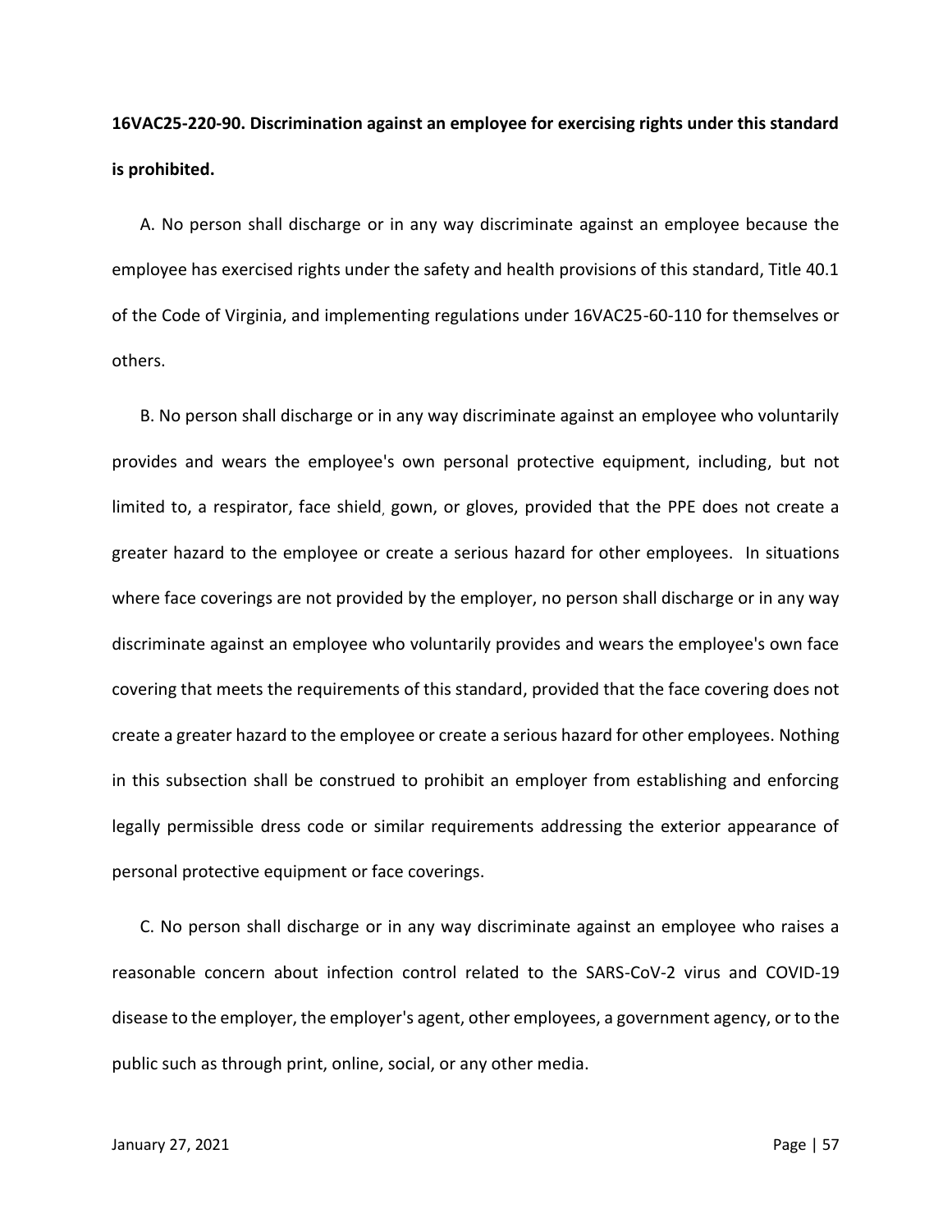**16VAC25-220-90. Discrimination against an employee for exercising rights under this standard is prohibited.**

A. No person shall discharge or in any way discriminate against an employee because the employee has exercised rights under the safety and health provisions of this standard, Title 40.1 of the Code of Virginia, and implementing regulations under 16VAC25-60-110 for themselves or others.

B. No person shall discharge or in any way discriminate against an employee who voluntarily provides and wears the employee's own personal protective equipment, including, but not limited to, a respirator, face shield, gown, or gloves, provided that the PPE does not create a greater hazard to the employee or create a serious hazard for other employees. In situations where face coverings are not provided by the employer, no person shall discharge or in any way discriminate against an employee who voluntarily provides and wears the employee's own face covering that meets the requirements of this standard, provided that the face covering does not create a greater hazard to the employee or create a serious hazard for other employees. Nothing in this subsection shall be construed to prohibit an employer from establishing and enforcing legally permissible dress code or similar requirements addressing the exterior appearance of personal protective equipment or face coverings.

C. No person shall discharge or in any way discriminate against an employee who raises a reasonable concern about infection control related to the SARS-CoV-2 virus and COVID-19 disease to the employer, the employer's agent, other employees, a government agency, or to the public such as through print, online, social, or any other media.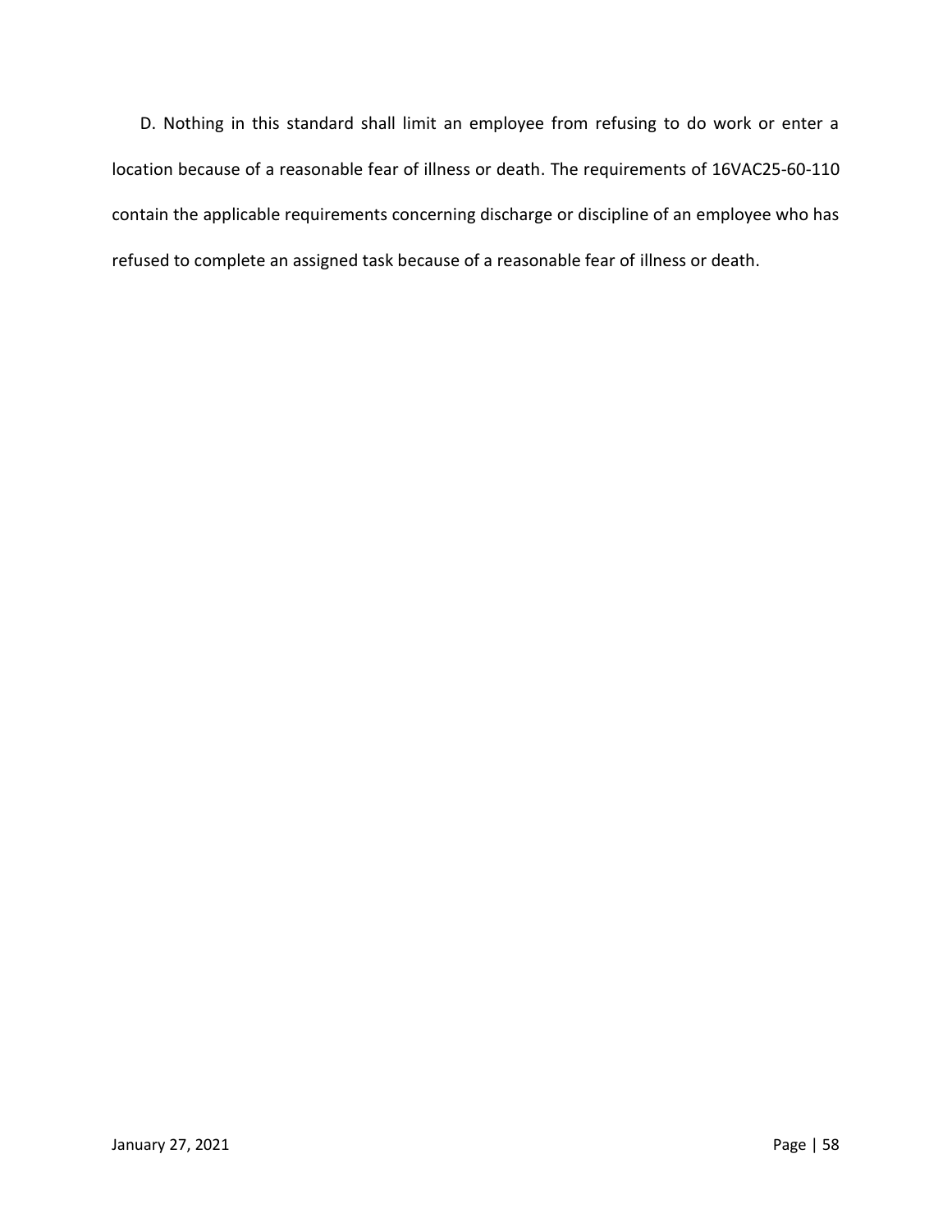D. Nothing in this standard shall limit an employee from refusing to do work or enter a location because of a reasonable fear of illness or death. The requirements of 16VAC25-60-110 contain the applicable requirements concerning discharge or discipline of an employee who has refused to complete an assigned task because of a reasonable fear of illness or death.